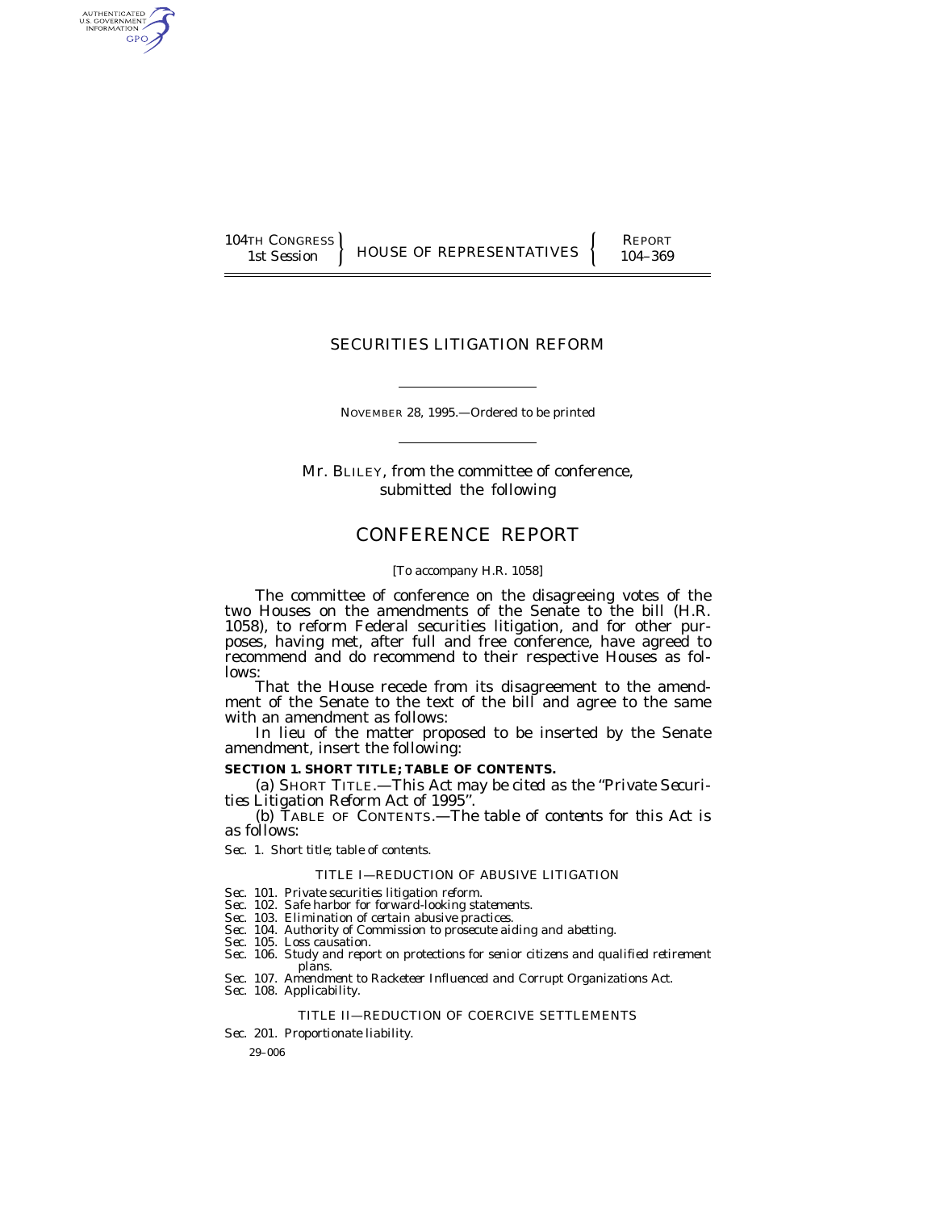104TH CONGRESS 1st Session | HOUSE OF REPRESENTATIVES | REPORT 104–369

# SECURITIES LITIGATION REFORM

NOVEMBER 28, 1995.—Ordered to be printed

Mr. BLILEY, from the committee of conference, submitted the following

# CONFERENCE REPORT

[To accompany H.R. 1058]

The committee of conference on the disagreeing votes of the two Houses on the amendments of the Senate to the bill (H.R. 1058), to reform Federal securities litigation, and for other purposes, having met, after full and free conference, have agreed to recommend and do recommend to their respective Houses as follows:

That the House recede from its disagreement to the amendment of the Senate to the text of the bill and agree to the same with an amendment as follows:

In lieu of the matter proposed to be inserted by the Senate amendment, insert the following:

**SECTION 1. SHORT TITLE; TABLE OF CONTENTS.**

*(a) SHORT TITLE.—This Act may be cited as the "Private Securities Litigation Reform Act of 1995".*

*(b) TABLE OF CONTENTS.—The table of contents for this Act is as follows:*

*Sec. 1. Short title; table of contents.*

*TITLE I—REDUCTION OF ABUSIVE LITIGATION*

*Sec. 101. Private securities litigation reform.*
*Sec. 102. Safe harbor for forward-looking statements.*
*Sec. 103. Elimination of certain abusive practices.*
*Sec. 104. Authority of Commission to prosecute aiding and abetting.*
*Sec. 105. Loss causation.*
*Sec. 106. Study and report on protections for senior citizens and qualified retirement plans.*
*Sec. 107. Amendment to Racketeer Influenced and Corrupt Organizations Act.*
*Sec. 108. Applicability.*

*TITLE II—REDUCTION OF COERCIVE SETTLEMENTS*

*Sec. 201. Proportionate liability.*

29–006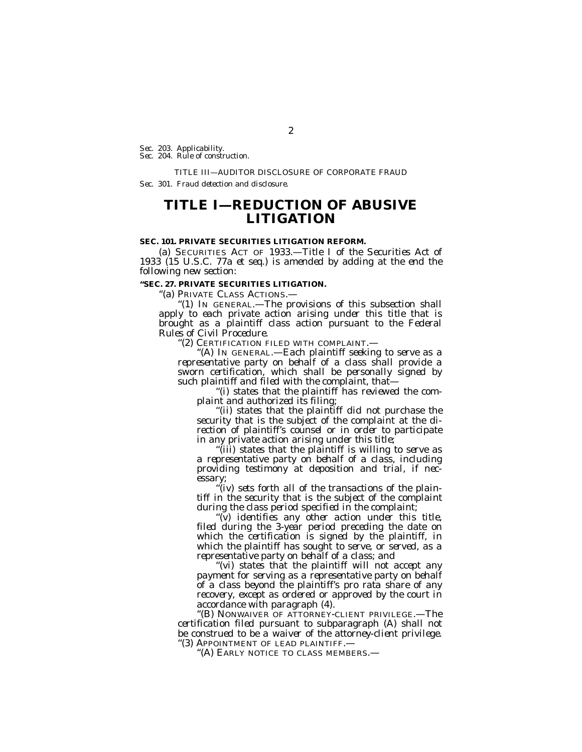Sec. 203. Applicability.
Sec. 204. Rule of construction.

TITLE III—AUDITOR DISCLOSURE OF CORPORATE FRAUD

Sec. 301. Fraud detection and disclosure.

# TITLE I—REDUCTION OF ABUSIVE LITIGATION

**SEC. 101. PRIVATE SECURITIES LITIGATION REFORM.**

(a) SECURITIES ACT OF 1933.—*Title I of the Securities Act of 1933 (15 U.S.C. 77a et seq.) is amended by adding at the end the following new section:*

**"SEC. 27. PRIVATE SECURITIES LITIGATION.**

"(a) PRIVATE CLASS ACTIONS.—

"(1) IN GENERAL.—*The provisions of this subsection shall apply to each private action arising under this title that is brought as a plaintiff class action pursuant to the Federal Rules of Civil Procedure.*

"(2) CERTIFICATION FILED WITH COMPLAINT.—

"(A) IN GENERAL.—*Each plaintiff seeking to serve as a representative party on behalf of a class shall provide a sworn certification, which shall be personally signed by such plaintiff and filed with the complaint, that—*

"(i) *states that the plaintiff has reviewed the complaint and authorized its filing;*

"(ii) *states that the plaintiff did not purchase the security that is the subject of the complaint at the direction of plaintiff's counsel or in order to participate in any private action arising under this title;*

"(iii) *states that the plaintiff is willing to serve as a representative party on behalf of a class, including providing testimony at deposition and trial, if necessary;*

"(iv) *sets forth all of the transactions of the plaintiff in the security that is the subject of the complaint during the class period specified in the complaint;*

"(v) *identifies any other action under this title, filed during the 3-year period preceding the date on which the certification is signed by the plaintiff, in which the plaintiff has sought to serve, or served, as a representative party on behalf of a class; and*

"(vi) *states that the plaintiff will not accept any payment for serving as a representative party on behalf of a class beyond the plaintiff's pro rata share of any recovery, except as ordered or approved by the court in accordance with paragraph (4).*

"(B) NONWAIVER OF ATTORNEY-CLIENT PRIVILEGE.—*The certification filed pursuant to subparagraph (A) shall not be construed to be a waiver of the attorney-client privilege.*

"(3) APPOINTMENT OF LEAD PLAINTIFF.—

"(A) EARLY NOTICE TO CLASS MEMBERS.—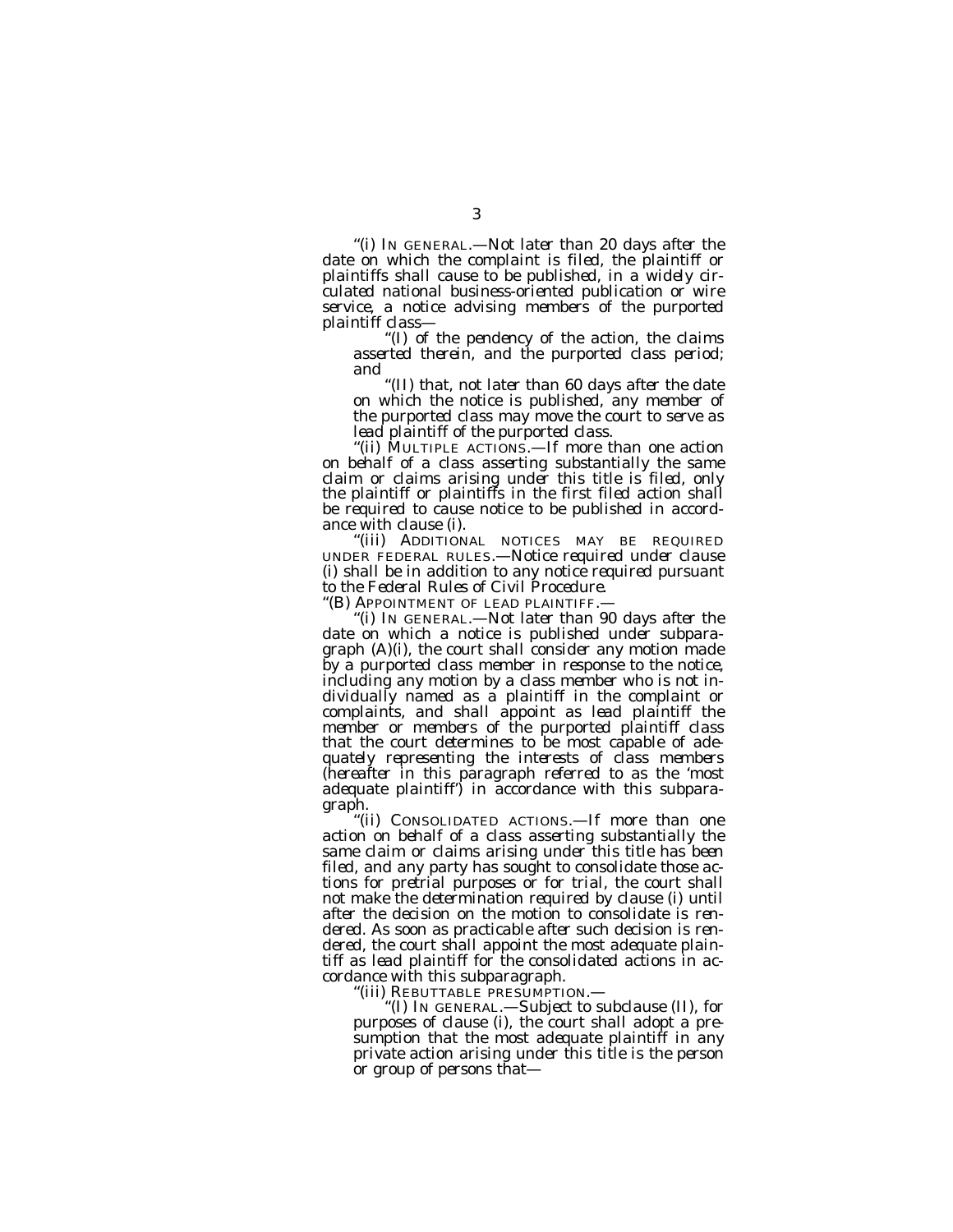''(i) IN GENERAL.—*Not later than 20 days after the date on which the complaint is filed, the plaintiff or plaintiffs shall cause to be published, in a widely circulated national business-oriented publication or wire service, a notice advising members of the purported plaintiff class—*

''(I) *of the pendency of the action, the claims asserted therein, and the purported class period; and*

''(II) *that, not later than 60 days after the date on which the notice is published, any member of the purported class may move the court to serve as lead plaintiff of the purported class.*

''(ii) MULTIPLE ACTIONS.—*If more than one action on behalf of a class asserting substantially the same claim or claims arising under this title is filed, only the plaintiff or plaintiffs in the first filed action shall be required to cause notice to be published in accordance with clause (i).*

''(iii) ADDITIONAL NOTICES MAY BE REQUIRED UNDER FEDERAL RULES.—*Notice required under clause (i) shall be in addition to any notice required pursuant to the Federal Rules of Civil Procedure.*

''(B) APPOINTMENT OF LEAD PLAINTIFF.—

''(i) IN GENERAL.—*Not later than 90 days after the date on which a notice is published under subparagraph (A)(i), the court shall consider any motion made by a purported class member in response to the notice, including any motion by a class member who is not individually named as a plaintiff in the complaint or complaints, and shall appoint as lead plaintiff the member or members of the purported plaintiff class that the court determines to be most capable of adequately representing the interests of class members (hereafter in this paragraph referred to as the 'most adequate plaintiff') in accordance with this subparagraph.*

''(ii) CONSOLIDATED ACTIONS.—*If more than one action on behalf of a class asserting substantially the same claim or claims arising under this title has been filed, and any party has sought to consolidate those actions for pretrial purposes or for trial, the court shall not make the determination required by clause (i) until after the decision on the motion to consolidate is rendered. As soon as practicable after such decision is rendered, the court shall appoint the most adequate plaintiff as lead plaintiff for the consolidated actions in accordance with this subparagraph.*

''(iii) REBUTTABLE PRESUMPTION.—

''(I) IN GENERAL.—*Subject to subclause (II), for purposes of clause (i), the court shall adopt a presumption that the most adequate plaintiff in any private action arising under this title is the person or group of persons that—*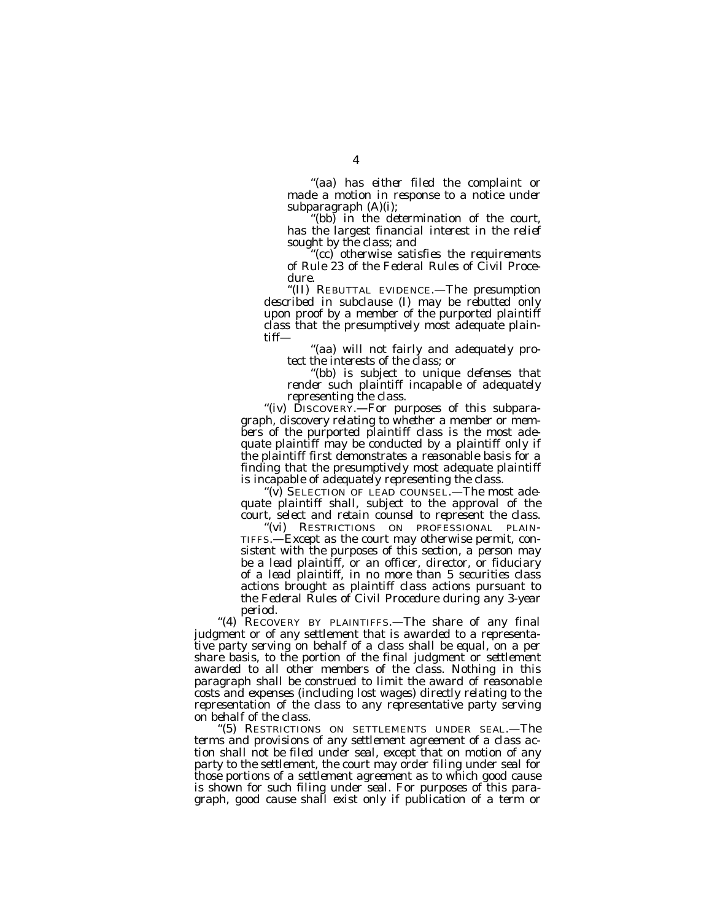''(aa) has either filed the complaint or made a motion in response to a notice under subparagraph (A)(i);

''(bb) in the determination of the court, has the largest financial interest in the relief sought by the class; and

''(cc) otherwise satisfies the requirements of Rule 23 of the Federal Rules of Civil Procedure.

''(II) REBUTTAL EVIDENCE.—The presumption described in subclause (I) may be rebutted only upon proof by a member of the purported plaintiff class that the presumptively most adequate plaintiff—

''(aa) will not fairly and adequately protect the interests of the class; or

''(bb) is subject to unique defenses that render such plaintiff incapable of adequately representing the class.

''(iv) DISCOVERY.—For purposes of this subparagraph, discovery relating to whether a member or members of the purported plaintiff class is the most adequate plaintiff may be conducted by a plaintiff only if the plaintiff first demonstrates a reasonable basis for a finding that the presumptively most adequate plaintiff is incapable of adequately representing the class.

''(v) SELECTION OF LEAD COUNSEL.—The most adequate plaintiff shall, subject to the approval of the court, select and retain counsel to represent the class.

''(vi) RESTRICTIONS ON PROFESSIONAL PLAINTIFFS.—Except as the court may otherwise permit, consistent with the purposes of this section, a person may be a lead plaintiff, or an officer, director, or fiduciary of a lead plaintiff, in no more than 5 securities class actions brought as plaintiff class actions pursuant to the Federal Rules of Civil Procedure during any 3-year period.

''(4) RECOVERY BY PLAINTIFFS.—The share of any final judgment or of any settlement that is awarded to a representative party serving on behalf of a class shall be equal, on a per share basis, to the portion of the final judgment or settlement awarded to all other members of the class. Nothing in this paragraph shall be construed to limit the award of reasonable costs and expenses (including lost wages) directly relating to the representation of the class to any representative party serving on behalf of the class.

''(5) RESTRICTIONS ON SETTLEMENTS UNDER SEAL.—The terms and provisions of any settlement agreement of a class action shall not be filed under seal, except that on motion of any party to the settlement, the court may order filing under seal for those portions of a settlement agreement as to which good cause is shown for such filing under seal. For purposes of this paragraph, good cause shall exist only if publication of a term or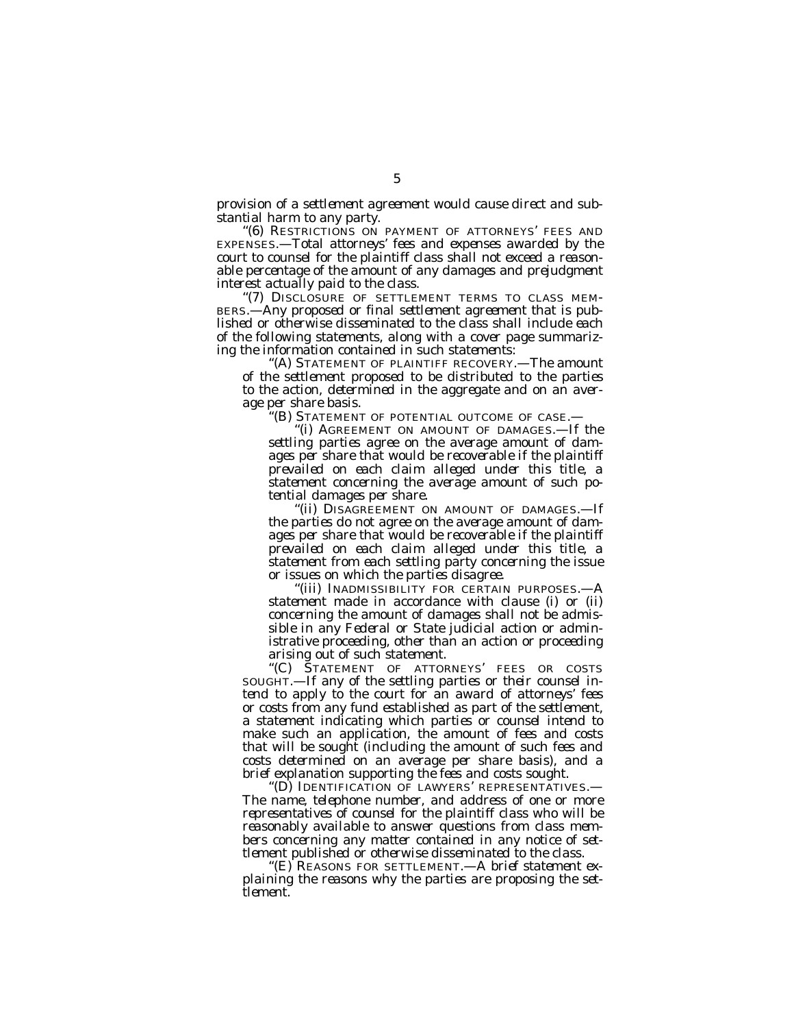provision of a settlement agreement would cause direct and substantial harm to any party.

"(6) RESTRICTIONS ON PAYMENT OF ATTORNEYS' FEES AND EXPENSES.—Total attorneys' fees and expenses awarded by the court to counsel for the plaintiff class shall not exceed a reasonable percentage of the amount of any damages and prejudgment interest actually paid to the class.

"(7) DISCLOSURE OF SETTLEMENT TERMS TO CLASS MEMBERS.—Any proposed or final settlement agreement that is published or otherwise disseminated to the class shall include each of the following statements, along with a cover page summarizing the information contained in such statements:

"(A) STATEMENT OF PLAINTIFF RECOVERY.—The amount of the settlement proposed to be distributed to the parties to the action, determined in the aggregate and on an average per share basis.

"(B) STATEMENT OF POTENTIAL OUTCOME OF CASE.—

"(i) AGREEMENT ON AMOUNT OF DAMAGES.—If the settling parties agree on the average amount of damages per share that would be recoverable if the plaintiff prevailed on each claim alleged under this title, a statement concerning the average amount of such potential damages per share.

"(ii) DISAGREEMENT ON AMOUNT OF DAMAGES.—If the parties do not agree on the average amount of damages per share that would be recoverable if the plaintiff prevailed on each claim alleged under this title, a statement from each settling party concerning the issue or issues on which the parties disagree.

"(iii) INADMISSIBILITY FOR CERTAIN PURPOSES.—A statement made in accordance with clause (i) or (ii) concerning the amount of damages shall not be admissible in any Federal or State judicial action or administrative proceeding, other than an action or proceeding arising out of such statement.

"(C) STATEMENT OF ATTORNEYS' FEES OR COSTS SOUGHT.—If any of the settling parties or their counsel intend to apply to the court for an award of attorneys' fees or costs from any fund established as part of the settlement, a statement indicating which parties or counsel intend to make such an application, the amount of fees and costs that will be sought (including the amount of such fees and costs determined on an average per share basis), and a brief explanation supporting the fees and costs sought.

"(D) IDENTIFICATION OF LAWYERS' REPRESENTATIVES.—The name, telephone number, and address of one or more representatives of counsel for the plaintiff class who will be reasonably available to answer questions from class members concerning any matter contained in any notice of settlement published or otherwise disseminated to the class.

"(E) REASONS FOR SETTLEMENT.—A brief statement explaining the reasons why the parties are proposing the settlement.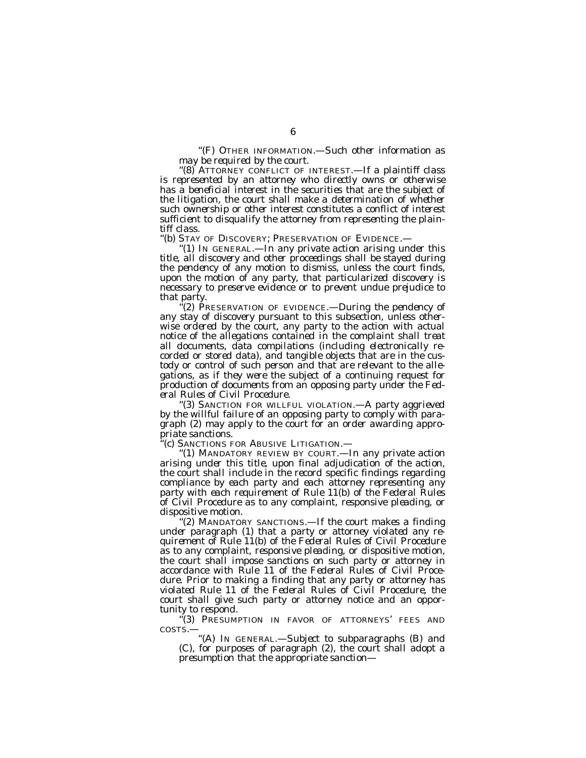''(F) OTHER INFORMATION.—Such other information as may be required by the court.

''(8) ATTORNEY CONFLICT OF INTEREST.—If a plaintiff class is represented by an attorney who directly owns or otherwise has a beneficial interest in the securities that are the subject of the litigation, the court shall make a determination of whether such ownership or other interest constitutes a conflict of interest sufficient to disqualify the attorney from representing the plaintiff class.

''(b) STAY OF DISCOVERY; PRESERVATION OF EVIDENCE.—

''(1) IN GENERAL.—In any private action arising under this title, all discovery and other proceedings shall be stayed during the pendency of any motion to dismiss, unless the court finds, upon the motion of any party, that particularized discovery is necessary to preserve evidence or to prevent undue prejudice to that party.

''(2) PRESERVATION OF EVIDENCE.—During the pendency of any stay of discovery pursuant to this subsection, unless otherwise ordered by the court, any party to the action with actual notice of the allegations contained in the complaint shall treat all documents, data compilations (including electronically recorded or stored data), and tangible objects that are in the custody or control of such person and that are relevant to the allegations, as if they were the subject of a continuing request for production of documents from an opposing party under the Federal Rules of Civil Procedure.

''(3) SANCTION FOR WILLFUL VIOLATION.—A party aggrieved by the willful failure of an opposing party to comply with paragraph (2) may apply to the court for an order awarding appropriate sanctions.

''(c) SANCTIONS FOR ABUSIVE LITIGATION.—

''(1) MANDATORY REVIEW BY COURT.—In any private action arising under this title, upon final adjudication of the action, the court shall include in the record specific findings regarding compliance by each party and each attorney representing any party with each requirement of Rule 11(b) of the Federal Rules of Civil Procedure as to any complaint, responsive pleading, or dispositive motion.

''(2) MANDATORY SANCTIONS.—If the court makes a finding under paragraph (1) that a party or attorney violated any requirement of Rule 11(b) of the Federal Rules of Civil Procedure as to any complaint, responsive pleading, or dispositive motion, the court shall impose sanctions on such party or attorney in accordance with Rule 11 of the Federal Rules of Civil Procedure. Prior to making a finding that any party or attorney has violated Rule 11 of the Federal Rules of Civil Procedure, the court shall give such party or attorney notice and an opportunity to respond.

''(3) PRESUMPTION IN FAVOR OF ATTORNEYS' FEES AND COSTS.—

''(A) IN GENERAL.—Subject to subparagraphs (B) and (C), for purposes of paragraph (2), the court shall adopt a presumption that the appropriate sanction—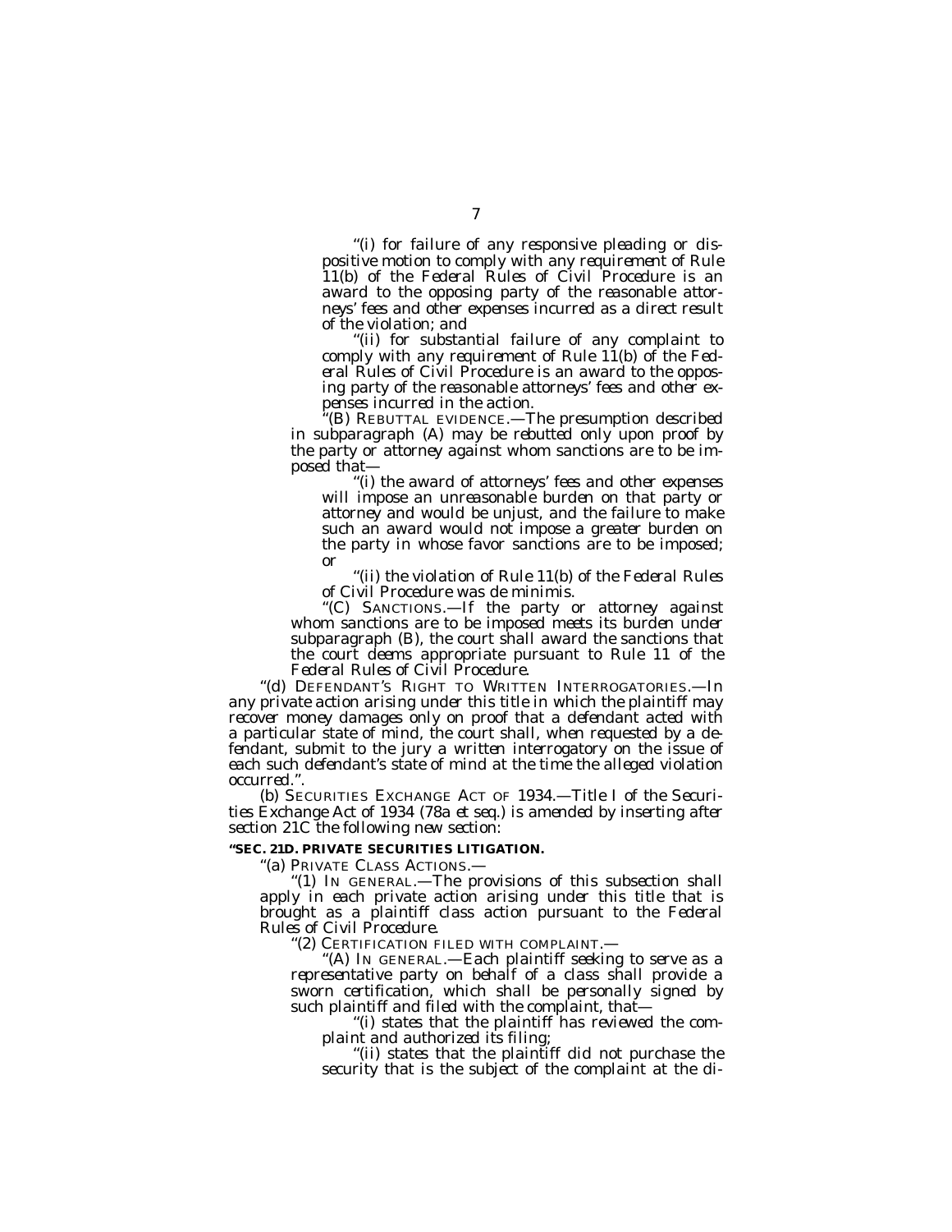"(i) for failure of any responsive pleading or dispositive motion to comply with any requirement of Rule 11(b) of the Federal Rules of Civil Procedure is an award to the opposing party of the reasonable attorneys' fees and other expenses incurred as a direct result of the violation; and

"(ii) for substantial failure of any complaint to comply with any requirement of Rule 11(b) of the Federal Rules of Civil Procedure is an award to the opposing party of the reasonable attorneys' fees and other expenses incurred in the action.

"(B) REBUTTAL EVIDENCE.—The presumption described in subparagraph (A) may be rebutted only upon proof by the party or attorney against whom sanctions are to be imposed that—

"(i) the award of attorneys' fees and other expenses will impose an unreasonable burden on that party or attorney and would be unjust, and the failure to make such an award would not impose a greater burden on the party in whose favor sanctions are to be imposed; or

"(ii) the violation of Rule 11(b) of the Federal Rules of Civil Procedure was de minimis.

"(C) SANCTIONS.—If the party or attorney against whom sanctions are to be imposed meets its burden under subparagraph (B), the court shall award the sanctions that the court deems appropriate pursuant to Rule 11 of the Federal Rules of Civil Procedure.

"(d) DEFENDANT'S RIGHT TO WRITTEN INTERROGATORIES.—In any private action arising under this title in which the plaintiff may recover money damages only on proof that a defendant acted with a particular state of mind, the court shall, when requested by a defendant, submit to the jury a written interrogatory on the issue of each such defendant's state of mind at the time the alleged violation occurred.".

(b) SECURITIES EXCHANGE ACT OF 1934.—Title I of the Securities Exchange Act of 1934 (78a et seq.) is amended by inserting after section 21C the following new section:

**"SEC. 21D. PRIVATE SECURITIES LITIGATION.**

"(a) PRIVATE CLASS ACTIONS.—

"(1) IN GENERAL.—The provisions of this subsection shall apply in each private action arising under this title that is brought as a plaintiff class action pursuant to the Federal Rules of Civil Procedure.

"(2) CERTIFICATION FILED WITH COMPLAINT.—

"(A) IN GENERAL.—Each plaintiff seeking to serve as a representative party on behalf of a class shall provide a sworn certification, which shall be personally signed by such plaintiff and filed with the complaint, that—

"(i) states that the plaintiff has reviewed the complaint and authorized its filing;

"(ii) states that the plaintiff did not purchase the security that is the subject of the complaint at the di-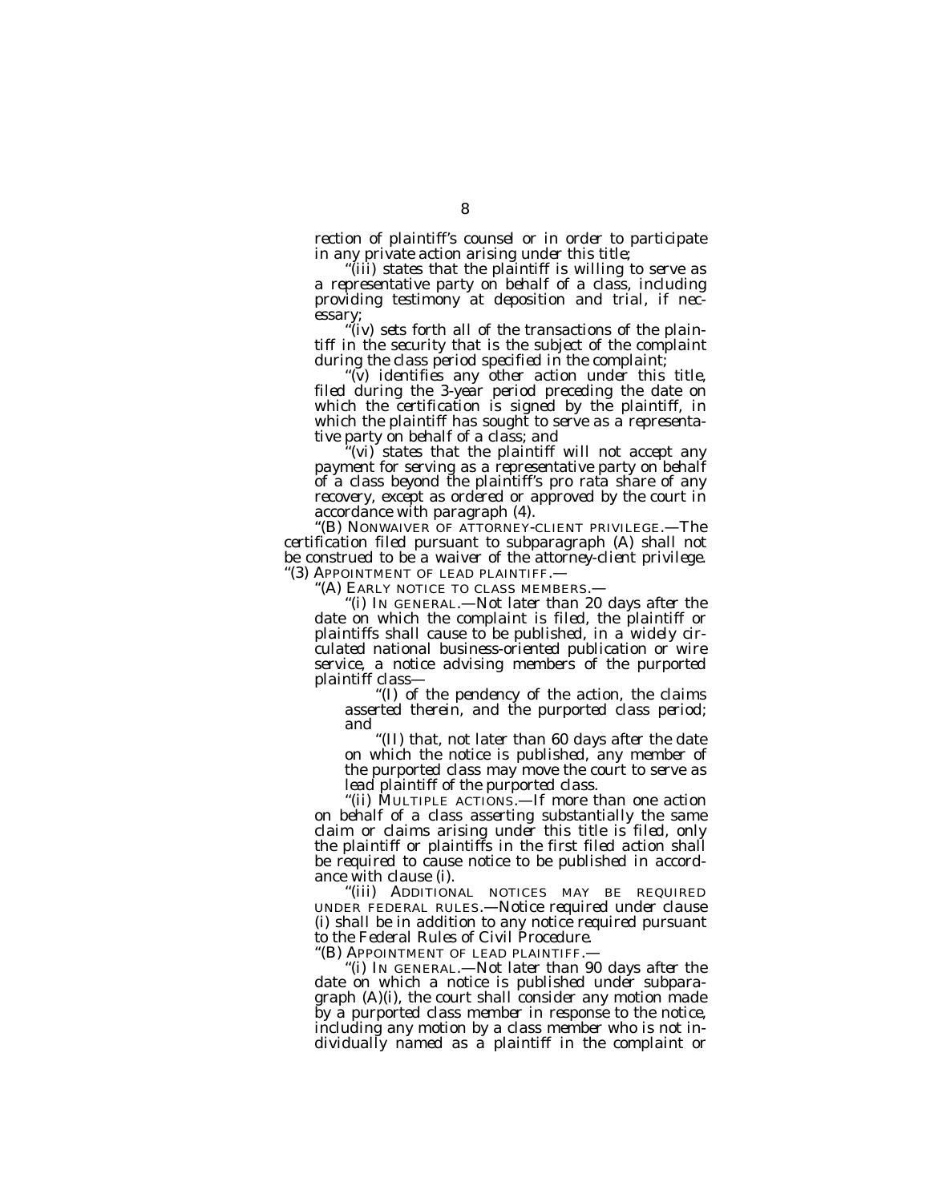*rection of plaintiff's counsel or in order to participate in any private action arising under this title;*

*"(iii) states that the plaintiff is willing to serve as a representative party on behalf of a class, including providing testimony at deposition and trial, if necessary;*

*"(iv) sets forth all of the transactions of the plaintiff in the security that is the subject of the complaint during the class period specified in the complaint;*

*"(v) identifies any other action under this title, filed during the 3-year period preceding the date on which the certification is signed by the plaintiff, in which the plaintiff has sought to serve as a representative party on behalf of a class; and*

*"(vi) states that the plaintiff will not accept any payment for serving as a representative party on behalf of a class beyond the plaintiff's pro rata share of any recovery, except as ordered or approved by the court in accordance with paragraph (4).*

*"(B) NONWAIVER OF ATTORNEY-CLIENT PRIVILEGE.—The certification filed pursuant to subparagraph (A) shall not be construed to be a waiver of the attorney-client privilege.*

*"(3) APPOINTMENT OF LEAD PLAINTIFF.—*

*"(A) EARLY NOTICE TO CLASS MEMBERS.—*

*"(i) IN GENERAL.—Not later than 20 days after the date on which the complaint is filed, the plaintiff or plaintiffs shall cause to be published, in a widely circulated national business-oriented publication or wire service, a notice advising members of the purported plaintiff class—*

*"(I) of the pendency of the action, the claims asserted therein, and the purported class period; and*

*"(II) that, not later than 60 days after the date on which the notice is published, any member of the purported class may move the court to serve as lead plaintiff of the purported class.*

*"(ii) MULTIPLE ACTIONS.—If more than one action on behalf of a class asserting substantially the same claim or claims arising under this title is filed, only the plaintiff or plaintiffs in the first filed action shall be required to cause notice to be published in accordance with clause (i).*

*"(iii) ADDITIONAL NOTICES MAY BE REQUIRED UNDER FEDERAL RULES.—Notice required under clause (i) shall be in addition to any notice required pursuant to the Federal Rules of Civil Procedure.*

*"(B) APPOINTMENT OF LEAD PLAINTIFF.—*

*"(i) IN GENERAL.—Not later than 90 days after the date on which a notice is published under subparagraph (A)(i), the court shall consider any motion made by a purported class member in response to the notice, including any motion by a class member who is not individually named as a plaintiff in the complaint or*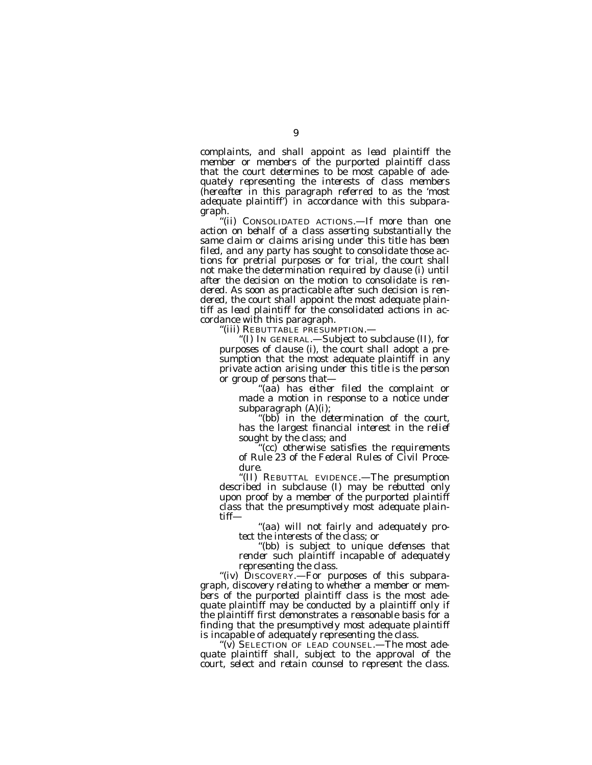*complaints, and shall appoint as lead plaintiff the member or members of the purported plaintiff class that the court determines to be most capable of adequately representing the interests of class members (hereafter in this paragraph referred to as the 'most adequate plaintiff') in accordance with this subparagraph.*

*''(ii) CONSOLIDATED ACTIONS.—If more than one action on behalf of a class asserting substantially the same claim or claims arising under this title has been filed, and any party has sought to consolidate those actions for pretrial purposes or for trial, the court shall not make the determination required by clause (i) until after the decision on the motion to consolidate is rendered. As soon as practicable after such decision is rendered, the court shall appoint the most adequate plaintiff as lead plaintiff for the consolidated actions in accordance with this paragraph.*

*''(iii) REBUTTABLE PRESUMPTION.—*

*''(I) IN GENERAL.—Subject to subclause (II), for purposes of clause (i), the court shall adopt a presumption that the most adequate plaintiff in any private action arising under this title is the person or group of persons that—*

*''(aa) has either filed the complaint or made a motion in response to a notice under subparagraph (A)(i);*

*''(bb) in the determination of the court, has the largest financial interest in the relief sought by the class; and*

*''(cc) otherwise satisfies the requirements of Rule 23 of the Federal Rules of Civil Procedure.*

*''(II) REBUTTAL EVIDENCE.—The presumption described in subclause (I) may be rebutted only upon proof by a member of the purported plaintiff class that the presumptively most adequate plaintiff—*

*''(aa) will not fairly and adequately protect the interests of the class; or*

*''(bb) is subject to unique defenses that render such plaintiff incapable of adequately representing the class.*

*''(iv) DISCOVERY.—For purposes of this subparagraph, discovery relating to whether a member or members of the purported plaintiff class is the most adequate plaintiff may be conducted by a plaintiff only if the plaintiff first demonstrates a reasonable basis for a finding that the presumptively most adequate plaintiff is incapable of adequately representing the class.*

*''(v) SELECTION OF LEAD COUNSEL.—The most adequate plaintiff shall, subject to the approval of the court, select and retain counsel to represent the class.*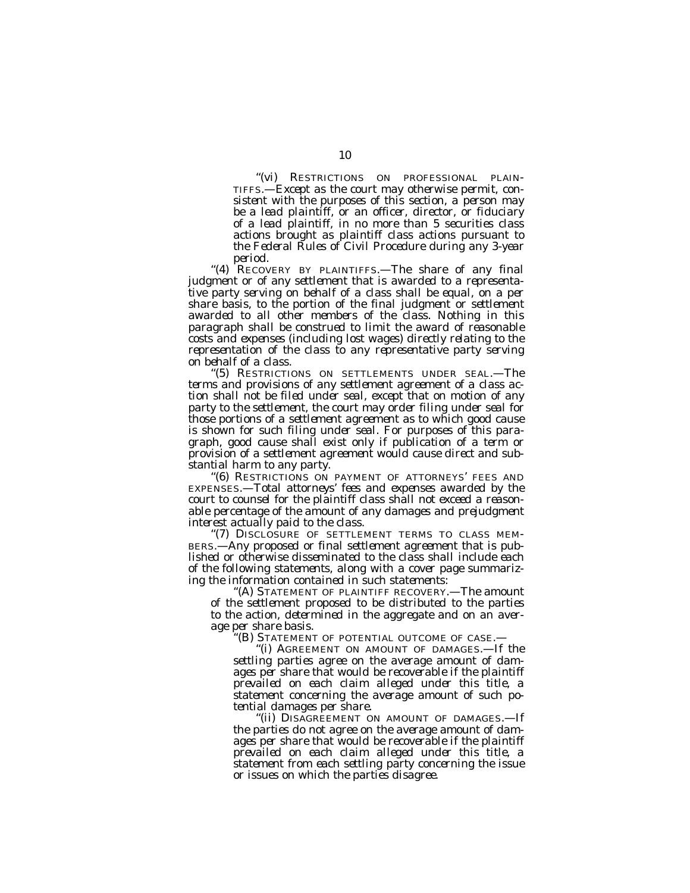"(vi) RESTRICTIONS ON PROFESSIONAL PLAINTIFFS.—*Except as the court may otherwise permit, consistent with the purposes of this section, a person may be a lead plaintiff, or an officer, director, or fiduciary of a lead plaintiff, in no more than 5 securities class actions brought as plaintiff class actions pursuant to the Federal Rules of Civil Procedure during any 3-year period.*

"(4) RECOVERY BY PLAINTIFFS.—*The share of any final judgment or of any settlement that is awarded to a representative party serving on behalf of a class shall be equal, on a per share basis, to the portion of the final judgment or settlement awarded to all other members of the class. Nothing in this paragraph shall be construed to limit the award of reasonable costs and expenses (including lost wages) directly relating to the representation of the class to any representative party serving on behalf of a class.*

"(5) RESTRICTIONS ON SETTLEMENTS UNDER SEAL.—*The terms and provisions of any settlement agreement of a class action shall not be filed under seal, except that on motion of any party to the settlement, the court may order filing under seal for those portions of a settlement agreement as to which good cause is shown for such filing under seal. For purposes of this paragraph, good cause shall exist only if publication of a term or provision of a settlement agreement would cause direct and substantial harm to any party.*

"(6) RESTRICTIONS ON PAYMENT OF ATTORNEYS' FEES AND EXPENSES.—*Total attorneys' fees and expenses awarded by the court to counsel for the plaintiff class shall not exceed a reasonable percentage of the amount of any damages and prejudgment interest actually paid to the class.*

"(7) DISCLOSURE OF SETTLEMENT TERMS TO CLASS MEMBERS.—*Any proposed or final settlement agreement that is published or otherwise disseminated to the class shall include each of the following statements, along with a cover page summarizing the information contained in such statements:*

"(A) STATEMENT OF PLAINTIFF RECOVERY.—*The amount of the settlement proposed to be distributed to the parties to the action, determined in the aggregate and on an average per share basis.*

"(B) STATEMENT OF POTENTIAL OUTCOME OF CASE.—

"(i) AGREEMENT ON AMOUNT OF DAMAGES.—*If the settling parties agree on the average amount of damages per share that would be recoverable if the plaintiff prevailed on each claim alleged under this title, a statement concerning the average amount of such potential damages per share.*

"(ii) DISAGREEMENT ON AMOUNT OF DAMAGES.—*If the parties do not agree on the average amount of damages per share that would be recoverable if the plaintiff prevailed on each claim alleged under this title, a statement from each settling party concerning the issue or issues on which the parties disagree.*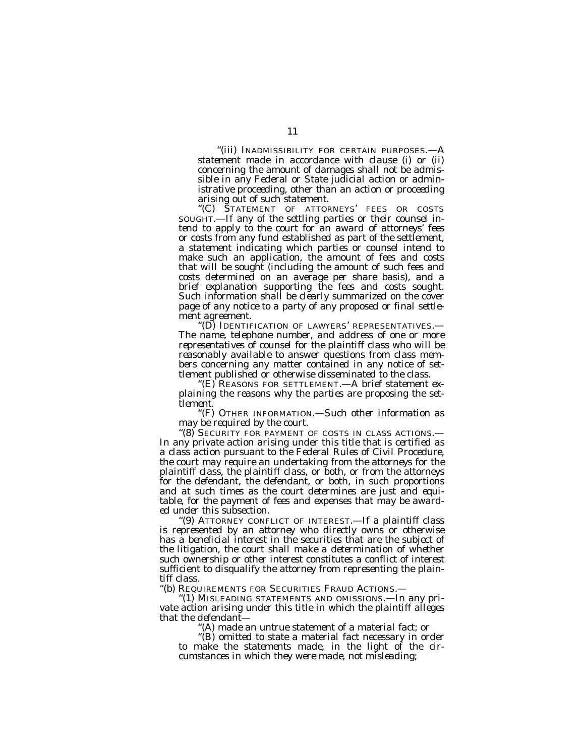"(iii) INADMISSIBILITY FOR CERTAIN PURPOSES.—A statement made in accordance with clause (i) or (ii) concerning the amount of damages shall not be admissible in any Federal or State judicial action or administrative proceeding, other than an action or proceeding arising out of such statement.

"(C) STATEMENT OF ATTORNEYS' FEES OR COSTS SOUGHT.—If any of the settling parties or their counsel intend to apply to the court for an award of attorneys' fees or costs from any fund established as part of the settlement, a statement indicating which parties or counsel intend to make such an application, the amount of fees and costs that will be sought (including the amount of such fees and costs determined on an average per share basis), and a brief explanation supporting the fees and costs sought. Such information shall be clearly summarized on the cover page of any notice to a party of any proposed or final settlement agreement.

"(D) IDENTIFICATION OF LAWYERS' REPRESENTATIVES.—The name, telephone number, and address of one or more representatives of counsel for the plaintiff class who will be reasonably available to answer questions from class members concerning any matter contained in any notice of settlement published or otherwise disseminated to the class.

"(E) REASONS FOR SETTLEMENT.—A brief statement explaining the reasons why the parties are proposing the settlement.

"(F) OTHER INFORMATION.—Such other information as may be required by the court.

"(8) SECURITY FOR PAYMENT OF COSTS IN CLASS ACTIONS.—In any private action arising under this title that is certified as a class action pursuant to the Federal Rules of Civil Procedure, the court may require an undertaking from the attorneys for the plaintiff class, the plaintiff class, or both, or from the attorneys for the defendant, the defendant, or both, in such proportions and at such times as the court determines are just and equitable, for the payment of fees and expenses that may be awarded under this subsection.

"(9) ATTORNEY CONFLICT OF INTEREST.—If a plaintiff class is represented by an attorney who directly owns or otherwise has a beneficial interest in the securities that are the subject of the litigation, the court shall make a determination of whether such ownership or other interest constitutes a conflict of interest sufficient to disqualify the attorney from representing the plaintiff class.

"(b) REQUIREMENTS FOR SECURITIES FRAUD ACTIONS.—

"(1) MISLEADING STATEMENTS AND OMISSIONS.—In any private action arising under this title in which the plaintiff alleges that the defendant—

"(A) made an untrue statement of a material fact; or

"(B) omitted to state a material fact necessary in order to make the statements made, in the light of the circumstances in which they were made, not misleading;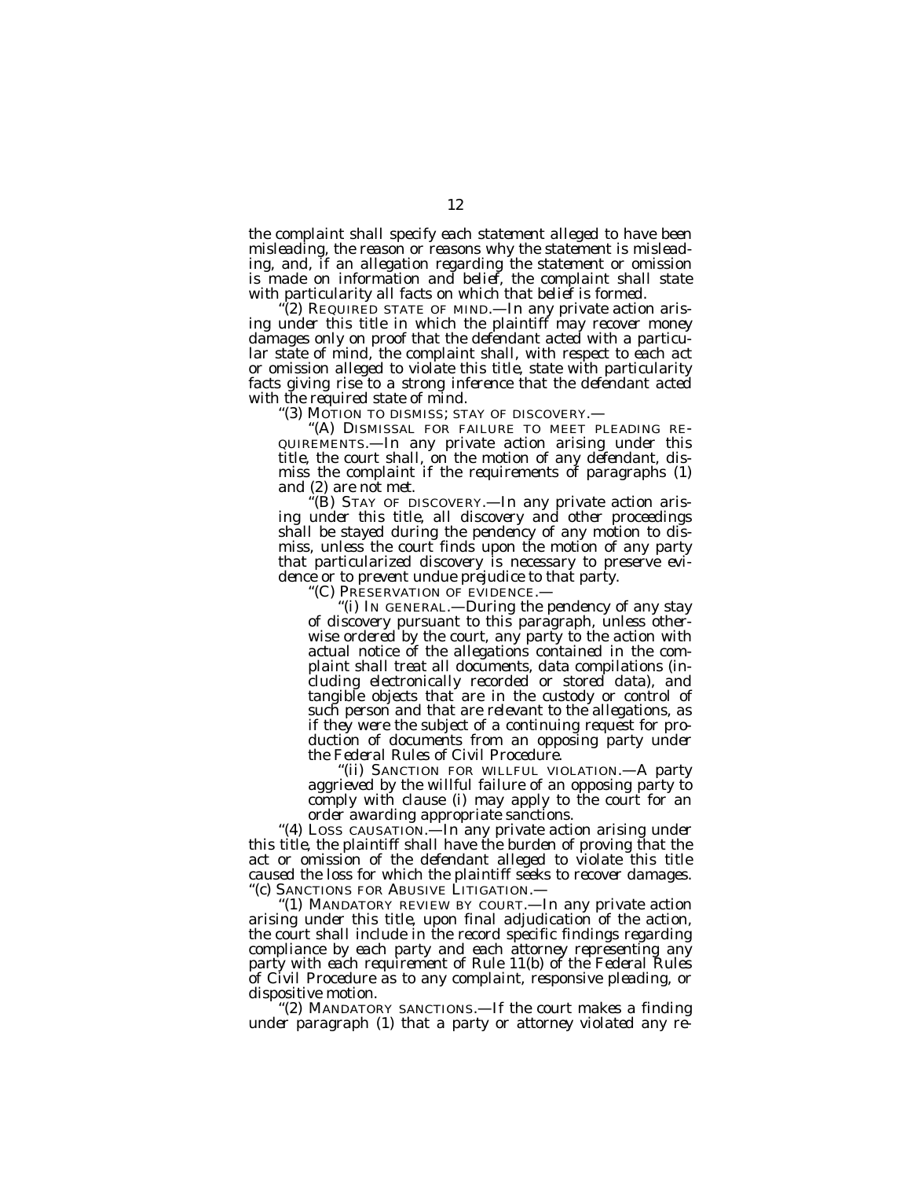*the complaint shall specify each statement alleged to have been misleading, the reason or reasons why the statement is misleading, and, if an allegation regarding the statement or omission is made on information and belief, the complaint shall state with particularity all facts on which that belief is formed.*

"(2) REQUIRED STATE OF MIND.—*In any private action arising under this title in which the plaintiff may recover money damages only on proof that the defendant acted with a particular state of mind, the complaint shall, with respect to each act or omission alleged to violate this title, state with particularity facts giving rise to a strong inference that the defendant acted with the required state of mind.*

"(3) MOTION TO DISMISS; STAY OF DISCOVERY.—

"(A) DISMISSAL FOR FAILURE TO MEET PLEADING REQUIREMENTS.—*In any private action arising under this title, the court shall, on the motion of any defendant, dismiss the complaint if the requirements of paragraphs (1) and (2) are not met.*

"(B) STAY OF DISCOVERY.—*In any private action arising under this title, all discovery and other proceedings shall be stayed during the pendency of any motion to dismiss, unless the court finds upon the motion of any party that particularized discovery is necessary to preserve evidence or to prevent undue prejudice to that party.*

"(C) PRESERVATION OF EVIDENCE.—

"(i) IN GENERAL.—*During the pendency of any stay of discovery pursuant to this paragraph, unless otherwise ordered by the court, any party to the action with actual notice of the allegations contained in the complaint shall treat all documents, data compilations (including electronically recorded or stored data), and tangible objects that are in the custody or control of such person and that are relevant to the allegations, as if they were the subject of a continuing request for production of documents from an opposing party under the Federal Rules of Civil Procedure.*

"(ii) SANCTION FOR WILLFUL VIOLATION.—*A party aggrieved by the willful failure of an opposing party to comply with clause (i) may apply to the court for an order awarding appropriate sanctions.*

"(4) LOSS CAUSATION.—*In any private action arising under this title, the plaintiff shall have the burden of proving that the act or omission of the defendant alleged to violate this title caused the loss for which the plaintiff seeks to recover damages.*

"(c) SANCTIONS FOR ABUSIVE LITIGATION.—

"(1) MANDATORY REVIEW BY COURT.—*In any private action arising under this title, upon final adjudication of the action, the court shall include in the record specific findings regarding compliance by each party and each attorney representing any party with each requirement of Rule 11(b) of the Federal Rules of Civil Procedure as to any complaint, responsive pleading, or dispositive motion.*

"(2) MANDATORY SANCTIONS.—*If the court makes a finding under paragraph (1) that a party or attorney violated any re-*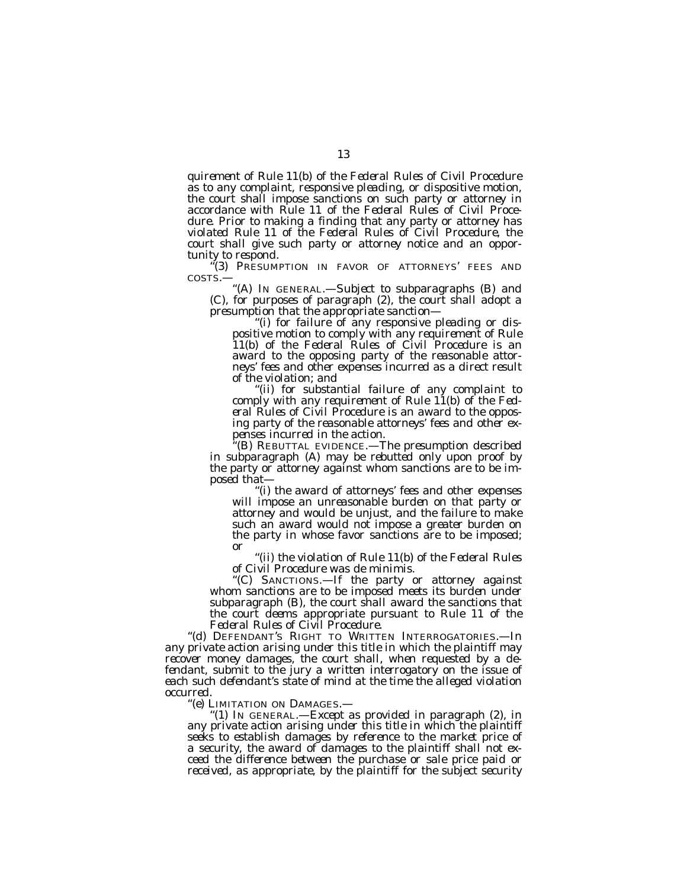quirement of Rule 11(b) of the Federal Rules of Civil Procedure as to any complaint, responsive pleading, or dispositive motion, the court shall impose sanctions on such party or attorney in accordance with Rule 11 of the Federal Rules of Civil Procedure. Prior to making a finding that any party or attorney has violated Rule 11 of the Federal Rules of Civil Procedure, the court shall give such party or attorney notice and an opportunity to respond.

"(3) PRESUMPTION IN FAVOR OF ATTORNEYS' FEES AND COSTS.—

"(A) IN GENERAL.—Subject to subparagraphs (B) and (C), for purposes of paragraph (2), the court shall adopt a presumption that the appropriate sanction—

"(i) for failure of any responsive pleading or dispositive motion to comply with any requirement of Rule 11(b) of the Federal Rules of Civil Procedure is an award to the opposing party of the reasonable attorneys' fees and other expenses incurred as a direct result of the violation; and

"(ii) for substantial failure of any complaint to comply with any requirement of Rule 11(b) of the Federal Rules of Civil Procedure is an award to the opposing party of the reasonable attorneys' fees and other expenses incurred in the action.

"(B) REBUTTAL EVIDENCE.—The presumption described in subparagraph (A) may be rebutted only upon proof by the party or attorney against whom sanctions are to be imposed that—

"(i) the award of attorneys' fees and other expenses will impose an unreasonable burden on that party or attorney and would be unjust, and the failure to make such an award would not impose a greater burden on the party in whose favor sanctions are to be imposed; or

"(ii) the violation of Rule 11(b) of the Federal Rules of Civil Procedure was de minimis.

"(C) SANCTIONS.—If the party or attorney against whom sanctions are to be imposed meets its burden under subparagraph (B), the court shall award the sanctions that the court deems appropriate pursuant to Rule 11 of the Federal Rules of Civil Procedure.

"(d) DEFENDANT'S RIGHT TO WRITTEN INTERROGATORIES.—In any private action arising under this title in which the plaintiff may recover money damages, the court shall, when requested by a defendant, submit to the jury a written interrogatory on the issue of each such defendant's state of mind at the time the alleged violation occurred.

"(e) LIMITATION ON DAMAGES.—

"(1) IN GENERAL.—Except as provided in paragraph (2), in any private action arising under this title in which the plaintiff seeks to establish damages by reference to the market price of a security, the award of damages to the plaintiff shall not exceed the difference between the purchase or sale price paid or received, as appropriate, by the plaintiff for the subject security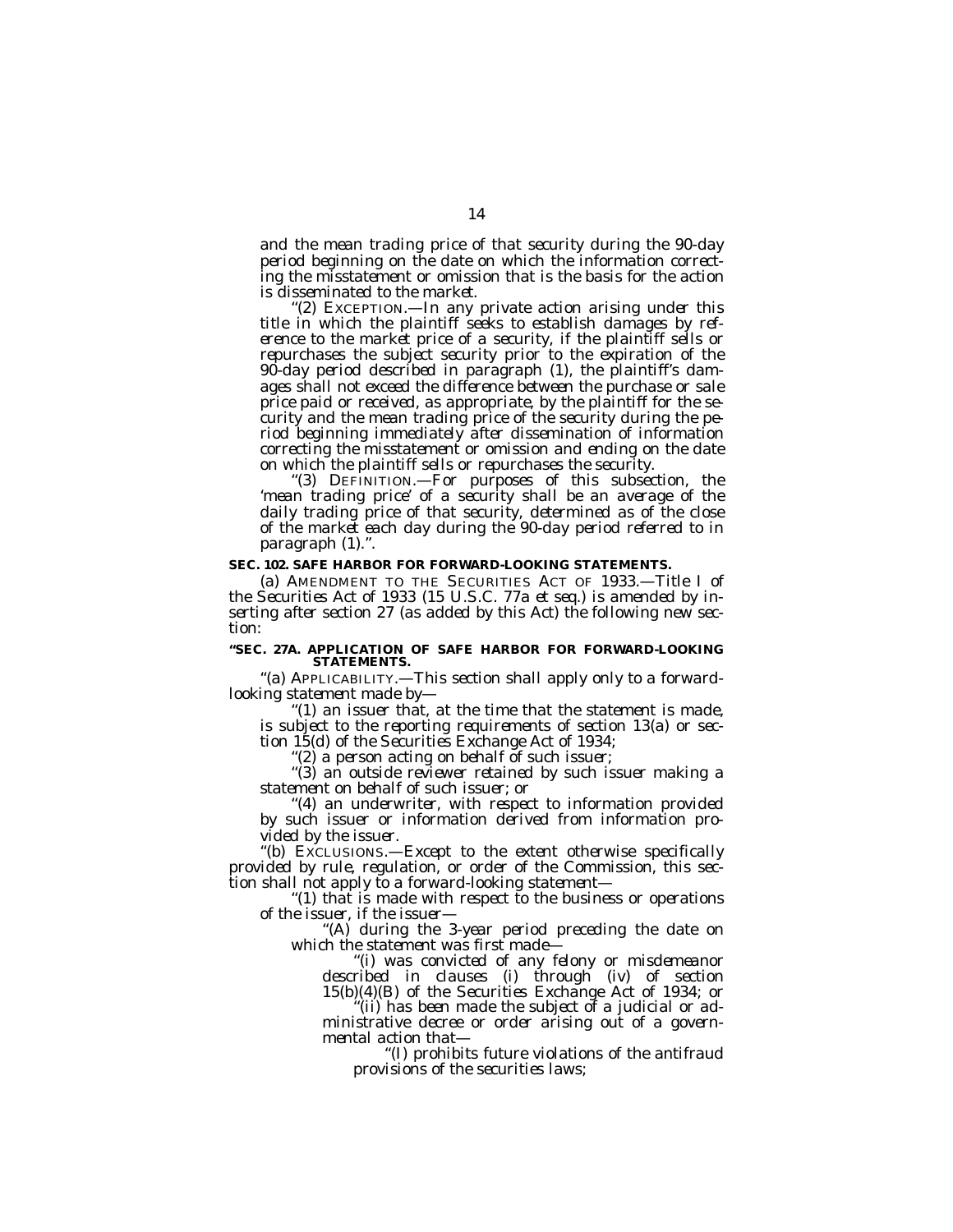and the mean trading price of that security during the 90-day period beginning on the date on which the information correcting the misstatement or omission that is the basis for the action is disseminated to the market.

"(2) EXCEPTION.—In any private action arising under this title in which the plaintiff seeks to establish damages by reference to the market price of a security, if the plaintiff sells or repurchases the subject security prior to the expiration of the 90-day period described in paragraph (1), the plaintiff's damages shall not exceed the difference between the purchase or sale price paid or received, as appropriate, by the plaintiff for the security and the mean trading price of the security during the period beginning immediately after dissemination of information correcting the misstatement or omission and ending on the date on which the plaintiff sells or repurchases the security.

"(3) DEFINITION.—For purposes of this subsection, the 'mean trading price' of a security shall be an average of the daily trading price of that security, determined as of the close of the market each day during the 90-day period referred to in paragraph (1).".

**SEC. 102. SAFE HARBOR FOR FORWARD-LOOKING STATEMENTS.**

(a) AMENDMENT TO THE SECURITIES ACT OF 1933.—Title I of the Securities Act of 1933 (15 U.S.C. 77a et seq.) is amended by inserting after section 27 (as added by this Act) the following new section:

**"SEC. 27A. APPLICATION OF SAFE HARBOR FOR FORWARD-LOOKING STATEMENTS.**

"(a) APPLICABILITY.—This section shall apply only to a forward-looking statement made by—

"(1) an issuer that, at the time that the statement is made, is subject to the reporting requirements of section 13(a) or section 15(d) of the Securities Exchange Act of 1934;

"(2) a person acting on behalf of such issuer;

"(3) an outside reviewer retained by such issuer making a statement on behalf of such issuer; or

"(4) an underwriter, with respect to information provided by such issuer or information derived from information provided by the issuer.

"(b) EXCLUSIONS.—Except to the extent otherwise specifically provided by rule, regulation, or order of the Commission, this section shall not apply to a forward-looking statement—

"(1) that is made with respect to the business or operations of the issuer, if the issuer—

"(A) during the 3-year period preceding the date on which the statement was first made—

"(i) was convicted of any felony or misdemeanor described in clauses (i) through (iv) of section 15(b)(4)(B) of the Securities Exchange Act of 1934; or

"(ii) has been made the subject of a judicial or administrative decree or order arising out of a governmental action that—

"(I) prohibits future violations of the antifraud provisions of the securities laws;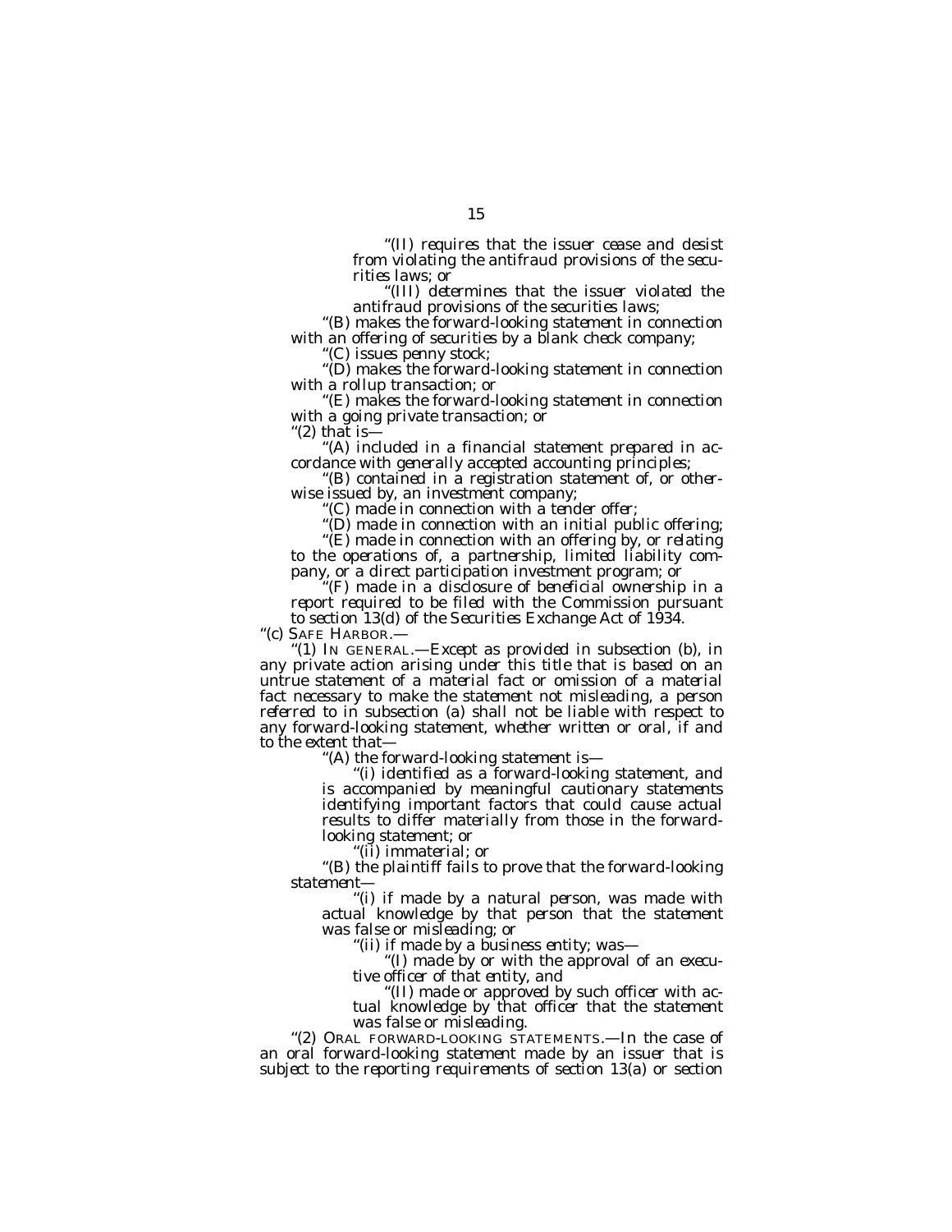"(II) requires that the issuer cease and desist from violating the antifraud provisions of the securities laws; or

"(III) determines that the issuer violated the antifraud provisions of the securities laws;

"(B) makes the forward-looking statement in connection with an offering of securities by a blank check company;

"(C) issues penny stock;

"(D) makes the forward-looking statement in connection with a rollup transaction; or

"(E) makes the forward-looking statement in connection with a going private transaction; or

"(2) that is—

"(A) included in a financial statement prepared in accordance with generally accepted accounting principles;

"(B) contained in a registration statement of, or otherwise issued by, an investment company;

"(C) made in connection with a tender offer;

"(D) made in connection with an initial public offering;

"(E) made in connection with an offering by, or relating to the operations of, a partnership, limited liability company, or a direct participation investment program; or

"(F) made in a disclosure of beneficial ownership in a report required to be filed with the Commission pursuant to section 13(d) of the Securities Exchange Act of 1934.

"(c) SAFE HARBOR.—

"(1) IN GENERAL.—Except as provided in subsection (b), in any private action arising under this title that is based on an untrue statement of a material fact or omission of a material fact necessary to make the statement not misleading, a person referred to in subsection (a) shall not be liable with respect to any forward-looking statement, whether written or oral, if and to the extent that—

"(A) the forward-looking statement is—

"(i) identified as a forward-looking statement, and is accompanied by meaningful cautionary statements identifying important factors that could cause actual results to differ materially from those in the forward-looking statement; or

"(ii) immaterial; or

"(B) the plaintiff fails to prove that the forward-looking statement—

"(i) if made by a natural person, was made with actual knowledge by that person that the statement was false or misleading; or

"(ii) if made by a business entity; was—

"(I) made by or with the approval of an executive officer of that entity, and

"(II) made or approved by such officer with actual knowledge by that officer that the statement was false or misleading.

"(2) ORAL FORWARD-LOOKING STATEMENTS.—In the case of an oral forward-looking statement made by an issuer that is subject to the reporting requirements of section 13(a) or section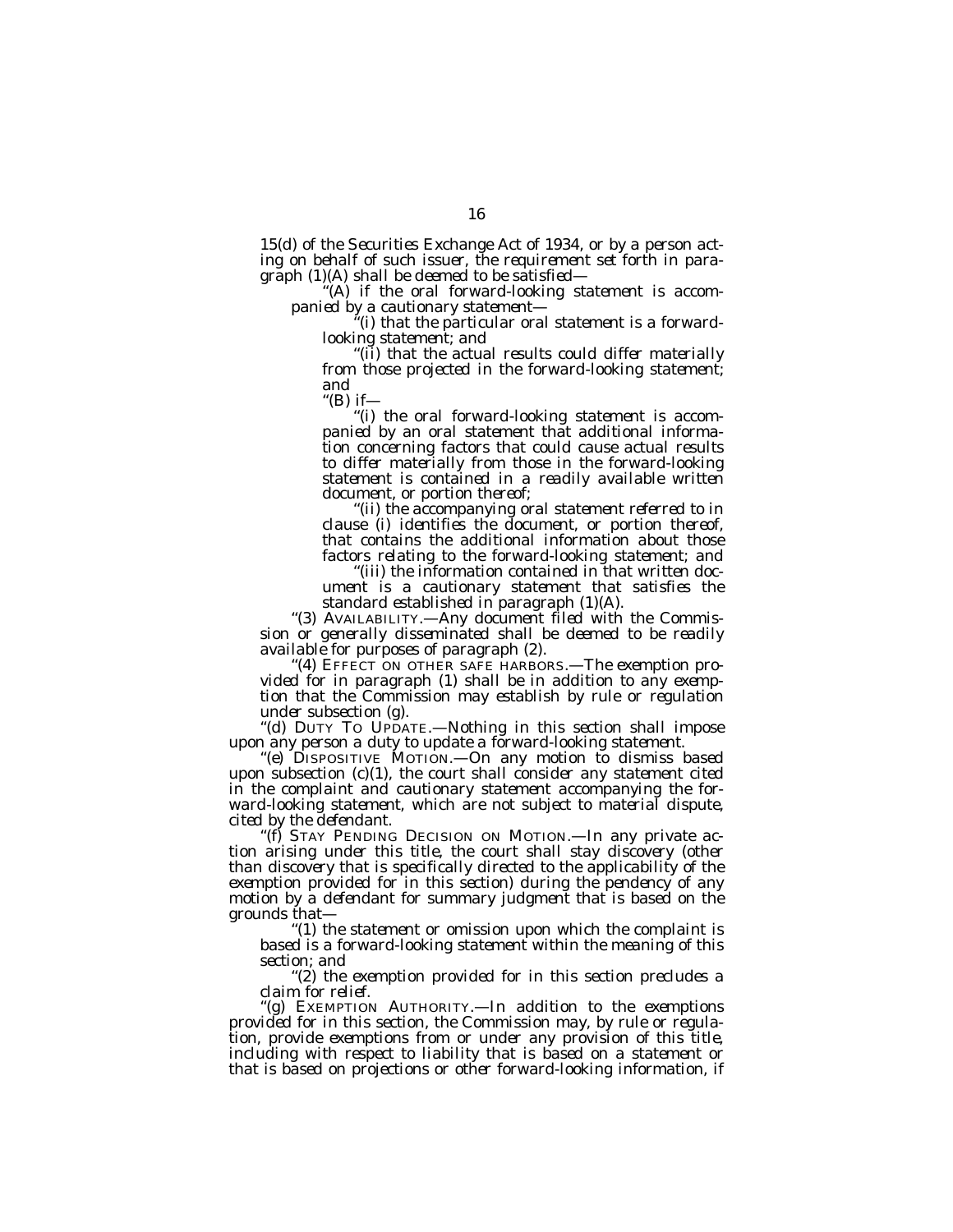*15(d) of the Securities Exchange Act of 1934, or by a person acting on behalf of such issuer, the requirement set forth in paragraph (1)(A) shall be deemed to be satisfied—*

*"(A) if the oral forward-looking statement is accompanied by a cautionary statement—*

*"(i) that the particular oral statement is a forward-looking statement; and*

*"(ii) that the actual results could differ materially from those projected in the forward-looking statement; and*

*"(B) if—*

*"(i) the oral forward-looking statement is accompanied by an oral statement that additional information concerning factors that could cause actual results to differ materially from those in the forward-looking statement is contained in a readily available written document, or portion thereof;*

*"(ii) the accompanying oral statement referred to in clause (i) identifies the document, or portion thereof, that contains the additional information about those factors relating to the forward-looking statement; and*

*"(iii) the information contained in that written document is a cautionary statement that satisfies the standard established in paragraph (1)(A).*

*"(3) AVAILABILITY.—Any document filed with the Commission or generally disseminated shall be deemed to be readily available for purposes of paragraph (2).*

*"(4) EFFECT ON OTHER SAFE HARBORS.—The exemption provided for in paragraph (1) shall be in addition to any exemption that the Commission may establish by rule or regulation under subsection (g).*

*"(d) DUTY TO UPDATE.—Nothing in this section shall impose upon any person a duty to update a forward-looking statement.*

*"(e) DISPOSITIVE MOTION.—On any motion to dismiss based upon subsection (c)(1), the court shall consider any statement cited in the complaint and cautionary statement accompanying the forward-looking statement, which are not subject to material dispute, cited by the defendant.*

*"(f) STAY PENDING DECISION ON MOTION.—In any private action arising under this title, the court shall stay discovery (other than discovery that is specifically directed to the applicability of the exemption provided for in this section) during the pendency of any motion by a defendant for summary judgment that is based on the grounds that—*

*"(1) the statement or omission upon which the complaint is based is a forward-looking statement within the meaning of this section; and*

*"(2) the exemption provided for in this section precludes a claim for relief.*

*"(g) EXEMPTION AUTHORITY.—In addition to the exemptions provided for in this section, the Commission may, by rule or regulation, provide exemptions from or under any provision of this title, including with respect to liability that is based on a statement or that is based on projections or other forward-looking information, if*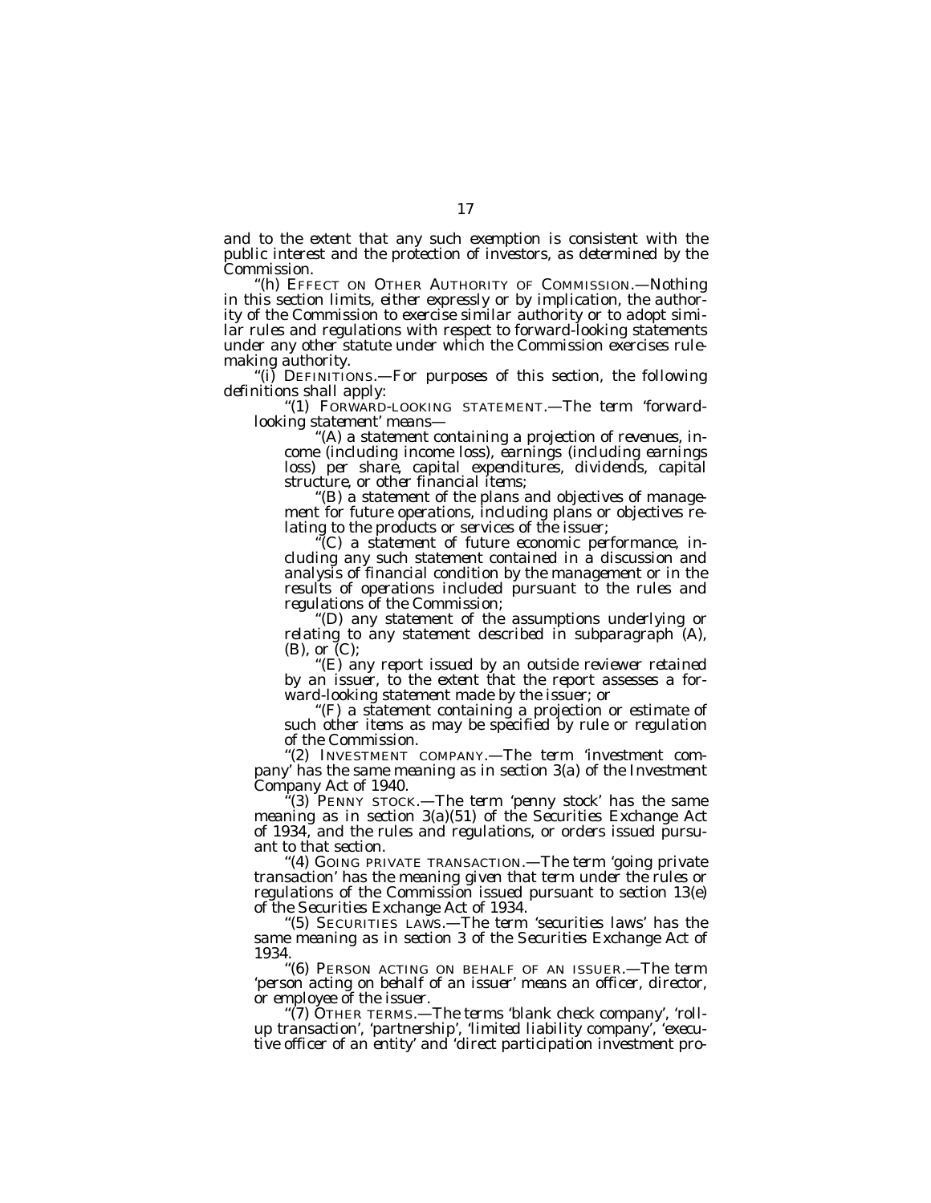*and to the extent that any such exemption is consistent with the public interest and the protection of investors, as determined by the Commission.*

*"(h) EFFECT ON OTHER AUTHORITY OF COMMISSION.—Nothing in this section limits, either expressly or by implication, the authority of the Commission to exercise similar authority or to adopt similar rules and regulations with respect to forward-looking statements under any other statute under which the Commission exercises rule-making authority.*

*"(i) DEFINITIONS.—For purposes of this section, the following definitions shall apply:*

*"(1) FORWARD-LOOKING STATEMENT.—The term 'forward-looking statement' means—*

*"(A) a statement containing a projection of revenues, income (including income loss), earnings (including earnings loss) per share, capital expenditures, dividends, capital structure, or other financial items;*

*"(B) a statement of the plans and objectives of management for future operations, including plans or objectives relating to the products or services of the issuer;*

*"(C) a statement of future economic performance, including any such statement contained in a discussion and analysis of financial condition by the management or in the results of operations included pursuant to the rules and regulations of the Commission;*

*"(D) any statement of the assumptions underlying or relating to any statement described in subparagraph (A), (B), or (C);*

*"(E) any report issued by an outside reviewer retained by an issuer, to the extent that the report assesses a forward-looking statement made by the issuer; or*

*"(F) a statement containing a projection or estimate of such other items as may be specified by rule or regulation of the Commission.*

*"(2) INVESTMENT COMPANY.—The term 'investment company' has the same meaning as in section 3(a) of the Investment Company Act of 1940.*

*"(3) PENNY STOCK.—The term 'penny stock' has the same meaning as in section 3(a)(51) of the Securities Exchange Act of 1934, and the rules and regulations, or orders issued pursuant to that section.*

*"(4) GOING PRIVATE TRANSACTION.—The term 'going private transaction' has the meaning given that term under the rules or regulations of the Commission issued pursuant to section 13(e) of the Securities Exchange Act of 1934.*

*"(5) SECURITIES LAWS.—The term 'securities laws' has the same meaning as in section 3 of the Securities Exchange Act of 1934.*

*"(6) PERSON ACTING ON BEHALF OF AN ISSUER.—The term 'person acting on behalf of an issuer' means an officer, director, or employee of the issuer.*

*"(7) OTHER TERMS.—The terms 'blank check company', 'roll-up transaction', 'partnership', 'limited liability company', 'executive officer of an entity' and 'direct participation investment pro-*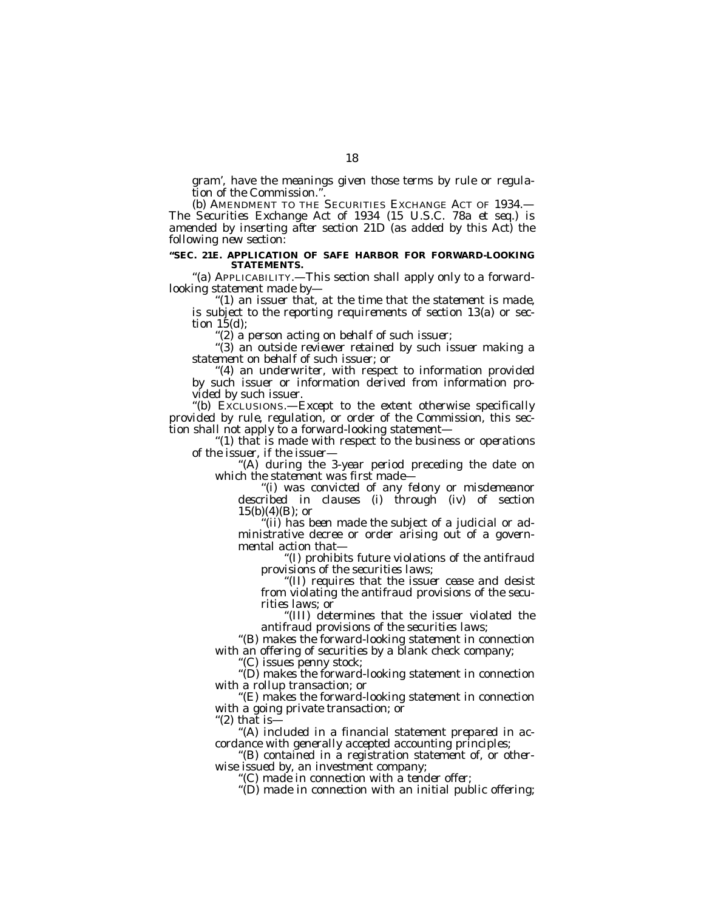gram', have the meanings given those terms by rule or regulation of the Commission.''.

(b) AMENDMENT TO THE SECURITIES EXCHANGE ACT OF 1934.—The Securities Exchange Act of 1934 (15 U.S.C. 78a et seq.) is amended by inserting after section 21D (as added by this Act) the following new section:

**''SEC. 21E. APPLICATION OF SAFE HARBOR FOR FORWARD-LOOKING STATEMENTS.**

''(a) APPLICABILITY.—This section shall apply only to a forward-looking statement made by—

''(1) an issuer that, at the time that the statement is made, is subject to the reporting requirements of section 13(a) or section 15(d);

''(2) a person acting on behalf of such issuer;

''(3) an outside reviewer retained by such issuer making a statement on behalf of such issuer; or

''(4) an underwriter, with respect to information provided by such issuer or information derived from information provided by such issuer.

''(b) EXCLUSIONS.—Except to the extent otherwise specifically provided by rule, regulation, or order of the Commission, this section shall not apply to a forward-looking statement—

''(1) that is made with respect to the business or operations of the issuer, if the issuer—

''(A) during the 3-year period preceding the date on which the statement was first made—

''(i) was convicted of any felony or misdemeanor described in clauses (i) through (iv) of section 15(b)(4)(B); or

''(ii) has been made the subject of a judicial or administrative decree or order arising out of a governmental action that—

''(I) prohibits future violations of the antifraud provisions of the securities laws;

''(II) requires that the issuer cease and desist from violating the antifraud provisions of the securities laws; or

''(III) determines that the issuer violated the antifraud provisions of the securities laws;

''(B) makes the forward-looking statement in connection with an offering of securities by a blank check company;

''(C) issues penny stock;

''(D) makes the forward-looking statement in connection with a rollup transaction; or

''(E) makes the forward-looking statement in connection with a going private transaction; or

''(2) that is—

''(A) included in a financial statement prepared in accordance with generally accepted accounting principles;

''(B) contained in a registration statement of, or otherwise issued by, an investment company;

''(C) made in connection with a tender offer;

''(D) made in connection with an initial public offering;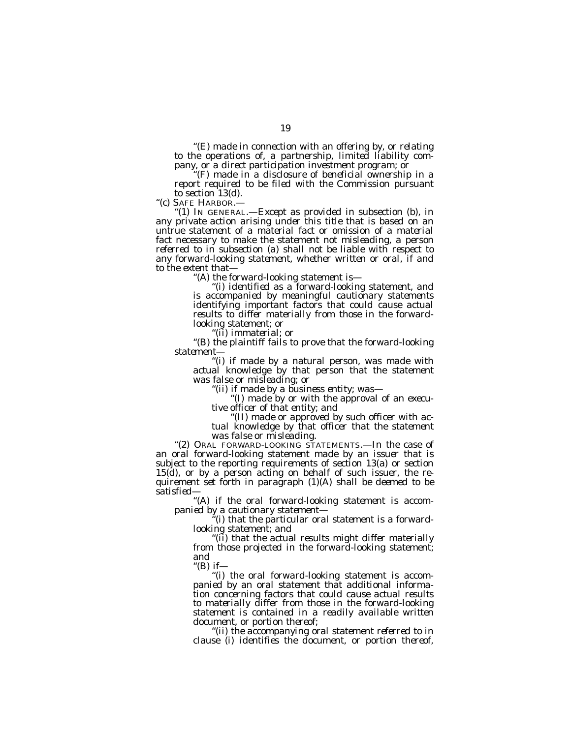''(E) made in connection with an offering by, or relating to the operations of, a partnership, limited liability company, or a direct participation investment program; or

''(F) made in a disclosure of beneficial ownership in a report required to be filed with the Commission pursuant to section 13(d).

''(c) SAFE HARBOR.—

''(1) IN GENERAL.—Except as provided in subsection (b), in any private action arising under this title that is based on an untrue statement of a material fact or omission of a material fact necessary to make the statement not misleading, a person referred to in subsection (a) shall not be liable with respect to any forward-looking statement, whether written or oral, if and to the extent that—

''(A) the forward-looking statement is—

''(i) identified as a forward-looking statement, and is accompanied by meaningful cautionary statements identifying important factors that could cause actual results to differ materially from those in the forward-looking statement; or

''(ii) immaterial; or

''(B) the plaintiff fails to prove that the forward-looking statement—

''(i) if made by a natural person, was made with actual knowledge by that person that the statement was false or misleading; or

''(ii) if made by a business entity; was—

''(I) made by or with the approval of an executive officer of that entity; and

''(II) made or approved by such officer with actual knowledge by that officer that the statement was false or misleading.

''(2) ORAL FORWARD-LOOKING STATEMENTS.—In the case of an oral forward-looking statement made by an issuer that is subject to the reporting requirements of section 13(a) or section 15(d), or by a person acting on behalf of such issuer, the requirement set forth in paragraph (1)(A) shall be deemed to be satisfied—

''(A) if the oral forward-looking statement is accompanied by a cautionary statement—

''(i) that the particular oral statement is a forward-looking statement; and

''(ii) that the actual results might differ materially from those projected in the forward-looking statement; and

''(B) if—

''(i) the oral forward-looking statement is accompanied by an oral statement that additional information concerning factors that could cause actual results to materially differ from those in the forward-looking statement is contained in a readily available written document, or portion thereof;

''(ii) the accompanying oral statement referred to in clause (i) identifies the document, or portion thereof,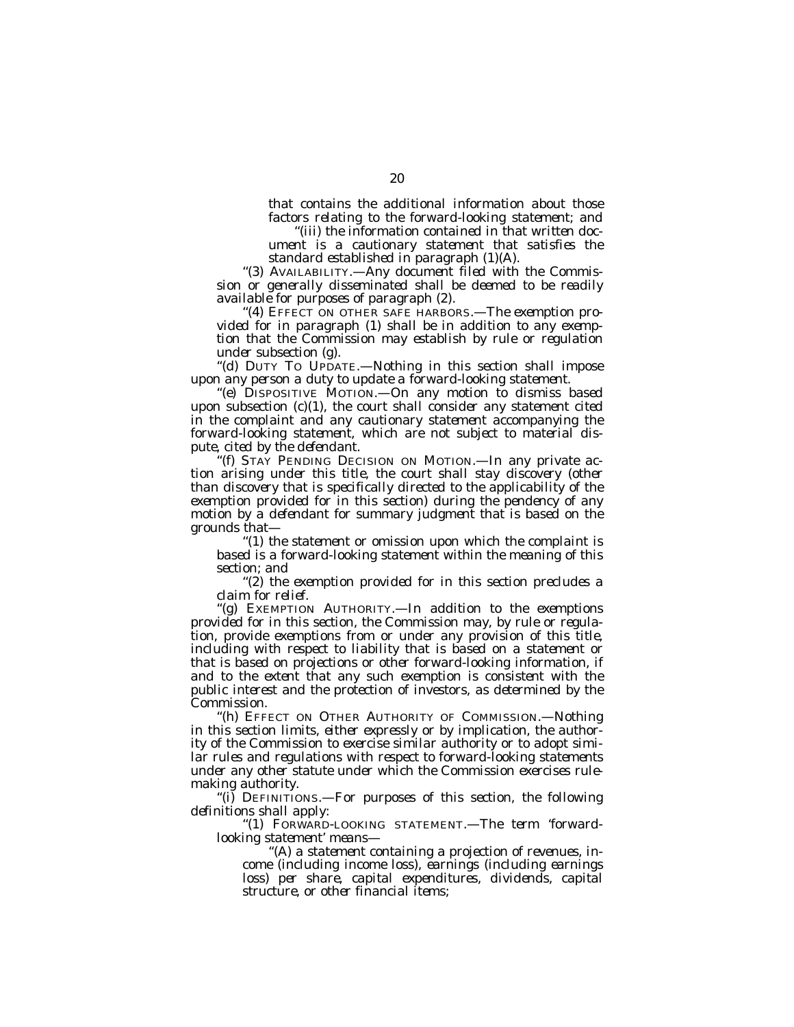that contains the additional information about those factors relating to the forward-looking statement; and

"(iii) the information contained in that written document is a cautionary statement that satisfies the standard established in paragraph (1)(A).

"(3) AVAILABILITY.—Any document filed with the Commission or generally disseminated shall be deemed to be readily available for purposes of paragraph (2).

"(4) EFFECT ON OTHER SAFE HARBORS.—The exemption provided for in paragraph (1) shall be in addition to any exemption that the Commission may establish by rule or regulation under subsection (g).

"(d) DUTY TO UPDATE.—Nothing in this section shall impose upon any person a duty to update a forward-looking statement.

"(e) DISPOSITIVE MOTION.—On any motion to dismiss based upon subsection (c)(1), the court shall consider any statement cited in the complaint and any cautionary statement accompanying the forward-looking statement, which are not subject to material dispute, cited by the defendant.

"(f) STAY PENDING DECISION ON MOTION.—In any private action arising under this title, the court shall stay discovery (other than discovery that is specifically directed to the applicability of the exemption provided for in this section) during the pendency of any motion by a defendant for summary judgment that is based on the grounds that—

"(1) the statement or omission upon which the complaint is based is a forward-looking statement within the meaning of this section; and

"(2) the exemption provided for in this section precludes a claim for relief.

"(g) EXEMPTION AUTHORITY.—In addition to the exemptions provided for in this section, the Commission may, by rule or regulation, provide exemptions from or under any provision of this title, including with respect to liability that is based on a statement or that is based on projections or other forward-looking information, if and to the extent that any such exemption is consistent with the public interest and the protection of investors, as determined by the Commission.

"(h) EFFECT ON OTHER AUTHORITY OF COMMISSION.—Nothing in this section limits, either expressly or by implication, the authority of the Commission to exercise similar authority or to adopt similar rules and regulations with respect to forward-looking statements under any other statute under which the Commission exercises rulemaking authority.

"(i) DEFINITIONS.—For purposes of this section, the following definitions shall apply:

"(1) FORWARD-LOOKING STATEMENT.—The term 'forward-looking statement' means—

"(A) a statement containing a projection of revenues, income (including income loss), earnings (including earnings loss) per share, capital expenditures, dividends, capital structure, or other financial items;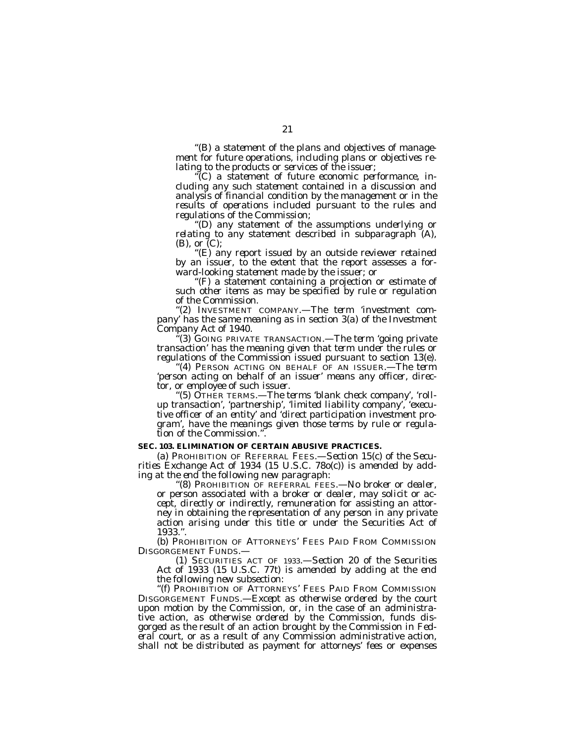"(B) a statement of the plans and objectives of management for future operations, including plans or objectives relating to the products or services of the issuer;

"(C) a statement of future economic performance, including any such statement contained in a discussion and analysis of financial condition by the management or in the results of operations included pursuant to the rules and regulations of the Commission;

"(D) any statement of the assumptions underlying or relating to any statement described in subparagraph (A), (B), or (C);

"(E) any report issued by an outside reviewer retained by an issuer, to the extent that the report assesses a forward-looking statement made by the issuer; or

"(F) a statement containing a projection or estimate of such other items as may be specified by rule or regulation of the Commission.

"(2) INVESTMENT COMPANY.—The term 'investment company' has the same meaning as in section 3(a) of the Investment Company Act of 1940.

"(3) GOING PRIVATE TRANSACTION.—The term 'going private transaction' has the meaning given that term under the rules or regulations of the Commission issued pursuant to section 13(e).

"(4) PERSON ACTING ON BEHALF OF AN ISSUER.—The term 'person acting on behalf of an issuer' means any officer, director, or employee of such issuer.

"(5) OTHER TERMS.—The terms 'blank check company', 'roll-up transaction', 'partnership', 'limited liability company', 'executive officer of an entity' and 'direct participation investment program', have the meanings given those terms by rule or regulation of the Commission.".

**SEC. 103. ELIMINATION OF CERTAIN ABUSIVE PRACTICES.**

(a) PROHIBITION OF REFERRAL FEES.—Section 15(c) of the Securities Exchange Act of 1934 (15 U.S.C. 78o(c)) is amended by adding at the end the following new paragraph:

"(8) PROHIBITION OF REFERRAL FEES.—No broker or dealer, or person associated with a broker or dealer, may solicit or accept, directly or indirectly, remuneration for assisting an attorney in obtaining the representation of any person in any private action arising under this title or under the Securities Act of 1933.".

(b) PROHIBITION OF ATTORNEYS' FEES PAID FROM COMMISSION DISGORGEMENT FUNDS.—

(1) SECURITIES ACT OF 1933.—Section 20 of the Securities Act of 1933 (15 U.S.C. 77t) is amended by adding at the end the following new subsection:

"(f) PROHIBITION OF ATTORNEYS' FEES PAID FROM COMMISSION DISGORGEMENT FUNDS.—Except as otherwise ordered by the court upon motion by the Commission, or, in the case of an administrative action, as otherwise ordered by the Commission, funds disgorged as the result of an action brought by the Commission in Federal court, or as a result of any Commission administrative action, shall not be distributed as payment for attorneys' fees or expenses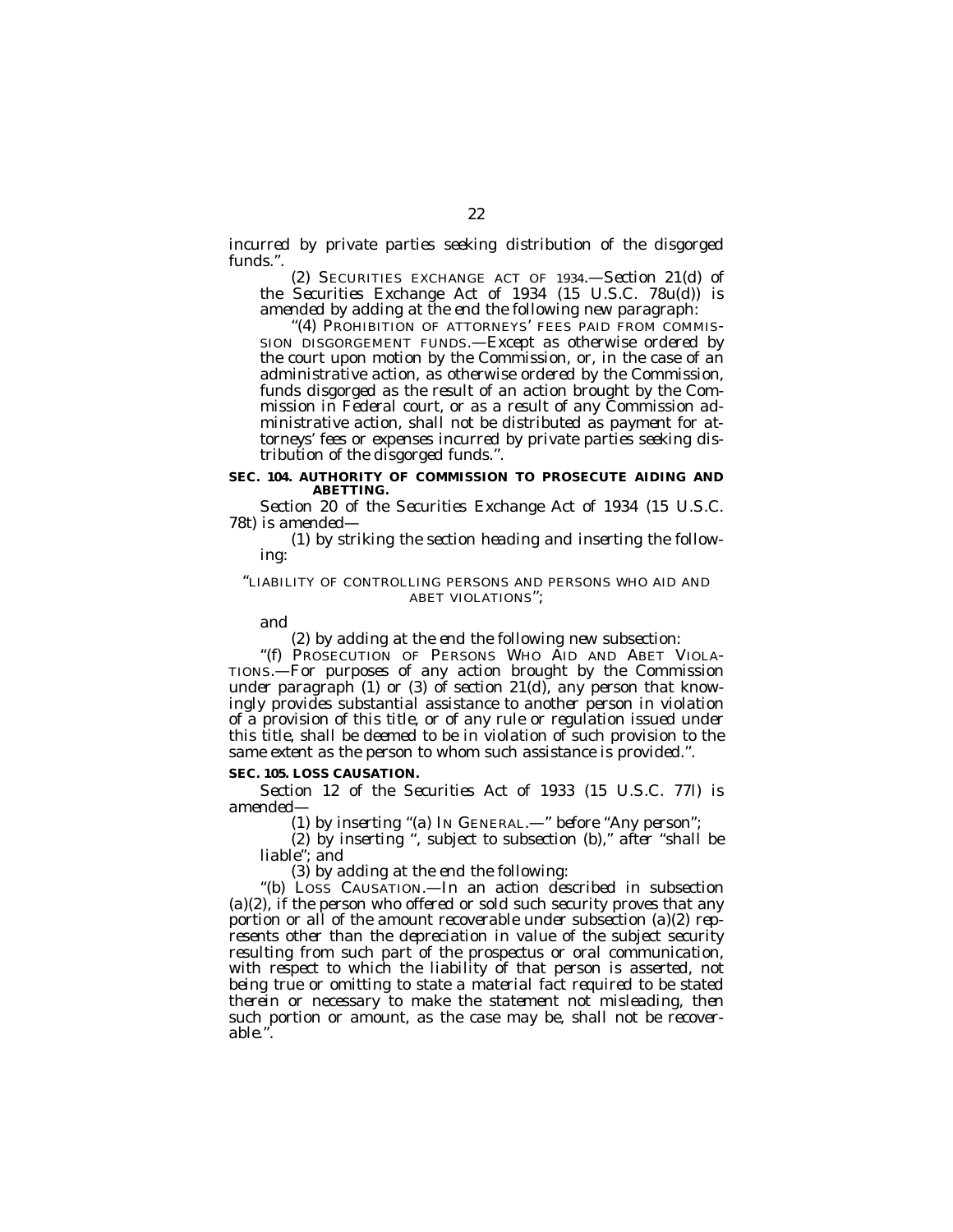*incurred by private parties seeking distribution of the disgorged funds.".*

*(2) SECURITIES EXCHANGE ACT OF 1934.—Section 21(d) of the Securities Exchange Act of 1934 (15 U.S.C. 78u(d)) is amended by adding at the end the following new paragraph:*

*"(4) PROHIBITION OF ATTORNEYS' FEES PAID FROM COMMISSION DISGORGEMENT FUNDS.—Except as otherwise ordered by the court upon motion by the Commission, or, in the case of an administrative action, as otherwise ordered by the Commission, funds disgorged as the result of an action brought by the Commission in Federal court, or as a result of any Commission administrative action, shall not be distributed as payment for attorneys' fees or expenses incurred by private parties seeking distribution of the disgorged funds.".*

**SEC. 104. AUTHORITY OF COMMISSION TO PROSECUTE AIDING AND ABETTING.**

*Section 20 of the Securities Exchange Act of 1934 (15 U.S.C. 78t) is amended—*

*(1) by striking the section heading and inserting the following:*

*"LIABILITY OF CONTROLLING PERSONS AND PERSONS WHO AID AND ABET VIOLATIONS";*

*and*

*(2) by adding at the end the following new subsection:*

*"(f) PROSECUTION OF PERSONS WHO AID AND ABET VIOLATIONS.—For purposes of any action brought by the Commission under paragraph (1) or (3) of section 21(d), any person that knowingly provides substantial assistance to another person in violation of a provision of this title, or of any rule or regulation issued under this title, shall be deemed to be in violation of such provision to the same extent as the person to whom such assistance is provided.".*

**SEC. 105. LOSS CAUSATION.**

*Section 12 of the Securities Act of 1933 (15 U.S.C. 77l) is amended—*

*(1) by inserting "(a) IN GENERAL.—" before "Any person";*

*(2) by inserting ", subject to subsection (b)," after "shall be liable"; and*

*(3) by adding at the end the following:*

*"(b) LOSS CAUSATION.—In an action described in subsection (a)(2), if the person who offered or sold such security proves that any portion or all of the amount recoverable under subsection (a)(2) represents other than the depreciation in value of the subject security resulting from such part of the prospectus or oral communication, with respect to which the liability of that person is asserted, not being true or omitting to state a material fact required to be stated therein or necessary to make the statement not misleading, then such portion or amount, as the case may be, shall not be recoverable.".*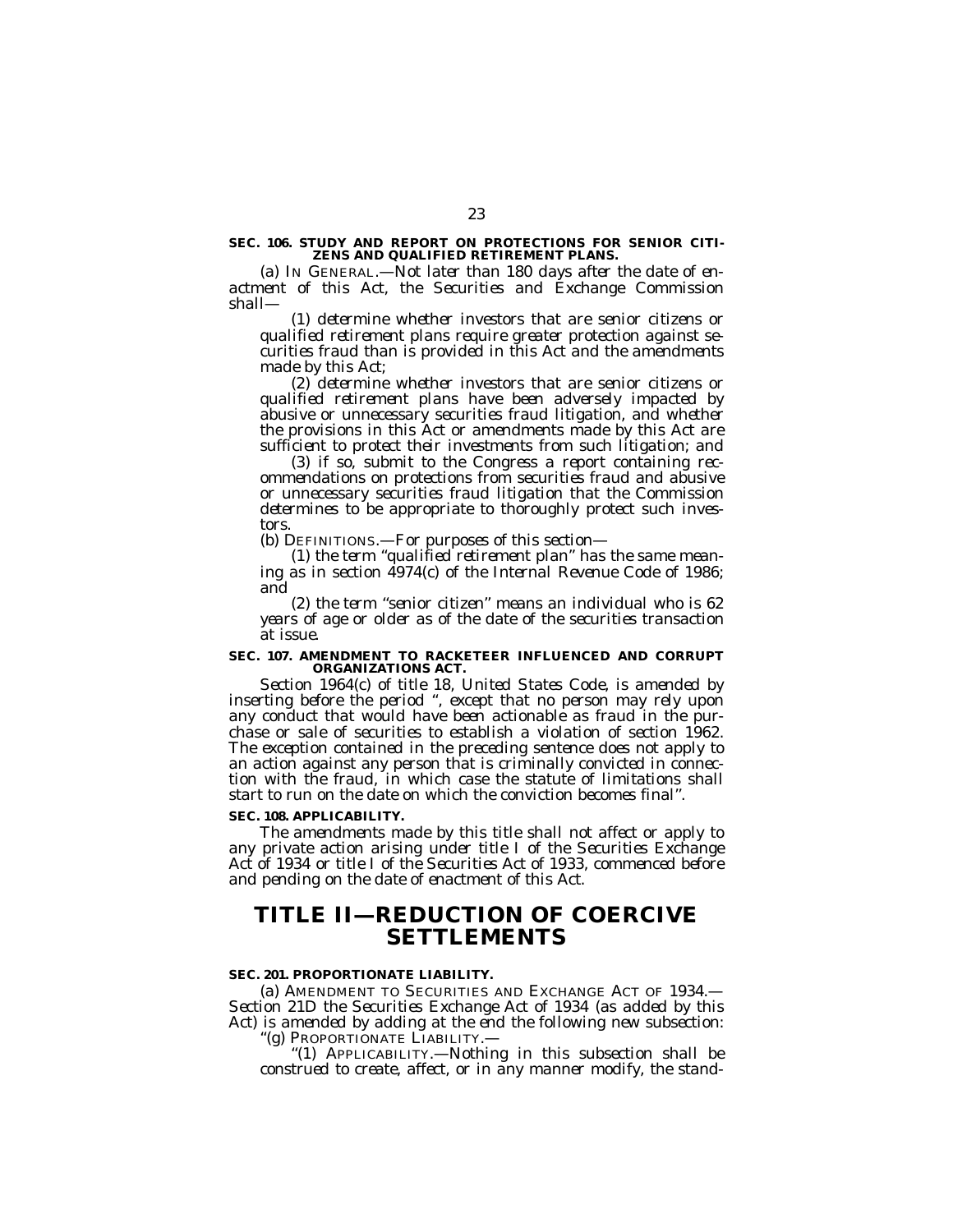**SEC. 106. STUDY AND REPORT ON PROTECTIONS FOR SENIOR CITIZENS AND QUALIFIED RETIREMENT PLANS.**

(a) IN GENERAL.—Not later than 180 days after the date of enactment of this Act, the Securities and Exchange Commission shall—

(1) determine whether investors that are senior citizens or qualified retirement plans require greater protection against securities fraud than is provided in this Act and the amendments made by this Act;

(2) determine whether investors that are senior citizens or qualified retirement plans have been adversely impacted by abusive or unnecessary securities fraud litigation, and whether the provisions in this Act or amendments made by this Act are sufficient to protect their investments from such litigation; and

(3) if so, submit to the Congress a report containing recommendations on protections from securities fraud and abusive or unnecessary securities fraud litigation that the Commission determines to be appropriate to thoroughly protect such investors.

(b) DEFINITIONS.—For purposes of this section—

(1) the term "qualified retirement plan" has the same meaning as in section 4974(c) of the Internal Revenue Code of 1986; and

(2) the term "senior citizen" means an individual who is 62 years of age or older as of the date of the securities transaction at issue.

**SEC. 107. AMENDMENT TO RACKETEER INFLUENCED AND CORRUPT ORGANIZATIONS ACT.**

Section 1964(c) of title 18, United States Code, is amended by inserting before the period ", except that no person may rely upon any conduct that would have been actionable as fraud in the purchase or sale of securities to establish a violation of section 1962. The exception contained in the preceding sentence does not apply to an action against any person that is criminally convicted in connection with the fraud, in which case the statute of limitations shall start to run on the date on which the conviction becomes final".

**SEC. 108. APPLICABILITY.**

The amendments made by this title shall not affect or apply to any private action arising under title I of the Securities Exchange Act of 1934 or title I of the Securities Act of 1933, commenced before and pending on the date of enactment of this Act.

# TITLE II—REDUCTION OF COERCIVE SETTLEMENTS

**SEC. 201. PROPORTIONATE LIABILITY.**

(a) AMENDMENT TO SECURITIES AND EXCHANGE ACT OF 1934.—Section 21D the Securities Exchange Act of 1934 (as added by this Act) is amended by adding at the end the following new subsection:

"(g) PROPORTIONATE LIABILITY.—

"(1) APPLICABILITY.—Nothing in this subsection shall be construed to create, affect, or in any manner modify, the stand-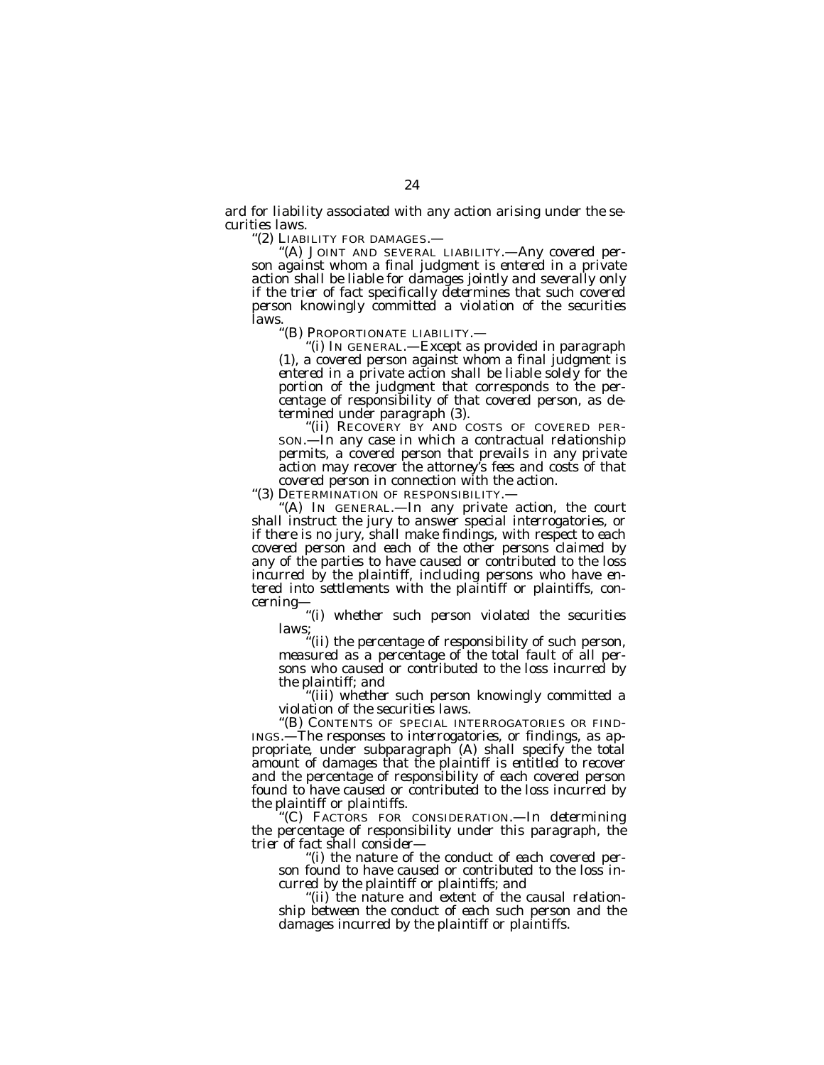ard for liability associated with any action arising under the securities laws.

''(2) LIABILITY FOR DAMAGES.—

''(A) JOINT AND SEVERAL LIABILITY.—Any covered person against whom a final judgment is entered in a private action shall be liable for damages jointly and severally only if the trier of fact specifically determines that such covered person knowingly committed a violation of the securities laws.

''(B) PROPORTIONATE LIABILITY.—

''(i) IN GENERAL.—Except as provided in paragraph (1), a covered person against whom a final judgment is entered in a private action shall be liable solely for the portion of the judgment that corresponds to the percentage of responsibility of that covered person, as determined under paragraph (3).

''(ii) RECOVERY BY AND COSTS OF COVERED PERSON.—In any case in which a contractual relationship permits, a covered person that prevails in any private action may recover the attorney's fees and costs of that covered person in connection with the action.

''(3) DETERMINATION OF RESPONSIBILITY.—

''(A) IN GENERAL.—In any private action, the court shall instruct the jury to answer special interrogatories, or if there is no jury, shall make findings, with respect to each covered person and each of the other persons claimed by any of the parties to have caused or contributed to the loss incurred by the plaintiff, including persons who have entered into settlements with the plaintiff or plaintiffs, concerning—

''(i) whether such person violated the securities laws;

''(ii) the percentage of responsibility of such person, measured as a percentage of the total fault of all persons who caused or contributed to the loss incurred by the plaintiff; and

''(iii) whether such person knowingly committed a violation of the securities laws.

''(B) CONTENTS OF SPECIAL INTERROGATORIES OR FINDINGS.—The responses to interrogatories, or findings, as appropriate, under subparagraph (A) shall specify the total amount of damages that the plaintiff is entitled to recover and the percentage of responsibility of each covered person found to have caused or contributed to the loss incurred by the plaintiff or plaintiffs.

''(C) FACTORS FOR CONSIDERATION.—In determining the percentage of responsibility under this paragraph, the trier of fact shall consider—

''(i) the nature of the conduct of each covered person found to have caused or contributed to the loss incurred by the plaintiff or plaintiffs; and

''(ii) the nature and extent of the causal relationship between the conduct of each such person and the damages incurred by the plaintiff or plaintiffs.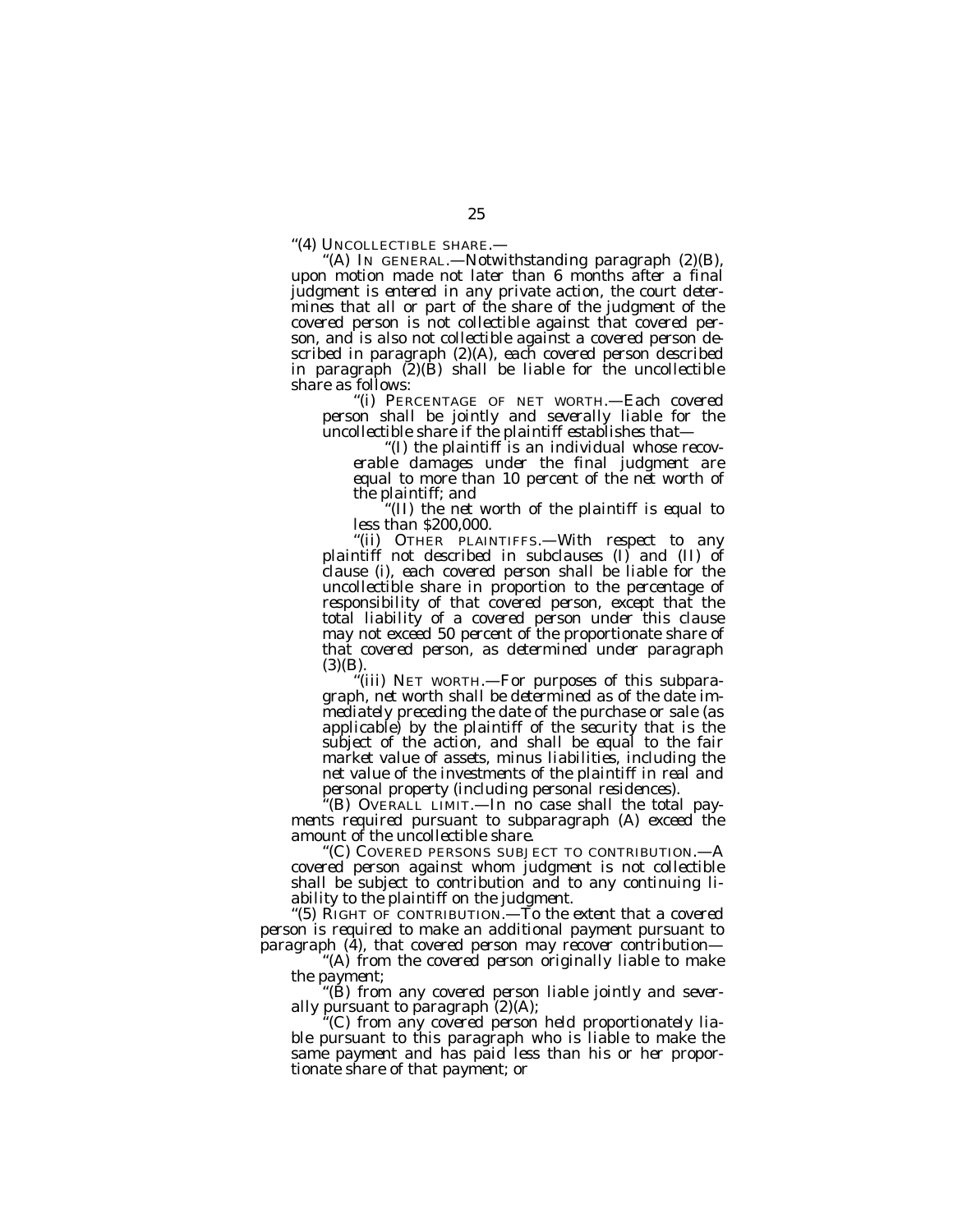"(4) UNCOLLECTIBLE SHARE.—

"(A) IN GENERAL.—Notwithstanding paragraph (2)(B), upon motion made not later than 6 months after a final judgment is entered in any private action, the court determines that all or part of the share of the judgment of the covered person is not collectible against that covered person, and is also not collectible against a covered person described in paragraph (2)(A), each covered person described in paragraph (2)(B) shall be liable for the uncollectible share as follows:

"(i) PERCENTAGE OF NET WORTH.—Each covered person shall be jointly and severally liable for the uncollectible share if the plaintiff establishes that—

"(I) the plaintiff is an individual whose recoverable damages under the final judgment are equal to more than 10 percent of the net worth of the plaintiff; and

"(II) the net worth of the plaintiff is equal to less than $200,000.

"(ii) OTHER PLAINTIFFS.—With respect to any plaintiff not described in subclauses (I) and (II) of clause (i), each covered person shall be liable for the uncollectible share in proportion to the percentage of responsibility of that covered person, except that the total liability of a covered person under this clause may not exceed 50 percent of the proportionate share of that covered person, as determined under paragraph (3)(B).

"(iii) NET WORTH.—For purposes of this subparagraph, net worth shall be determined as of the date immediately preceding the date of the purchase or sale (as applicable) by the plaintiff of the security that is the subject of the action, and shall be equal to the fair market value of assets, minus liabilities, including the net value of the investments of the plaintiff in real and personal property (including personal residences).

"(B) OVERALL LIMIT.—In no case shall the total payments required pursuant to subparagraph (A) exceed the amount of the uncollectible share.

"(C) COVERED PERSONS SUBJECT TO CONTRIBUTION.—A covered person against whom judgment is not collectible shall be subject to contribution and to any continuing liability to the plaintiff on the judgment.

"(5) RIGHT OF CONTRIBUTION.—To the extent that a covered person is required to make an additional payment pursuant to paragraph (4), that covered person may recover contribution—

"(A) from the covered person originally liable to make the payment;

"(B) from any covered person liable jointly and severally pursuant to paragraph (2)(A);

"(C) from any covered person held proportionately liable pursuant to this paragraph who is liable to make the same payment and has paid less than his or her proportionate share of that payment; or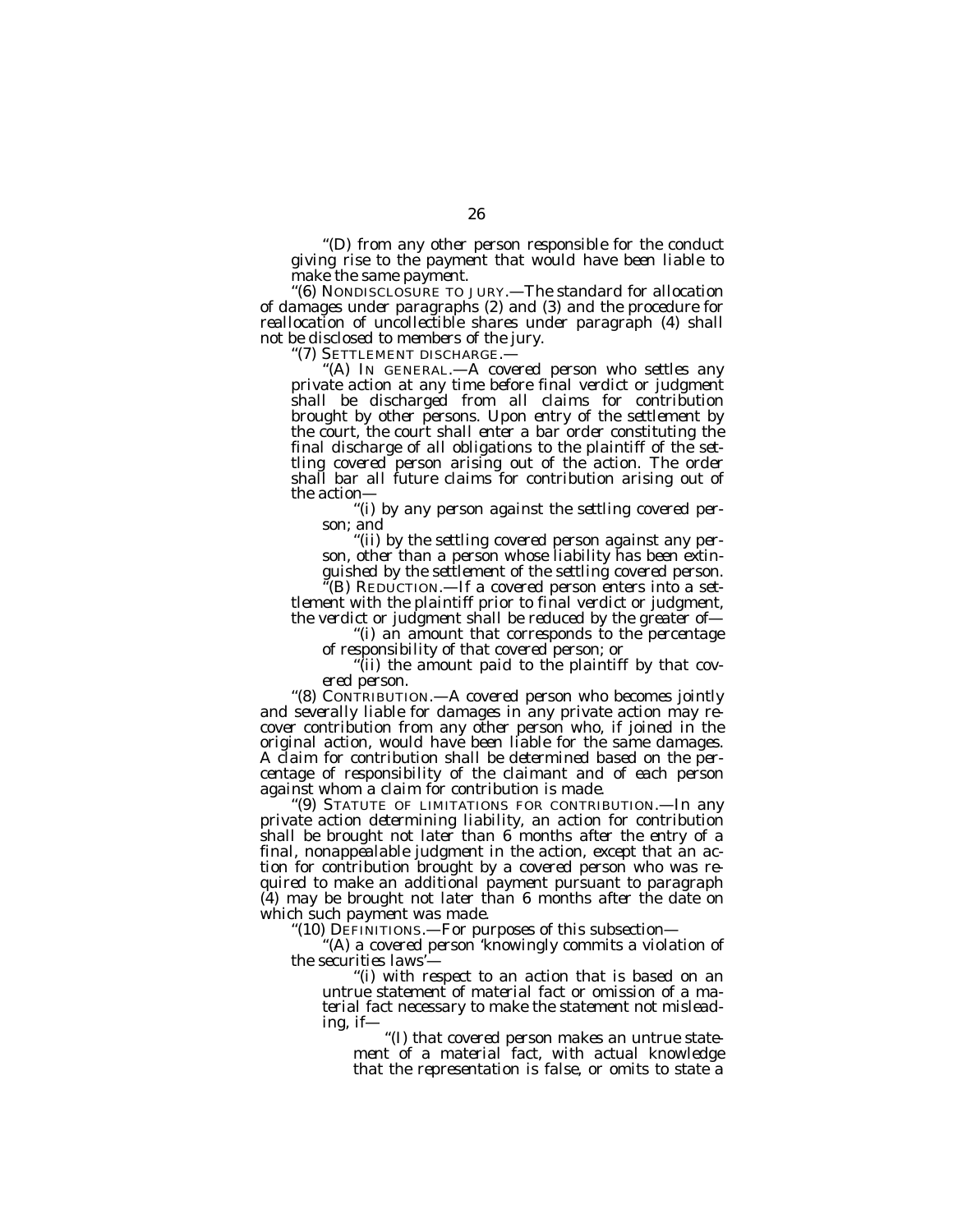"(D) from any other person responsible for the conduct giving rise to the payment that would have been liable to make the same payment.

"(6) NONDISCLOSURE TO JURY.—The standard for allocation of damages under paragraphs (2) and (3) and the procedure for reallocation of uncollectible shares under paragraph (4) shall not be disclosed to members of the jury.

"(7) SETTLEMENT DISCHARGE.—

"(A) IN GENERAL.—A covered person who settles any private action at any time before final verdict or judgment shall be discharged from all claims for contribution brought by other persons. Upon entry of the settlement by the court, the court shall enter a bar order constituting the final discharge of all obligations to the plaintiff of the settling covered person arising out of the action. The order shall bar all future claims for contribution arising out of the action—

"(i) by any person against the settling covered person; and

"(ii) by the settling covered person against any person, other than a person whose liability has been extinguished by the settlement of the settling covered person.

"(B) REDUCTION.—If a covered person enters into a settlement with the plaintiff prior to final verdict or judgment, the verdict or judgment shall be reduced by the greater of—

"(i) an amount that corresponds to the percentage of responsibility of that covered person; or

"(ii) the amount paid to the plaintiff by that covered person.

"(8) CONTRIBUTION.—A covered person who becomes jointly and severally liable for damages in any private action may recover contribution from any other person who, if joined in the original action, would have been liable for the same damages. A claim for contribution shall be determined based on the percentage of responsibility of the claimant and of each person against whom a claim for contribution is made.

"(9) STATUTE OF LIMITATIONS FOR CONTRIBUTION.—In any private action determining liability, an action for contribution shall be brought not later than 6 months after the entry of a final, nonappealable judgment in the action, except that an action for contribution brought by a covered person who was required to make an additional payment pursuant to paragraph (4) may be brought not later than 6 months after the date on which such payment was made.

"(10) DEFINITIONS.—For purposes of this subsection—

"(A) a covered person 'knowingly commits a violation of the securities laws'—

"(i) with respect to an action that is based on an untrue statement of material fact or omission of a material fact necessary to make the statement not misleading, if—

"(I) that covered person makes an untrue statement of a material fact, with actual knowledge that the representation is false, or omits to state a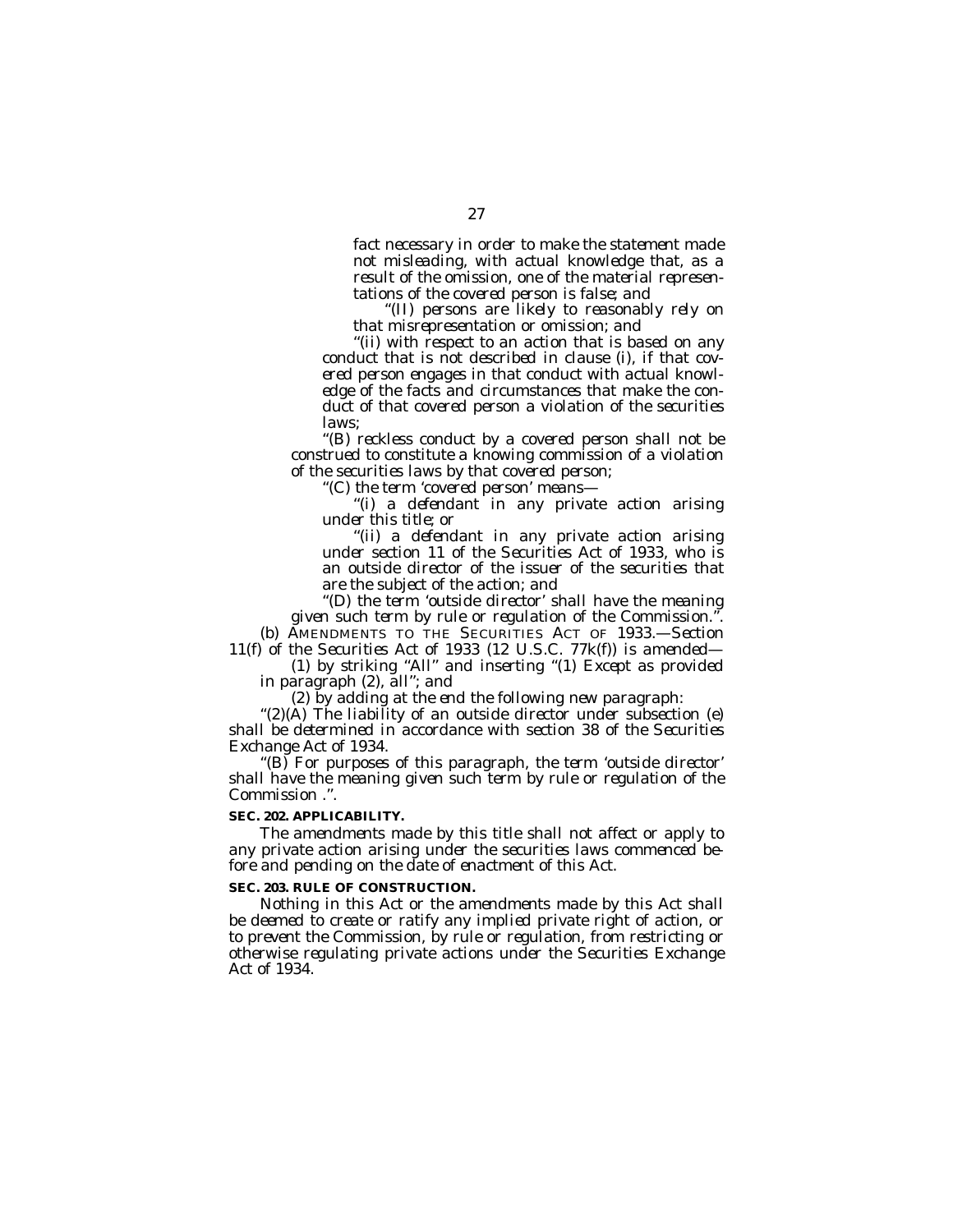fact necessary in order to make the statement made not misleading, with actual knowledge that, as a result of the omission, one of the material representations of the covered person is false; and

''(II) persons are likely to reasonably rely on that misrepresentation or omission; and

''(ii) with respect to an action that is based on any conduct that is not described in clause (i), if that covered person engages in that conduct with actual knowledge of the facts and circumstances that make the conduct of that covered person a violation of the securities laws;

''(B) reckless conduct by a covered person shall not be construed to constitute a knowing commission of a violation of the securities laws by that covered person;

''(C) the term 'covered person' means—

''(i) a defendant in any private action arising under this title; or

''(ii) a defendant in any private action arising under section 11 of the Securities Act of 1933, who is an outside director of the issuer of the securities that are the subject of the action; and

''(D) the term 'outside director' shall have the meaning given such term by rule or regulation of the Commission.''.

(b) AMENDMENTS TO THE SECURITIES ACT OF 1933.—Section 11(f) of the Securities Act of 1933 (12 U.S.C. 77k(f)) is amended—

(1) by striking ''All'' and inserting ''(1) Except as provided in paragraph (2), all''; and

(2) by adding at the end the following new paragraph:

''(2)(A) The liability of an outside director under subsection (e) shall be determined in accordance with section 38 of the Securities Exchange Act of 1934.

''(B) For purposes of this paragraph, the term 'outside director' shall have the meaning given such term by rule or regulation of the Commission .''.

**SEC. 202. APPLICABILITY.**

The amendments made by this title shall not affect or apply to any private action arising under the securities laws commenced before and pending on the date of enactment of this Act.

**SEC. 203. RULE OF CONSTRUCTION.**

Nothing in this Act or the amendments made by this Act shall be deemed to create or ratify any implied private right of action, or to prevent the Commission, by rule or regulation, from restricting or otherwise regulating private actions under the Securities Exchange Act of 1934.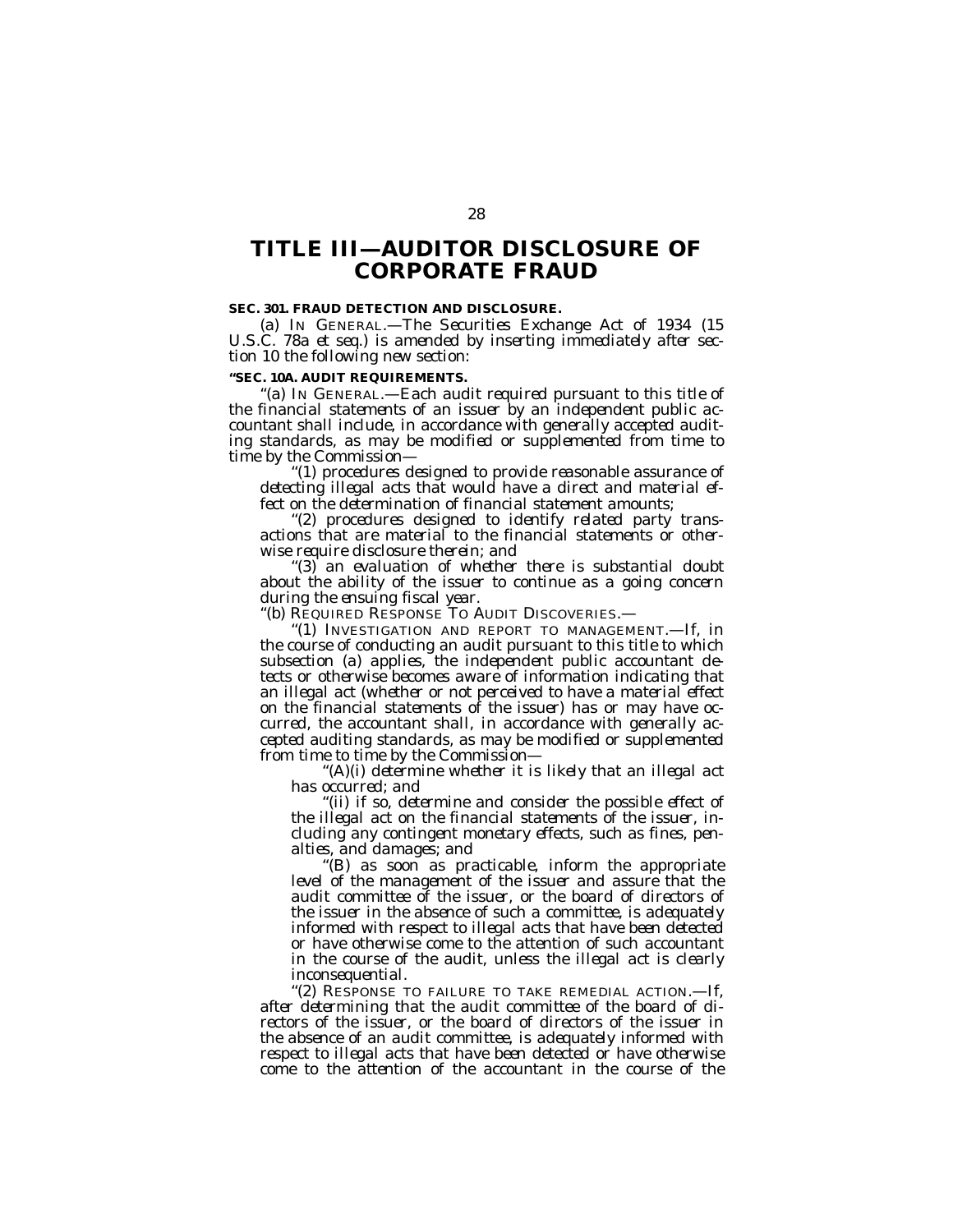# TITLE III—AUDITOR DISCLOSURE OF CORPORATE FRAUD

**SEC. 301. FRAUD DETECTION AND DISCLOSURE.**

*(a) IN GENERAL.—The Securities Exchange Act of 1934 (15 U.S.C. 78a et seq.) is amended by inserting immediately after section 10 the following new section:*

**"SEC. 10A. AUDIT REQUIREMENTS.**

*"(a) IN GENERAL.—Each audit required pursuant to this title of the financial statements of an issuer by an independent public accountant shall include, in accordance with generally accepted auditing standards, as may be modified or supplemented from time to time by the Commission—*

*"(1) procedures designed to provide reasonable assurance of detecting illegal acts that would have a direct and material effect on the determination of financial statement amounts;*

*"(2) procedures designed to identify related party transactions that are material to the financial statements or otherwise require disclosure therein; and*

*"(3) an evaluation of whether there is substantial doubt about the ability of the issuer to continue as a going concern during the ensuing fiscal year.*

*"(b) REQUIRED RESPONSE TO AUDIT DISCOVERIES.—*

*"(1) INVESTIGATION AND REPORT TO MANAGEMENT.—If, in the course of conducting an audit pursuant to this title to which subsection (a) applies, the independent public accountant detects or otherwise becomes aware of information indicating that an illegal act (whether or not perceived to have a material effect on the financial statements of the issuer) has or may have occurred, the accountant shall, in accordance with generally accepted auditing standards, as may be modified or supplemented from time to time by the Commission—*

*"(A)(i) determine whether it is likely that an illegal act has occurred; and*

*"(ii) if so, determine and consider the possible effect of the illegal act on the financial statements of the issuer, including any contingent monetary effects, such as fines, penalties, and damages; and*

*"(B) as soon as practicable, inform the appropriate level of the management of the issuer and assure that the audit committee of the issuer, or the board of directors of the issuer in the absence of such a committee, is adequately informed with respect to illegal acts that have been detected or have otherwise come to the attention of such accountant in the course of the audit, unless the illegal act is clearly inconsequential.*

*"(2) RESPONSE TO FAILURE TO TAKE REMEDIAL ACTION.—If, after determining that the audit committee of the board of directors of the issuer, or the board of directors of the issuer in the absence of an audit committee, is adequately informed with respect to illegal acts that have been detected or have otherwise come to the attention of the accountant in the course of the*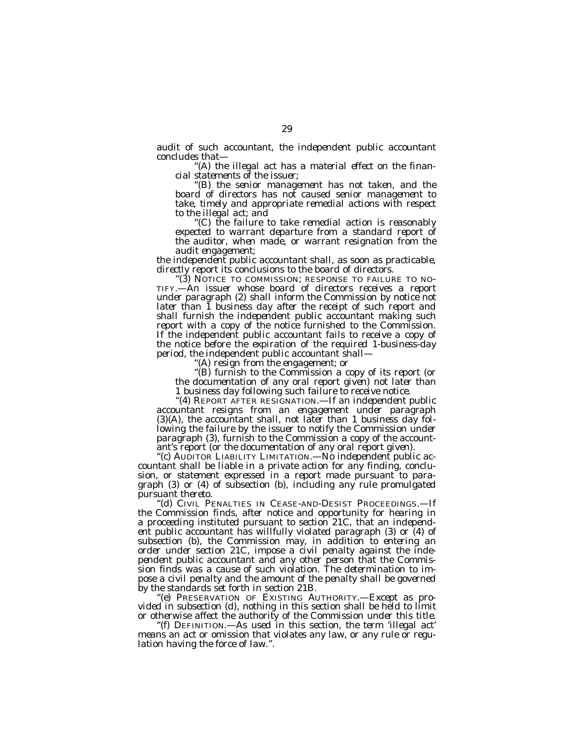audit of such accountant, the independent public accountant concludes that—

"(A) the illegal act has a material effect on the financial statements of the issuer;

"(B) the senior management has not taken, and the board of directors has not caused senior management to take, timely and appropriate remedial actions with respect to the illegal act; and

"(C) the failure to take remedial action is reasonably expected to warrant departure from a standard report of the auditor, when made, or warrant resignation from the audit engagement;

the independent public accountant shall, as soon as practicable, directly report its conclusions to the board of directors.

"(3) NOTICE TO COMMISSION; RESPONSE TO FAILURE TO NOTIFY.—An issuer whose board of directors receives a report under paragraph (2) shall inform the Commission by notice not later than 1 business day after the receipt of such report and shall furnish the independent public accountant making such report with a copy of the notice furnished to the Commission. If the independent public accountant fails to receive a copy of the notice before the expiration of the required 1-business-day period, the independent public accountant shall—

"(A) resign from the engagement; or

"(B) furnish to the Commission a copy of its report (or the documentation of any oral report given) not later than 1 business day following such failure to receive notice.

"(4) REPORT AFTER RESIGNATION.—If an independent public accountant resigns from an engagement under paragraph (3)(A), the accountant shall, not later than 1 business day following the failure by the issuer to notify the Commission under paragraph (3), furnish to the Commission a copy of the accountant's report (or the documentation of any oral report given).

"(c) AUDITOR LIABILITY LIMITATION.—No independent public accountant shall be liable in a private action for any finding, conclusion, or statement expressed in a report made pursuant to paragraph (3) or (4) of subsection (b), including any rule promulgated pursuant thereto.

"(d) CIVIL PENALTIES IN CEASE-AND-DESIST PROCEEDINGS.—If the Commission finds, after notice and opportunity for hearing in a proceeding instituted pursuant to section 21C, that an independent public accountant has willfully violated paragraph (3) or (4) of subsection (b), the Commission may, in addition to entering an order under section 21C, impose a civil penalty against the independent public accountant and any other person that the Commission finds was a cause of such violation. The determination to impose a civil penalty and the amount of the penalty shall be governed by the standards set forth in section 21B.

"(e) PRESERVATION OF EXISTING AUTHORITY.—Except as provided in subsection (d), nothing in this section shall be held to limit or otherwise affect the authority of the Commission under this title.

"(f) DEFINITION.—As used in this section, the term 'illegal act' means an act or omission that violates any law, or any rule or regulation having the force of law.".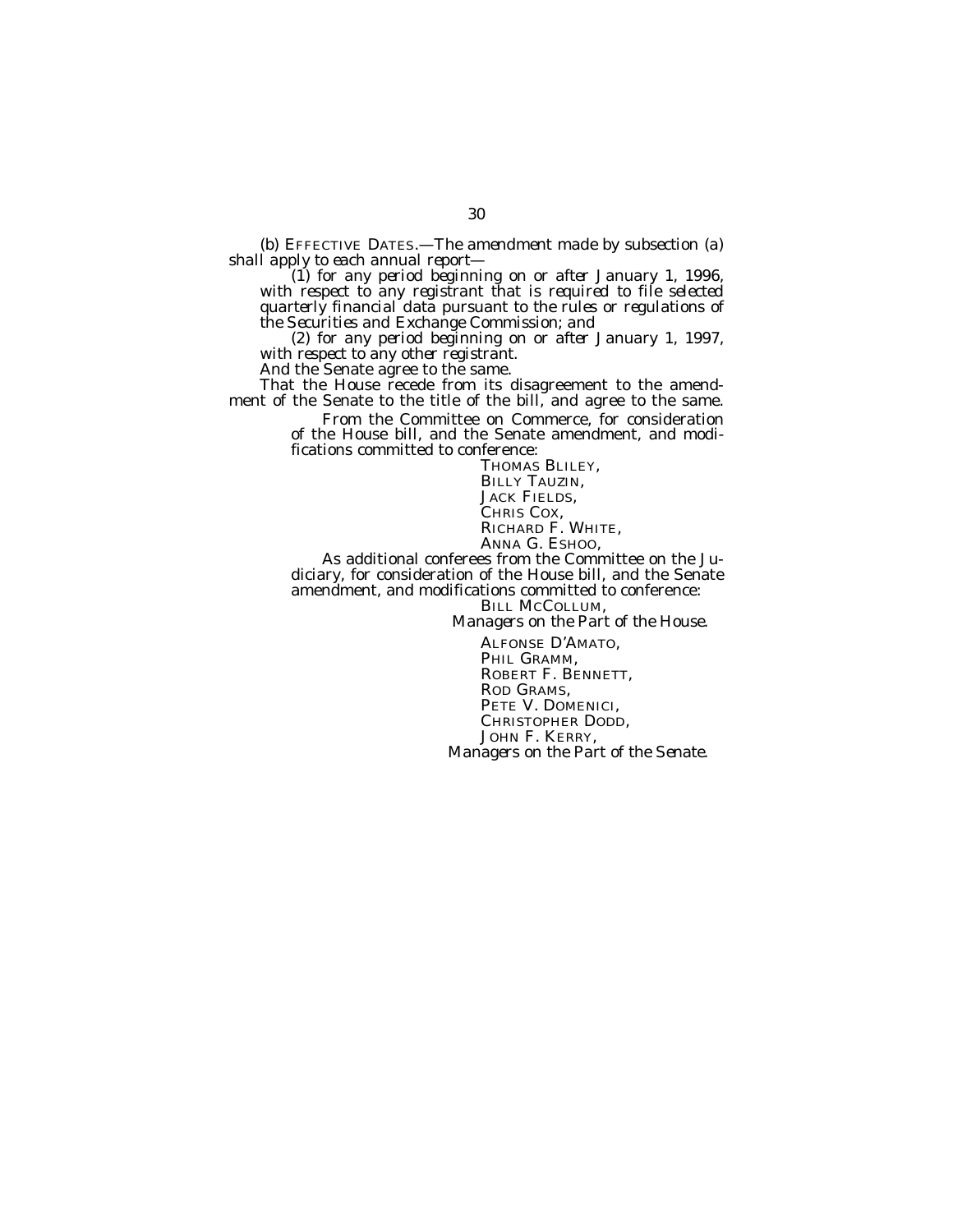(b) EFFECTIVE DATES.—*The amendment made by subsection (a) shall apply to each annual report—*

*(1) for any period beginning on or after January 1, 1996, with respect to any registrant that is required to file selected quarterly financial data pursuant to the rules or regulations of the Securities and Exchange Commission; and*

*(2) for any period beginning on or after January 1, 1997, with respect to any other registrant.*

And the Senate agree to the same.

That the House recede from its disagreement to the amendment of the Senate to the title of the bill, and agree to the same.

From the Committee on Commerce, for consideration of the House bill, and the Senate amendment, and modifications committed to conference:

THOMAS BLILEY,
BILLY TAUZIN,
JACK FIELDS,
CHRIS COX,
RICHARD F. WHITE,
ANNA G. ESHOO,

As additional conferees from the Committee on the Judiciary, for consideration of the House bill, and the Senate amendment, and modifications committed to conference:

BILL MCCOLLUM,

*Managers on the Part of the House.*

ALFONSE D'AMATO,
PHIL GRAMM,
ROBERT F. BENNETT,
ROD GRAMS,
PETE V. DOMENICI,
CHRISTOPHER DODD,
JOHN F. KERRY,

*Managers on the Part of the Senate.*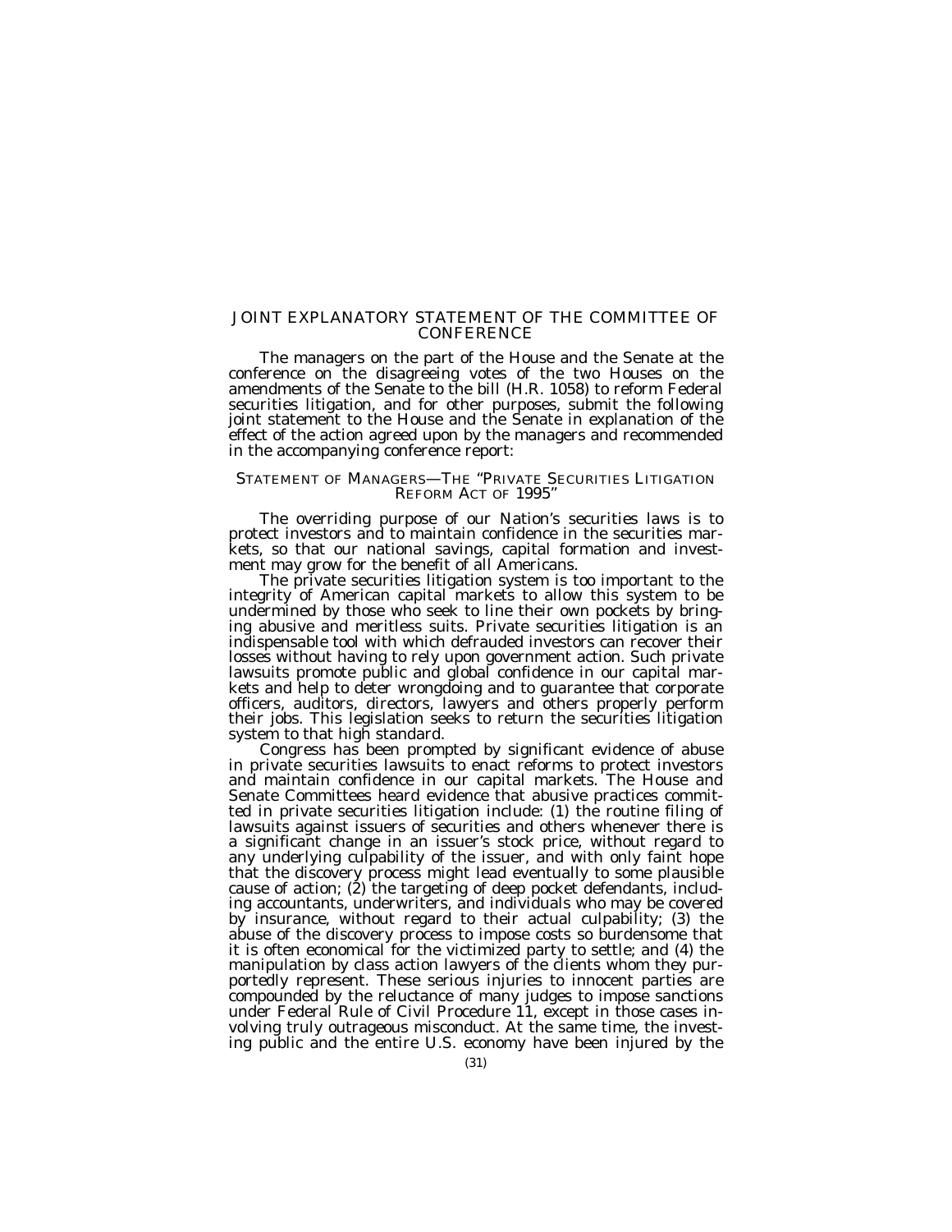# JOINT EXPLANATORY STATEMENT OF THE COMMITTEE OF CONFERENCE

The managers on the part of the House and the Senate at the conference on the disagreeing votes of the two Houses on the amendments of the Senate to the bill (H.R. 1058) to reform Federal securities litigation, and for other purposes, submit the following joint statement to the House and the Senate in explanation of the effect of the action agreed upon by the managers and recommended in the accompanying conference report:

## STATEMENT OF MANAGERS—THE "PRIVATE SECURITIES LITIGATION REFORM ACT OF 1995"

The overriding purpose of our Nation's securities laws is to protect investors and to maintain confidence in the securities markets, so that our national savings, capital formation and investment may grow for the benefit of all Americans.

The private securities litigation system is too important to the integrity of American capital markets to allow this system to be undermined by those who seek to line their own pockets by bringing abusive and meritless suits. Private securities litigation is an indispensable tool with which defrauded investors can recover their losses without having to rely upon government action. Such private lawsuits promote public and global confidence in our capital markets and help to deter wrongdoing and to guarantee that corporate officers, auditors, directors, lawyers and others properly perform their jobs. This legislation seeks to return the securities litigation system to that high standard.

Congress has been prompted by significant evidence of abuse in private securities lawsuits to enact reforms to protect investors and maintain confidence in our capital markets. The House and Senate Committees heard evidence that abusive practices committed in private securities litigation include: (1) the routine filing of lawsuits against issuers of securities and others whenever there is a significant change in an issuer's stock price, without regard to any underlying culpability of the issuer, and with only faint hope that the discovery process might lead eventually to some plausible cause of action; (2) the targeting of deep pocket defendants, including accountants, underwriters, and individuals who may be covered by insurance, without regard to their actual culpability; (3) the abuse of the discovery process to impose costs so burdensome that it is often economical for the victimized party to settle; and (4) the manipulation by class action lawyers of the clients whom they purportedly represent. These serious injuries to innocent parties are compounded by the reluctance of many judges to impose sanctions under Federal Rule of Civil Procedure 11, except in those cases involving truly outrageous misconduct. At the same time, the investing public and the entire U.S. economy have been injured by the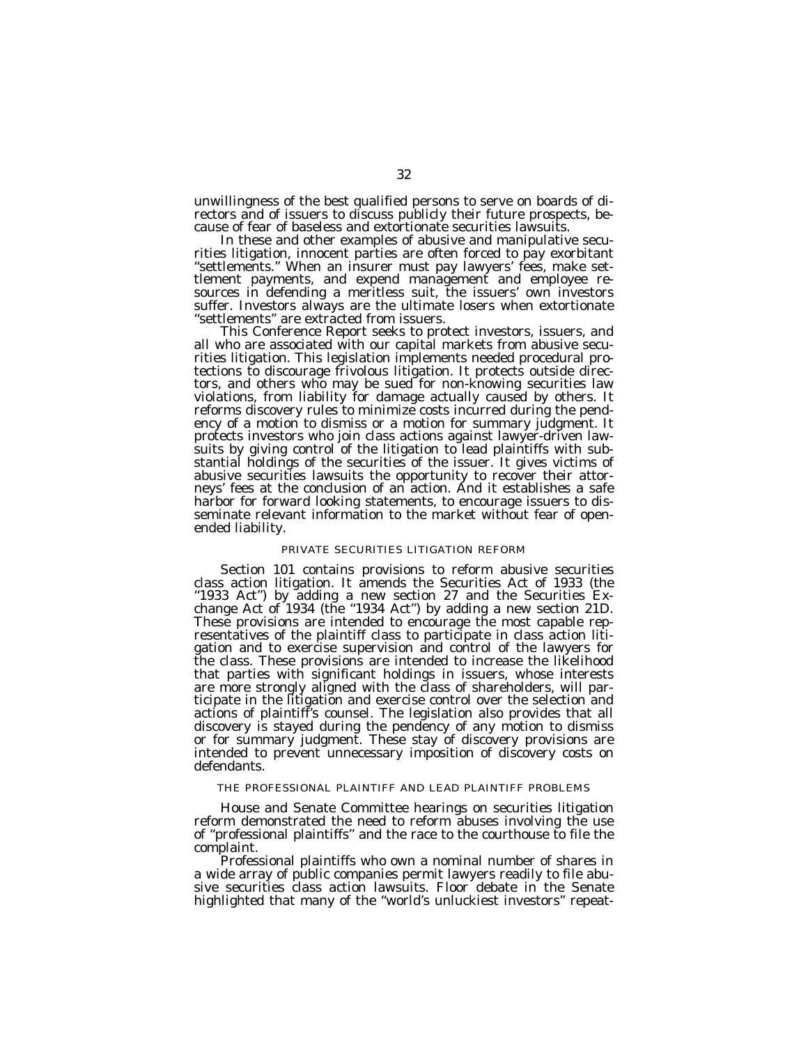unwillingness of the best qualified persons to serve on boards of directors and of issuers to discuss publicly their future prospects, because of fear of baseless and extortionate securities lawsuits.

In these and other examples of abusive and manipulative securities litigation, innocent parties are often forced to pay exorbitant "settlements." When an insurer must pay lawyers' fees, make settlement payments, and expend management and employee resources in defending a meritless suit, the issuers' own investors suffer. Investors always are the ultimate losers when extortionate "settlements" are extracted from issuers.

This Conference Report seeks to protect investors, issuers, and all who are associated with our capital markets from abusive securities litigation. This legislation implements needed procedural protections to discourage frivolous litigation. It protects outside directors, and others who may be sued for non-knowing securities law violations, from liability for damage actually caused by others. It reforms discovery rules to minimize costs incurred during the pendency of a motion to dismiss or a motion for summary judgment. It protects investors who join class actions against lawyer-driven lawsuits by giving control of the litigation to lead plaintiffs with substantial holdings of the securities of the issuer. It gives victims of abusive securities lawsuits the opportunity to recover their attorneys' fees at the conclusion of an action. And it establishes a safe harbor for forward looking statements, to encourage issuers to disseminate relevant information to the market without fear of open-ended liability.

## PRIVATE SECURITIES LITIGATION REFORM

Section 101 contains provisions to reform abusive securities class action litigation. It amends the Securities Act of 1933 (the "1933 Act") by adding a new section 27 and the Securities Exchange Act of 1934 (the "1934 Act") by adding a new section 21D. These provisions are intended to encourage the most capable representatives of the plaintiff class to participate in class action litigation and to exercise supervision and control of the lawyers for the class. These provisions are intended to increase the likelihood that parties with significant holdings in issuers, whose interests are more strongly aligned with the class of shareholders, will participate in the litigation and exercise control over the selection and actions of plaintiff's counsel. The legislation also provides that all discovery is stayed during the pendency of any motion to dismiss or for summary judgment. These stay of discovery provisions are intended to prevent unnecessary imposition of discovery costs on defendants.

### THE PROFESSIONAL PLAINTIFF AND LEAD PLAINTIFF PROBLEMS

House and Senate Committee hearings on securities litigation reform demonstrated the need to reform abuses involving the use of "professional plaintiffs" and the race to the courthouse to file the complaint.

Professional plaintiffs who own a nominal number of shares in a wide array of public companies permit lawyers readily to file abusive securities class action lawsuits. Floor debate in the Senate highlighted that many of the "world's unluckiest investors" repeat-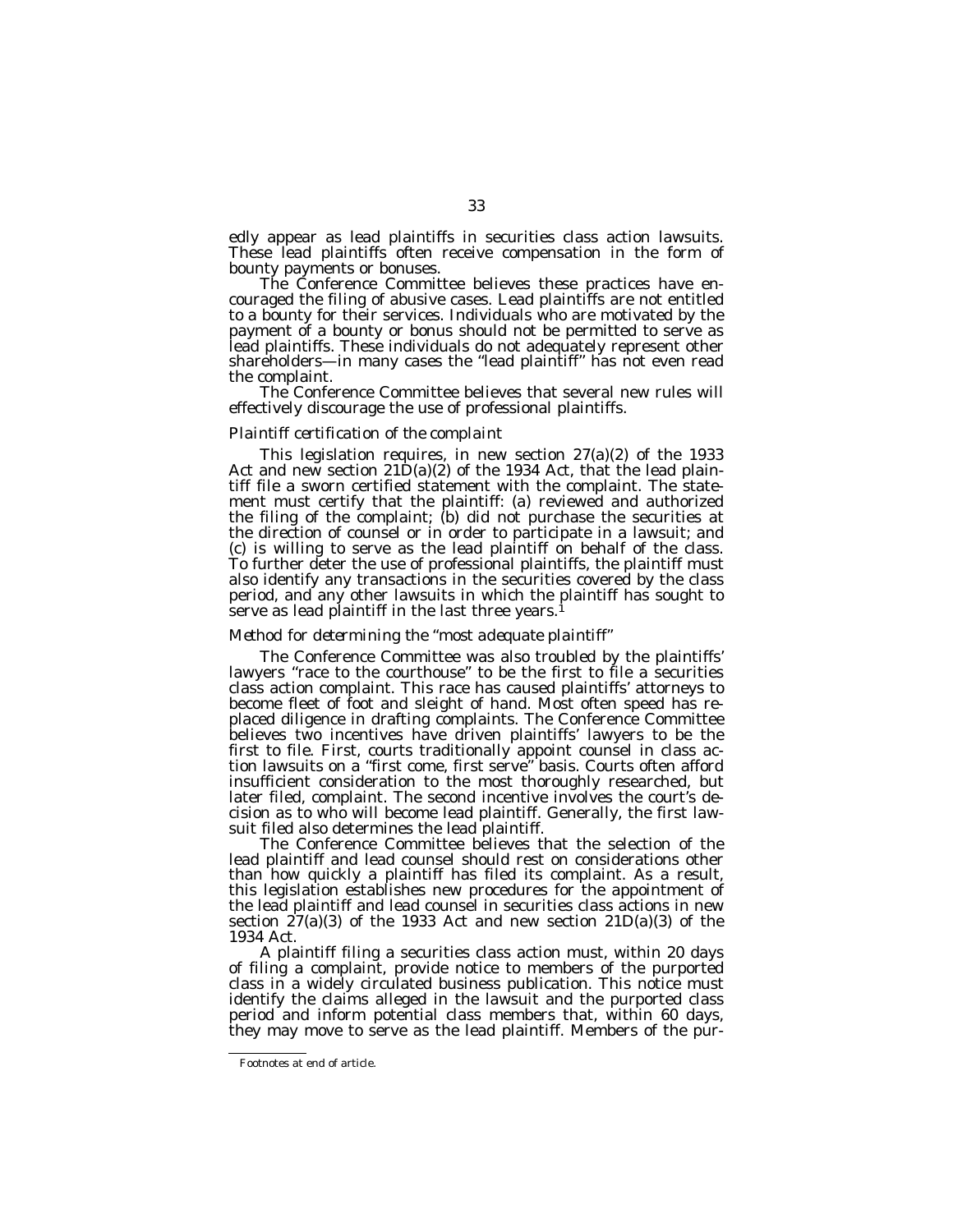edly appear as lead plaintiffs in securities class action lawsuits. These lead plaintiffs often receive compensation in the form of bounty payments or bonuses.

The Conference Committee believes these practices have encouraged the filing of abusive cases. Lead plaintiffs are not entitled to a bounty for their services. Individuals who are motivated by the payment of a bounty or bonus should not be permitted to serve as lead plaintiffs. These individuals do not adequately represent other shareholders—in many cases the "lead plaintiff" has not even read the complaint.

The Conference Committee believes that several new rules will effectively discourage the use of professional plaintiffs.

*Plaintiff certification of the complaint*

This legislation requires, in new section 27(a)(2) of the 1933 Act and new section 21D(a)(2) of the 1934 Act, that the lead plaintiff file a sworn certified statement with the complaint. The statement must certify that the plaintiff: (a) reviewed and authorized the filing of the complaint; (b) did not purchase the securities at the direction of counsel or in order to participate in a lawsuit; and (c) is willing to serve as the lead plaintiff on behalf of the class. To further deter the use of professional plaintiffs, the plaintiff must also identify any transactions in the securities covered by the class period, and any other lawsuits in which the plaintiff has sought to serve as lead plaintiff in the last three years.[1]

*Method for determining the "most adequate plaintiff"*

The Conference Committee was also troubled by the plaintiffs' lawyers "race to the courthouse" to be the first to file a securities class action complaint. This race has caused plaintiffs' attorneys to become fleet of foot and sleight of hand. Most often speed has replaced diligence in drafting complaints. The Conference Committee believes two incentives have driven plaintiffs' lawyers to be the first to file. First, courts traditionally appoint counsel in class action lawsuits on a "first come, first serve" basis. Courts often afford insufficient consideration to the most thoroughly researched, but later filed, complaint. The second incentive involves the court's decision as to who will become lead plaintiff. Generally, the first lawsuit filed also determines the lead plaintiff.

The Conference Committee believes that the selection of the lead plaintiff and lead counsel should rest on considerations other than how quickly a plaintiff has filed its complaint. As a result, this legislation establishes new procedures for the appointment of the lead plaintiff and lead counsel in securities class actions in new section 27(a)(3) of the 1933 Act and new section 21D(a)(3) of the 1934 Act.

A plaintiff filing a securities class action must, within 20 days of filing a complaint, provide notice to members of the purported class in a widely circulated business publication. This notice must identify the claims alleged in the lawsuit and the purported class period and inform potential class members that, within 60 days, they may move to serve as the lead plaintiff. Members of the pur-

*Footnotes at end of article.*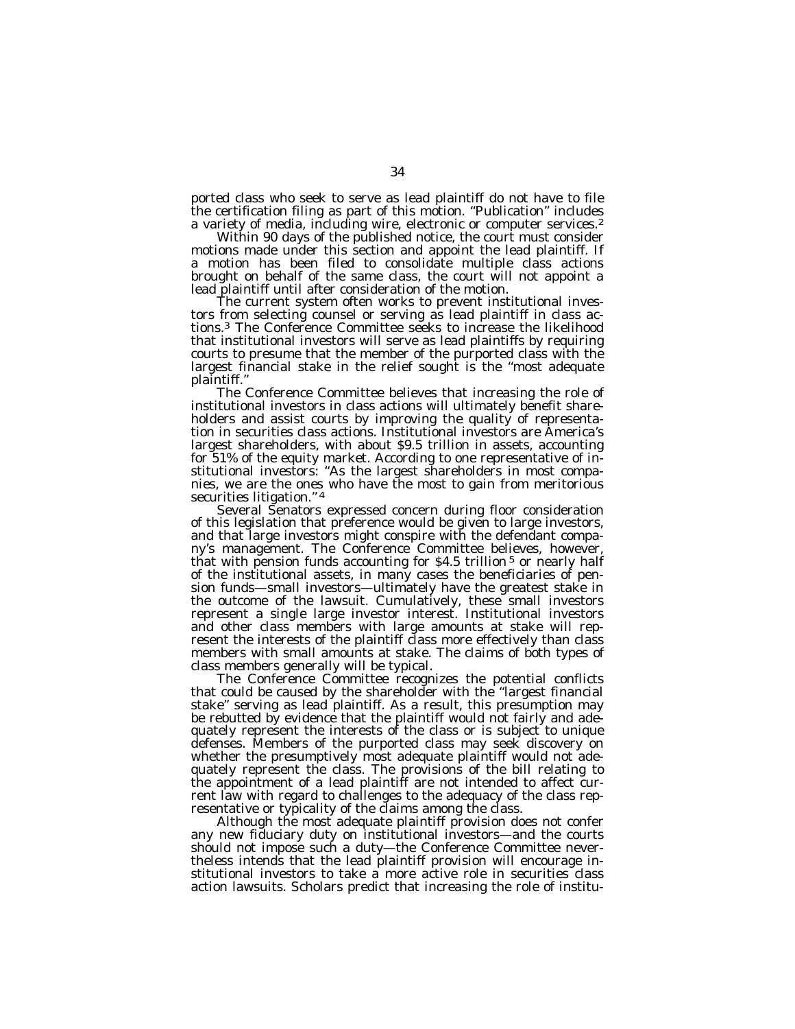ported class who seek to serve as lead plaintiff do not have to file the certification filing as part of this motion. "Publication" includes a variety of media, including wire, electronic or computer services.[2]

Within 90 days of the published notice, the court must consider motions made under this section and appoint the lead plaintiff. If a motion has been filed to consolidate multiple class actions brought on behalf of the same class, the court will not appoint a lead plaintiff until after consideration of the motion.

The current system often works to prevent institutional investors from selecting counsel or serving as lead plaintiff in class actions.[3] The Conference Committee seeks to increase the likelihood that institutional investors will serve as lead plaintiffs by requiring courts to presume that the member of the purported class with the largest financial stake in the relief sought is the "most adequate plaintiff."

The Conference Committee believes that increasing the role of institutional investors in class actions will ultimately benefit shareholders and assist courts by improving the quality of representation in securities class actions. Institutional investors are America's largest shareholders, with about \$9.5 trillion in assets, accounting for 51% of the equity market. According to one representative of institutional investors: "As the largest shareholders in most companies, we are the ones who have the most to gain from meritorious securities litigation."[4]

Several Senators expressed concern during floor consideration of this legislation that preference would be given to large investors, and that large investors might conspire with the defendant company's management. The Conference Committee believes, however, that with pension funds accounting for \$4.5 trillion[5] or nearly half of the institutional assets, in many cases the beneficiaries of pension funds—small investors—ultimately have the greatest stake in the outcome of the lawsuit. Cumulatively, these small investors represent a single large investor interest. Institutional investors and other class members with large amounts at stake will represent the interests of the plaintiff class more effectively than class members with small amounts at stake. The claims of both types of class members generally will be typical.

The Conference Committee recognizes the potential conflicts that could be caused by the shareholder with the "largest financial stake" serving as lead plaintiff. As a result, this presumption may be rebutted by evidence that the plaintiff would not fairly and adequately represent the interests of the class or is subject to unique defenses. Members of the purported class may seek discovery on whether the presumptively most adequate plaintiff would not adequately represent the class. The provisions of the bill relating to the appointment of a lead plaintiff are not intended to affect current law with regard to challenges to the adequacy of the class representative or typicality of the claims among the class.

Although the most adequate plaintiff provision does not confer any new fiduciary duty on institutional investors—and the courts should not impose such a duty—the Conference Committee nevertheless intends that the lead plaintiff provision will encourage institutional investors to take a more active role in securities class action lawsuits. Scholars predict that increasing the role of institu-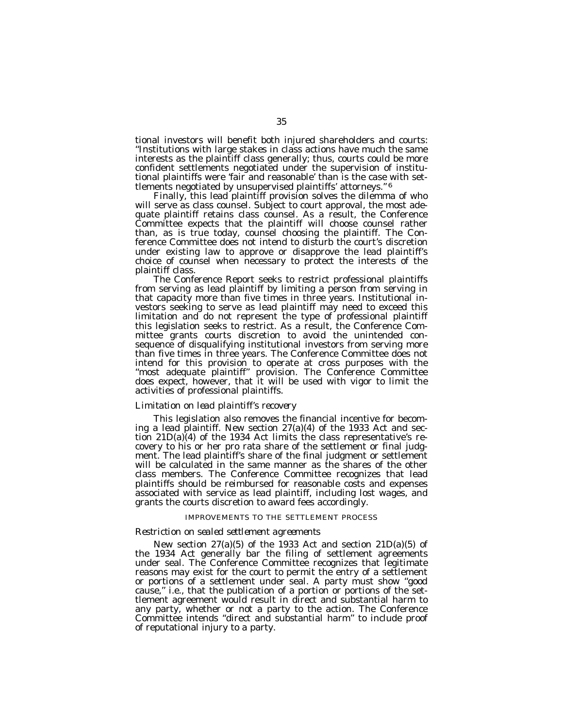tional investors will benefit both injured shareholders and courts: "Institutions with large stakes in class actions have much the same interests as the plaintiff class generally; thus, courts could be more confident settlements negotiated under the supervision of institutional plaintiffs were 'fair and reasonable' than is the case with settlements negotiated by unsupervised plaintiffs' attorneys."[6]

Finally, this lead plaintiff provision solves the dilemma of who will serve as class counsel. Subject to court approval, the most adequate plaintiff retains class counsel. As a result, the Conference Committee expects that the plaintiff will choose counsel rather than, as is true today, counsel choosing the plaintiff. The Conference Committee does not intend to disturb the court's discretion under existing law to approve or disapprove the lead plaintiff's choice of counsel when necessary to protect the interests of the plaintiff class.

The Conference Report seeks to restrict professional plaintiffs from serving as lead plaintiff by limiting a person from serving in that capacity more than five times in three years. Institutional investors seeking to serve as lead plaintiff may need to exceed this limitation and do not represent the type of professional plaintiff this legislation seeks to restrict. As a result, the Conference Committee grants courts discretion to avoid the unintended consequence of disqualifying institutional investors from serving more than five times in three years. The Conference Committee does not intend for this provision to operate at cross purposes with the "most adequate plaintiff" provision. The Conference Committee does expect, however, that it will be used with vigor to limit the activities of professional plaintiffs.

*Limitation on lead plaintiff's recovery*

This legislation also removes the financial incentive for becoming a lead plaintiff. New section 27(a)(4) of the 1933 Act and section 21D(a)(4) of the 1934 Act limits the class representative's recovery to his or her pro rata share of the settlement or final judgment. The lead plaintiff's share of the final judgment or settlement will be calculated in the same manner as the shares of the other class members. The Conference Committee recognizes that lead plaintiffs should be reimbursed for reasonable costs and expenses associated with service as lead plaintiff, including lost wages, and grants the courts discretion to award fees accordingly.

IMPROVEMENTS TO THE SETTLEMENT PROCESS

*Restriction on sealed settlement agreements*

New section 27(a)(5) of the 1933 Act and section 21D(a)(5) of the 1934 Act generally bar the filing of settlement agreements under seal. The Conference Committee recognizes that legitimate reasons may exist for the court to permit the entry of a settlement or portions of a settlement under seal. A party must show "good cause," i.e., that the publication of a portion or portions of the settlement agreement would result in direct and substantial harm to any party, whether or not a party to the action. The Conference Committee intends "direct and substantial harm" to include proof of reputational injury to a party.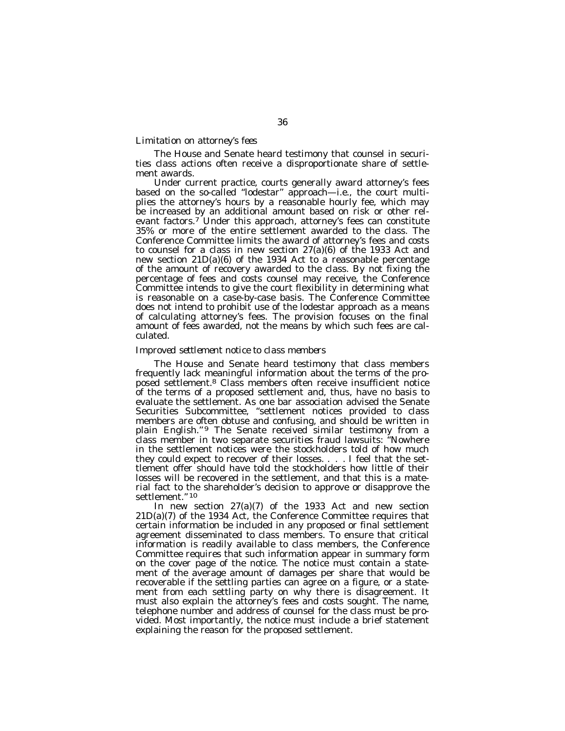*Limitation on attorney's fees*

The House and Senate heard testimony that counsel in securities class actions often receive a disproportionate share of settlement awards.

Under current practice, courts generally award attorney's fees based on the so-called "lodestar" approach—i.e., the court multiplies the attorney's hours by a reasonable hourly fee, which may be increased by an additional amount based on risk or other relevant factors.[7] Under this approach, attorney's fees can constitute 35% or more of the entire settlement awarded to the class. The Conference Committee limits the award of attorney's fees and costs to counsel for a class in new section 27(a)(6) of the 1933 Act and new section 21D(a)(6) of the 1934 Act to a reasonable percentage of the amount of recovery awarded to the class. By not fixing the percentage of fees and costs counsel may receive, the Conference Committee intends to give the court flexibility in determining what is reasonable on a case-by-case basis. The Conference Committee does not intend to prohibit use of the lodestar approach as a means of calculating attorney's fees. The provision focuses on the final amount of fees awarded, not the means by which such fees are calculated.

*Improved settlement notice to class members*

The House and Senate heard testimony that class members frequently lack meaningful information about the terms of the proposed settlement.[8] Class members often receive insufficient notice of the terms of a proposed settlement and, thus, have no basis to evaluate the settlement. As one bar association advised the Senate Securities Subcommittee, "settlement notices provided to class members are often obtuse and confusing, and should be written in plain English."[9] The Senate received similar testimony from a class member in two separate securities fraud lawsuits: "Nowhere in the settlement notices were the stockholders told of how much they could expect to recover of their losses. . . . I feel that the settlement offer should have told the stockholders how little of their losses will be recovered in the settlement, and that this is a material fact to the shareholder's decision to approve or disapprove the settlement."[10]

In new section 27(a)(7) of the 1933 Act and new section 21D(a)(7) of the 1934 Act, the Conference Committee requires that certain information be included in any proposed or final settlement agreement disseminated to class members. To ensure that critical information is readily available to class members, the Conference Committee requires that such information appear in summary form on the cover page of the notice. The notice must contain a statement of the average amount of damages per share that would be recoverable if the settling parties can agree on a figure, or a statement from each settling party on why there is disagreement. It must also explain the attorney's fees and costs sought. The name, telephone number and address of counsel for the class must be provided. Most importantly, the notice must include a brief statement explaining the reason for the proposed settlement.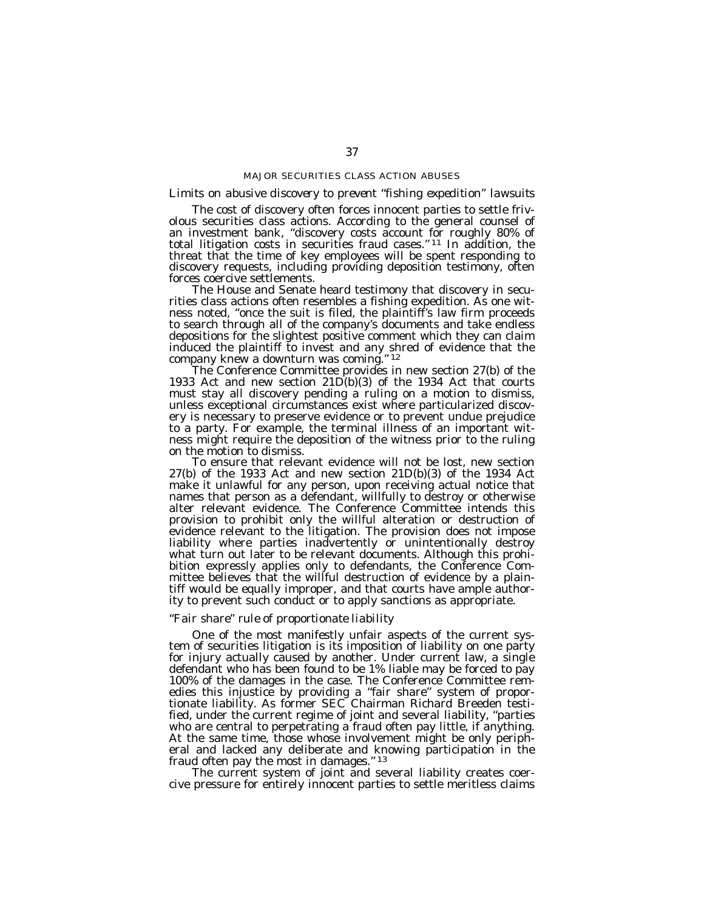## MAJOR SECURITIES CLASS ACTION ABUSES

### *Limits on abusive discovery to prevent "fishing expedition" lawsuits*

The cost of discovery often forces innocent parties to settle frivolous securities class actions. According to the general counsel of an investment bank, "discovery costs account for roughly 80% of total litigation costs in securities fraud cases."[11] In addition, the threat that the time of key employees will be spent responding to discovery requests, including providing deposition testimony, often forces coercive settlements.

The House and Senate heard testimony that discovery in securities class actions often resembles a fishing expedition. As one witness noted, "once the suit is filed, the plaintiff's law firm proceeds to search through all of the company's documents and take endless depositions for the slightest positive comment which they can claim induced the plaintiff to invest and any shred of evidence that the company knew a downturn was coming."[12]

The Conference Committee provides in new section 27(b) of the 1933 Act and new section 21D(b)(3) of the 1934 Act that courts must stay all discovery pending a ruling on a motion to dismiss, unless exceptional circumstances exist where particularized discovery is necessary to preserve evidence or to prevent undue prejudice to a party. For example, the terminal illness of an important witness might require the deposition of the witness prior to the ruling on the motion to dismiss.

To ensure that relevant evidence will not be lost, new section 27(b) of the 1933 Act and new section 21D(b)(3) of the 1934 Act make it unlawful for any person, upon receiving actual notice that names that person as a defendant, willfully to destroy or otherwise alter relevant evidence. The Conference Committee intends this provision to prohibit only the willful alteration or destruction of evidence relevant to the litigation. The provision does not impose liability where parties inadvertently or unintentionally destroy what turn out later to be relevant documents. Although this prohibition expressly applies only to defendants, the Conference Committee believes that the willful destruction of evidence by a plaintiff would be equally improper, and that courts have ample authority to prevent such conduct or to apply sanctions as appropriate.

### *"Fair share" rule of proportionate liability*

One of the most manifestly unfair aspects of the current system of securities litigation is its imposition of liability on one party for injury actually caused by another. Under current law, a single defendant who has been found to be 1% liable may be forced to pay 100% of the damages in the case. The Conference Committee remedies this injustice by providing a "fair share" system of proportionate liability. As former SEC Chairman Richard Breeden testified, under the current regime of joint and several liability, "parties who are central to perpetrating a fraud often pay little, if anything. At the same time, those whose involvement might be only peripheral and lacked any deliberate and knowing participation in the fraud often pay the most in damages."[13]

The current system of joint and several liability creates coercive pressure for entirely innocent parties to settle meritless claims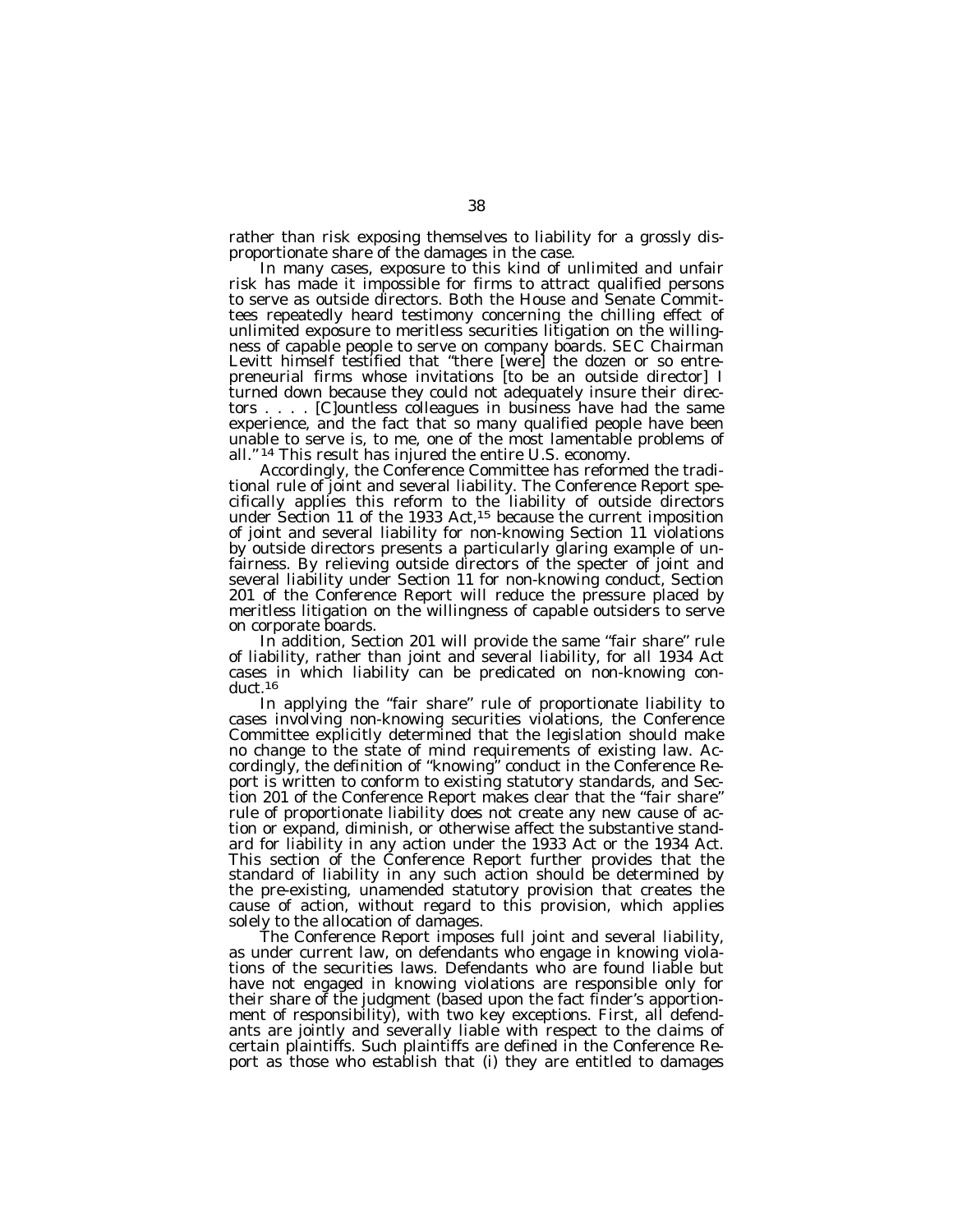rather than risk exposing themselves to liability for a grossly disproportionate share of the damages in the case.

In many cases, exposure to this kind of unlimited and unfair risk has made it impossible for firms to attract qualified persons to serve as outside directors. Both the House and Senate Committees repeatedly heard testimony concerning the chilling effect of unlimited exposure to meritless securities litigation on the willingness of capable people to serve on company boards. SEC Chairman Levitt himself testified that "there [were] the dozen or so entrepreneurial firms whose invitations [to be an outside director] I turned down because they could not adequately insure their directors . . . . [C]ountless colleagues in business have had the same experience, and the fact that so many qualified people have been unable to serve is, to me, one of the most lamentable problems of all."[14] This result has injured the entire U.S. economy.

Accordingly, the Conference Committee has reformed the traditional rule of joint and several liability. The Conference Report specifically applies this reform to the liability of outside directors under Section 11 of the 1933 Act,[15] because the current imposition of joint and several liability for non-knowing Section 11 violations by outside directors presents a particularly glaring example of unfairness. By relieving outside directors of the specter of joint and several liability under Section 11 for non-knowing conduct, Section 201 of the Conference Report will reduce the pressure placed by meritless litigation on the willingness of capable outsiders to serve on corporate boards.

In addition, Section 201 will provide the same "fair share" rule of liability, rather than joint and several liability, for all 1934 Act cases in which liability can be predicated on non-knowing conduct.[16]

In applying the "fair share" rule of proportionate liability to cases involving non-knowing securities violations, the Conference Committee explicitly determined that the legislation should make no change to the state of mind requirements of existing law. Accordingly, the definition of "knowing" conduct in the Conference Report is written to conform to existing statutory standards, and Section 201 of the Conference Report makes clear that the "fair share" rule of proportionate liability does not create any new cause of action or expand, diminish, or otherwise affect the substantive standard for liability in any action under the 1933 Act or the 1934 Act. This section of the Conference Report further provides that the standard of liability in any such action should be determined by the pre-existing, unamended statutory provision that creates the cause of action, without regard to this provision, which applies solely to the allocation of damages.

The Conference Report imposes full joint and several liability, as under current law, on defendants who engage in knowing violations of the securities laws. Defendants who are found liable but have not engaged in knowing violations are responsible only for their share of the judgment (based upon the fact finder's apportionment of responsibility), with two key exceptions. First, all defendants are jointly and severally liable with respect to the claims of certain plaintiffs. Such plaintiffs are defined in the Conference Report as those who establish that (i) they are entitled to damages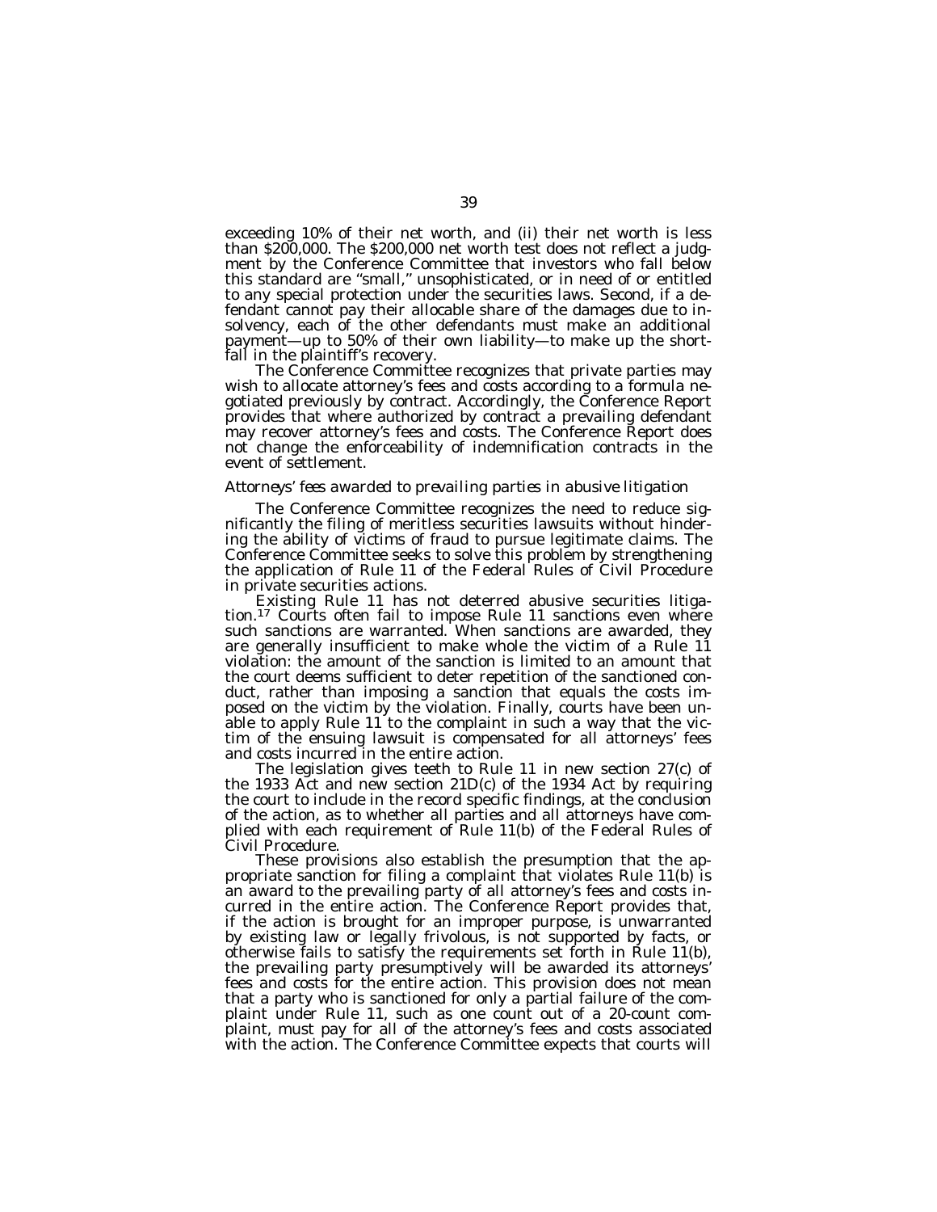exceeding 10% of their net worth, and (ii) their net worth is less than $200,000. The $200,000 net worth test does not reflect a judgment by the Conference Committee that investors who fall below this standard are "small," unsophisticated, or in need of or entitled to any special protection under the securities laws. Second, if a defendant cannot pay their allocable share of the damages due to insolvency, each of the other defendants must make an additional payment—up to 50% of their own liability—to make up the shortfall in the plaintiff's recovery.

The Conference Committee recognizes that private parties may wish to allocate attorney's fees and costs according to a formula negotiated previously by contract. Accordingly, the Conference Report provides that where authorized by contract a prevailing defendant may recover attorney's fees and costs. The Conference Report does not change the enforceability of indemnification contracts in the event of settlement.

*Attorneys' fees awarded to prevailing parties in abusive litigation*

The Conference Committee recognizes the need to reduce significantly the filing of meritless securities lawsuits without hindering the ability of victims of fraud to pursue legitimate claims. The Conference Committee seeks to solve this problem by strengthening the application of Rule 11 of the Federal Rules of Civil Procedure in private securities actions.

Existing Rule 11 has not deterred abusive securities litigation.[17] Courts often fail to impose Rule 11 sanctions even where such sanctions are warranted. When sanctions are awarded, they are generally insufficient to make whole the victim of a Rule 11 violation: the amount of the sanction is limited to an amount that the court deems sufficient to deter repetition of the sanctioned conduct, rather than imposing a sanction that equals the costs imposed on the victim by the violation. Finally, courts have been unable to apply Rule 11 to the complaint in such a way that the victim of the ensuing lawsuit is compensated for all attorneys' fees and costs incurred in the entire action.

The legislation gives teeth to Rule 11 in new section 27(c) of the 1933 Act and new section 21D(c) of the 1934 Act by requiring the court to include in the record specific findings, at the conclusion of the action, as to whether all parties and all attorneys have complied with each requirement of Rule 11(b) of the Federal Rules of Civil Procedure.

These provisions also establish the presumption that the appropriate sanction for filing a complaint that violates Rule 11(b) is an award to the prevailing party of all attorney's fees and costs incurred in the entire action. The Conference Report provides that, if the action is brought for an improper purpose, is unwarranted by existing law or legally frivolous, is not supported by facts, or otherwise fails to satisfy the requirements set forth in Rule 11(b), the prevailing party presumptively will be awarded its attorneys' fees and costs for the entire action. This provision does not mean that a party who is sanctioned for only a partial failure of the complaint under Rule 11, such as one count out of a 20-count complaint, must pay for all of the attorney's fees and costs associated with the action. The Conference Committee expects that courts will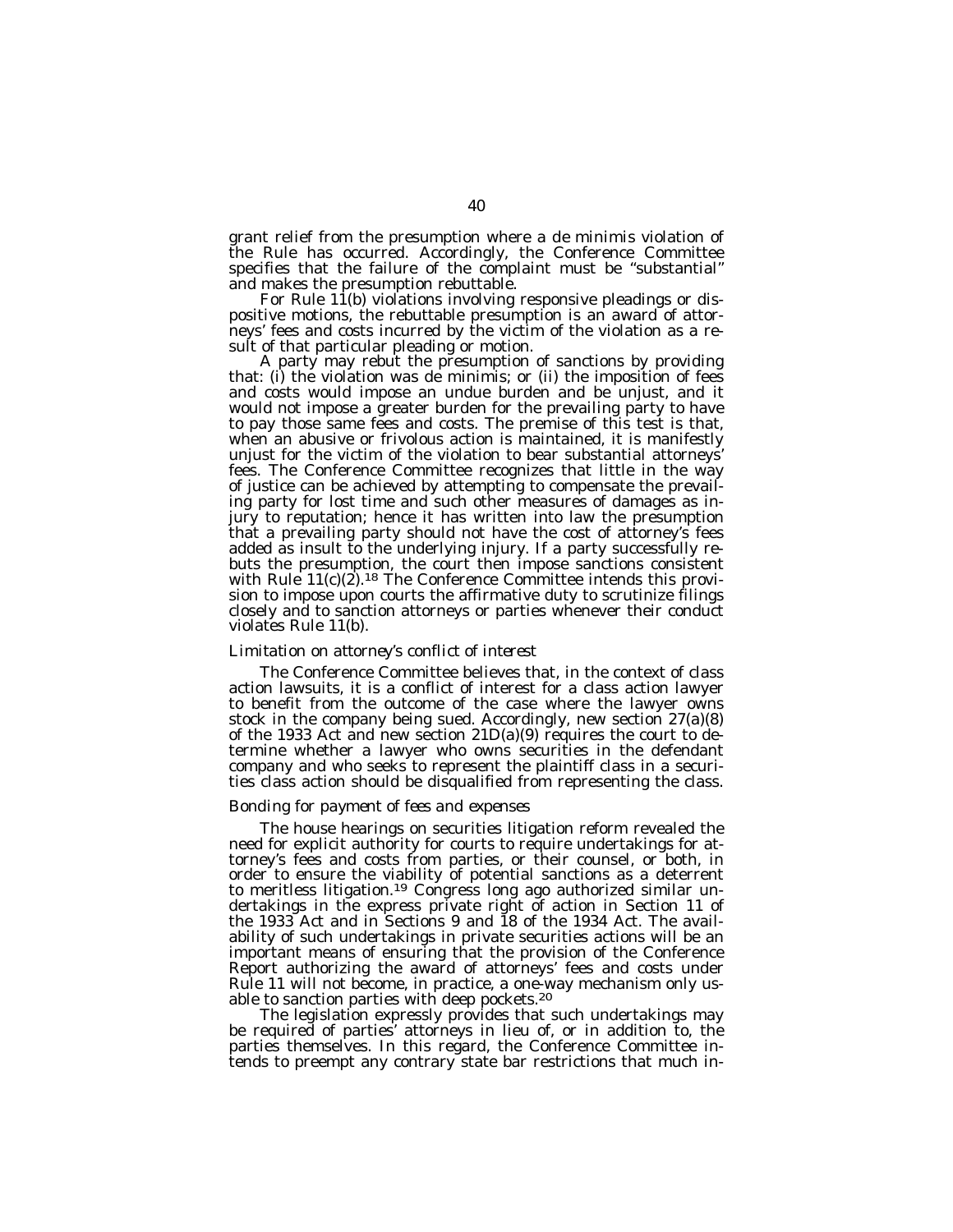grant relief from the presumption where a de minimis violation of the Rule has occurred. Accordingly, the Conference Committee specifies that the failure of the complaint must be "substantial" and makes the presumption rebuttable.

For Rule 11(b) violations involving responsive pleadings or dispositive motions, the rebuttable presumption is an award of attorneys' fees and costs incurred by the victim of the violation as a result of that particular pleading or motion.

A party may rebut the presumption of sanctions by providing that: (i) the violation was de minimis; or (ii) the imposition of fees and costs would impose an undue burden and be unjust, and it would not impose a greater burden for the prevailing party to have to pay those same fees and costs. The premise of this test is that, when an abusive or frivolous action is maintained, it is manifestly unjust for the victim of the violation to bear substantial attorneys' fees. The Conference Committee recognizes that little in the way of justice can be achieved by attempting to compensate the prevailing party for lost time and such other measures of damages as injury to reputation; hence it has written into law the presumption that a prevailing party should not have the cost of attorney's fees added as insult to the underlying injury. If a party successfully rebuts the presumption, the court then impose sanctions consistent with Rule 11(c)(2).[18] The Conference Committee intends this provision to impose upon courts the affirmative duty to scrutinize filings closely and to sanction attorneys or parties whenever their conduct violates Rule 11(b).

*Limitation on attorney's conflict of interest*

The Conference Committee believes that, in the context of class action lawsuits, it is a conflict of interest for a class action lawyer to benefit from the outcome of the case where the lawyer owns stock in the company being sued. Accordingly, new section 27(a)(8) of the 1933 Act and new section 21D(a)(9) requires the court to determine whether a lawyer who owns securities in the defendant company and who seeks to represent the plaintiff class in a securities class action should be disqualified from representing the class.

*Bonding for payment of fees and expenses*

The house hearings on securities litigation reform revealed the need for explicit authority for courts to require undertakings for attorney's fees and costs from parties, or their counsel, or both, in order to ensure the viability of potential sanctions as a deterrent to meritless litigation.[19] Congress long ago authorized similar undertakings in the express private right of action in Section 11 of the 1933 Act and in Sections 9 and 18 of the 1934 Act. The availability of such undertakings in private securities actions will be an important means of ensuring that the provision of the Conference Report authorizing the award of attorneys' fees and costs under Rule 11 will not become, in practice, a one-way mechanism only usable to sanction parties with deep pockets.[20]

The legislation expressly provides that such undertakings may be required of parties' attorneys in lieu of, or in addition to, the parties themselves. In this regard, the Conference Committee intends to preempt any contrary state bar restrictions that much in-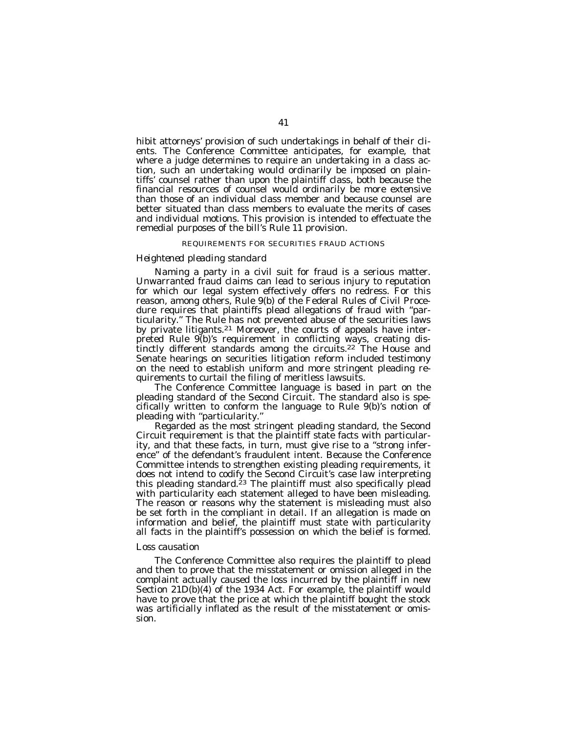hibit attorneys' provision of such undertakings in behalf of their clients. The Conference Committee anticipates, for example, that where a judge determines to require an undertaking in a class action, such an undertaking would ordinarily be imposed on plaintiffs' counsel rather than upon the plaintiff class, both because the financial resources of counsel would ordinarily be more extensive than those of an individual class member and because counsel are better situated than class members to evaluate the merits of cases and individual motions. This provision is intended to effectuate the remedial purposes of the bill's Rule 11 provision.

## REQUIREMENTS FOR SECURITIES FRAUD ACTIONS

### *Heightened pleading standard*

Naming a party in a civil suit for fraud is a serious matter. Unwarranted fraud claims can lead to serious injury to reputation for which our legal system effectively offers no redress. For this reason, among others, Rule 9(b) of the Federal Rules of Civil Procedure requires that plaintiffs plead allegations of fraud with "particularity." The Rule has not prevented abuse of the securities laws by private litigants.[21] Moreover, the courts of appeals have interpreted Rule 9(b)'s requirement in conflicting ways, creating distinctly different standards among the circuits.[22] The House and Senate hearings on securities litigation reform included testimony on the need to establish uniform and more stringent pleading requirements to curtail the filing of meritless lawsuits.

The Conference Committee language is based in part on the pleading standard of the Second Circuit. The standard also is specifically written to conform the language to Rule 9(b)'s notion of pleading with "particularity."

Regarded as the most stringent pleading standard, the Second Circuit requirement is that the plaintiff state facts with particularity, and that these facts, in turn, must give rise to a "strong inference" of the defendant's fraudulent intent. Because the Conference Committee intends to strengthen existing pleading requirements, it does not intend to codify the Second Circuit's case law interpreting this pleading standard.[23] The plaintiff must also specifically plead with particularity each statement alleged to have been misleading. The reason or reasons why the statement is misleading must also be set forth in the compliant in detail. If an allegation is made on information and belief, the plaintiff must state with particularity all facts in the plaintiff's possession on which the belief is formed.

### *Loss causation*

The Conference Committee also requires the plaintiff to plead and then to prove that the misstatement or omission alleged in the complaint actually caused the loss incurred by the plaintiff in new Section 21D(b)(4) of the 1934 Act. For example, the plaintiff would have to prove that the price at which the plaintiff bought the stock was artificially inflated as the result of the misstatement or omission.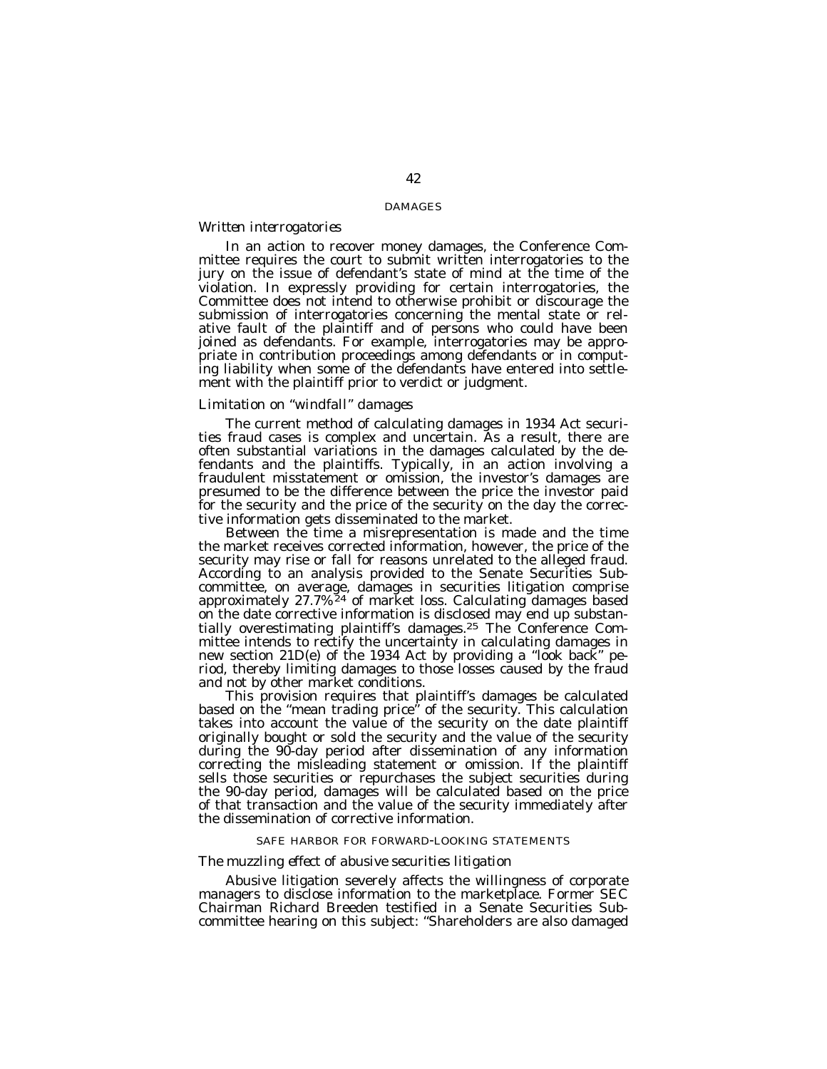## DAMAGES

### *Written interrogatories*

In an action to recover money damages, the Conference Committee requires the court to submit written interrogatories to the jury on the issue of defendant's state of mind at the time of the violation. In expressly providing for certain interrogatories, the Committee does not intend to otherwise prohibit or discourage the submission of interrogatories concerning the mental state or relative fault of the plaintiff and of persons who could have been joined as defendants. For example, interrogatories may be appropriate in contribution proceedings among defendants or in computing liability when some of the defendants have entered into settlement with the plaintiff prior to verdict or judgment.

### *Limitation on "windfall" damages*

The current method of calculating damages in 1934 Act securities fraud cases is complex and uncertain. As a result, there are often substantial variations in the damages calculated by the defendants and the plaintiffs. Typically, in an action involving a fraudulent misstatement or omission, the investor's damages are presumed to be the difference between the price the investor paid for the security and the price of the security on the day the corrective information gets disseminated to the market.

Between the time a misrepresentation is made and the time the market receives corrected information, however, the price of the security may rise or fall for reasons unrelated to the alleged fraud. According to an analysis provided to the Senate Securities Subcommittee, on average, damages in securities litigation comprise approximately 27.7%[24] of market loss. Calculating damages based on the date corrective information is disclosed may end up substantially overestimating plaintiff's damages.[25] The Conference Committee intends to rectify the uncertainty in calculating damages in new section 21D(e) of the 1934 Act by providing a "look back" period, thereby limiting damages to those losses caused by the fraud and not by other market conditions.

This provision requires that plaintiff's damages be calculated based on the "mean trading price" of the security. This calculation takes into account the value of the security on the date plaintiff originally bought or sold the security and the value of the security during the 90-day period after dissemination of any information correcting the misleading statement or omission. If the plaintiff sells those securities or repurchases the subject securities during the 90-day period, damages will be calculated based on the price of that transaction and the value of the security immediately after the dissemination of corrective information.

## SAFE HARBOR FOR FORWARD-LOOKING STATEMENTS

### *The muzzling effect of abusive securities litigation*

Abusive litigation severely affects the willingness of corporate managers to disclose information to the marketplace. Former SEC Chairman Richard Breeden testified in a Senate Securities Subcommittee hearing on this subject: "Shareholders are also damaged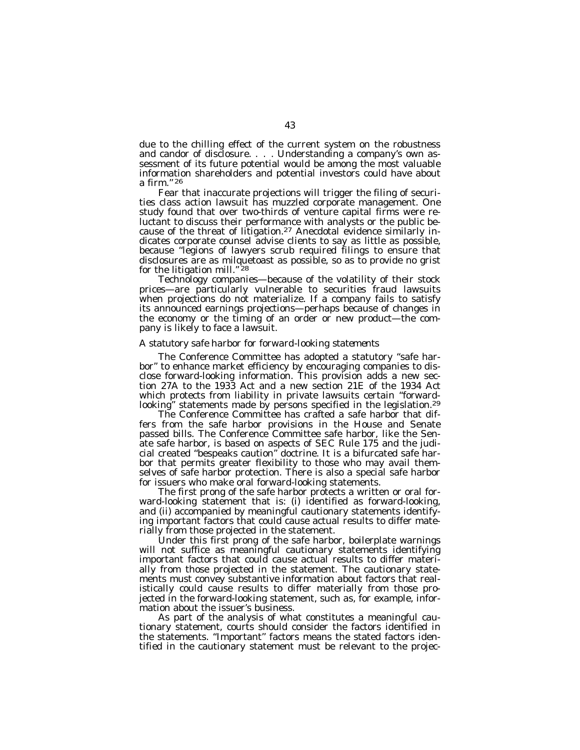due to the chilling effect of the current system on the robustness and candor of disclosure. . . . Understanding a company's own assessment of its future potential would be among the most valuable information shareholders and potential investors could have about a firm."[26]

Fear that inaccurate projections will trigger the filing of securities class action lawsuit has muzzled corporate management. One study found that over two-thirds of venture capital firms were reluctant to discuss their performance with analysts or the public because of the threat of litigation.[27] Anecdotal evidence similarly indicates corporate counsel advise clients to say as little as possible, because "legions of lawyers scrub required filings to ensure that disclosures are as milquetoast as possible, so as to provide no grist for the litigation mill."[28]

Technology companies—because of the volatility of their stock prices—are particularly vulnerable to securities fraud lawsuits when projections do not materialize. If a company fails to satisfy its announced earnings projections—perhaps because of changes in the economy or the timing of an order or new product—the company is likely to face a lawsuit.

*A statutory safe harbor for forward-looking statements*

The Conference Committee has adopted a statutory "safe harbor" to enhance market efficiency by encouraging companies to disclose forward-looking information. This provision adds a new section 27A to the 1933 Act and a new section 21E of the 1934 Act which protects from liability in private lawsuits certain "forward-looking" statements made by persons specified in the legislation.[29]

The Conference Committee has crafted a safe harbor that differs from the safe harbor provisions in the House and Senate passed bills. The Conference Committee safe harbor, like the Senate safe harbor, is based on aspects of SEC Rule 175 and the judicial created "bespeaks caution" doctrine. It is a bifurcated safe harbor that permits greater flexibility to those who may avail themselves of safe harbor protection. There is also a special safe harbor for issuers who make oral forward-looking statements.

The first prong of the safe harbor protects a written or oral forward-looking statement that is: (i) identified as forward-looking, and (ii) accompanied by meaningful cautionary statements identifying important factors that could cause actual results to differ materially from those projected in the statement.

Under this first prong of the safe harbor, boilerplate warnings will not suffice as meaningful cautionary statements identifying important factors that could cause actual results to differ materially from those projected in the statement. The cautionary statements must convey substantive information about factors that realistically could cause results to differ materially from those projected in the forward-looking statement, such as, for example, information about the issuer's business.

As part of the analysis of what constitutes a meaningful cautionary statement, courts should consider the factors identified in the statements. "Important" factors means the stated factors identified in the cautionary statement must be relevant to the projec-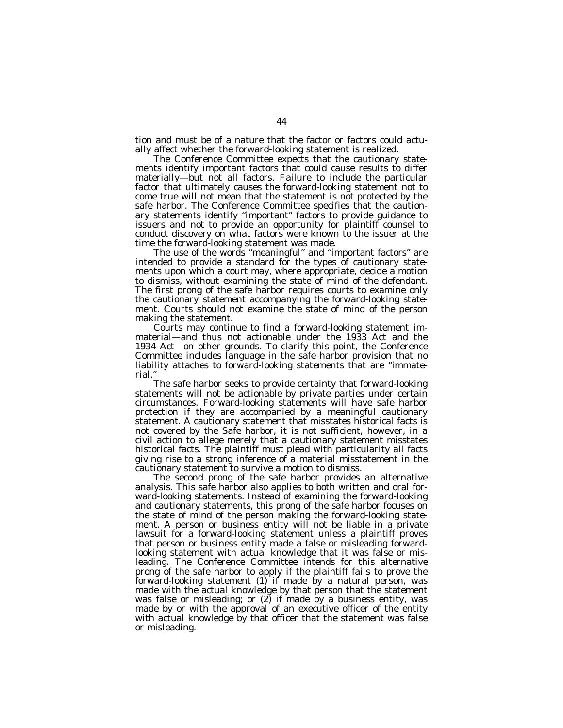tion and must be of a nature that the factor or factors could actually affect whether the forward-looking statement is realized.

The Conference Committee expects that the cautionary statements identify important factors that could cause results to differ materially—but not all factors. Failure to include the particular factor that ultimately causes the forward-looking statement not to come true will not mean that the statement is not protected by the safe harbor. The Conference Committee specifies that the cautionary statements identify "important" factors to provide guidance to issuers and not to provide an opportunity for plaintiff counsel to conduct discovery on what factors were known to the issuer at the time the forward-looking statement was made.

The use of the words "meaningful" and "important factors" are intended to provide a standard for the types of cautionary statements upon which a court may, where appropriate, decide a motion to dismiss, without examining the state of mind of the defendant. The first prong of the safe harbor requires courts to examine only the cautionary statement accompanying the forward-looking statement. Courts should not examine the state of mind of the person making the statement.

Courts may continue to find a forward-looking statement immaterial—and thus not actionable under the 1933 Act and the 1934 Act—on other grounds. To clarify this point, the Conference Committee includes language in the safe harbor provision that no liability attaches to forward-looking statements that are "immaterial."

The safe harbor seeks to provide certainty that forward-looking statements will not be actionable by private parties under certain circumstances. Forward-looking statements will have safe harbor protection if they are accompanied by a meaningful cautionary statement. A cautionary statement that misstates historical facts is not covered by the Safe harbor, it is not sufficient, however, in a civil action to allege merely that a cautionary statement misstates historical facts. The plaintiff must plead with particularity all facts giving rise to a strong inference of a material misstatement in the cautionary statement to survive a motion to dismiss.

The second prong of the safe harbor provides an alternative analysis. This safe harbor also applies to both written and oral forward-looking statements. Instead of examining the forward-looking and cautionary statements, this prong of the safe harbor focuses on the state of mind of the person making the forward-looking statement. A person or business entity will not be liable in a private lawsuit for a forward-looking statement unless a plaintiff proves that person or business entity made a false or misleading forward-looking statement with actual knowledge that it was false or misleading. The Conference Committee intends for this alternative prong of the safe harbor to apply if the plaintiff fails to prove the forward-looking statement (1) if made by a natural person, was made with the actual knowledge by that person that the statement was false or misleading; or (2) if made by a business entity, was made by or with the approval of an executive officer of the entity with actual knowledge by that officer that the statement was false or misleading.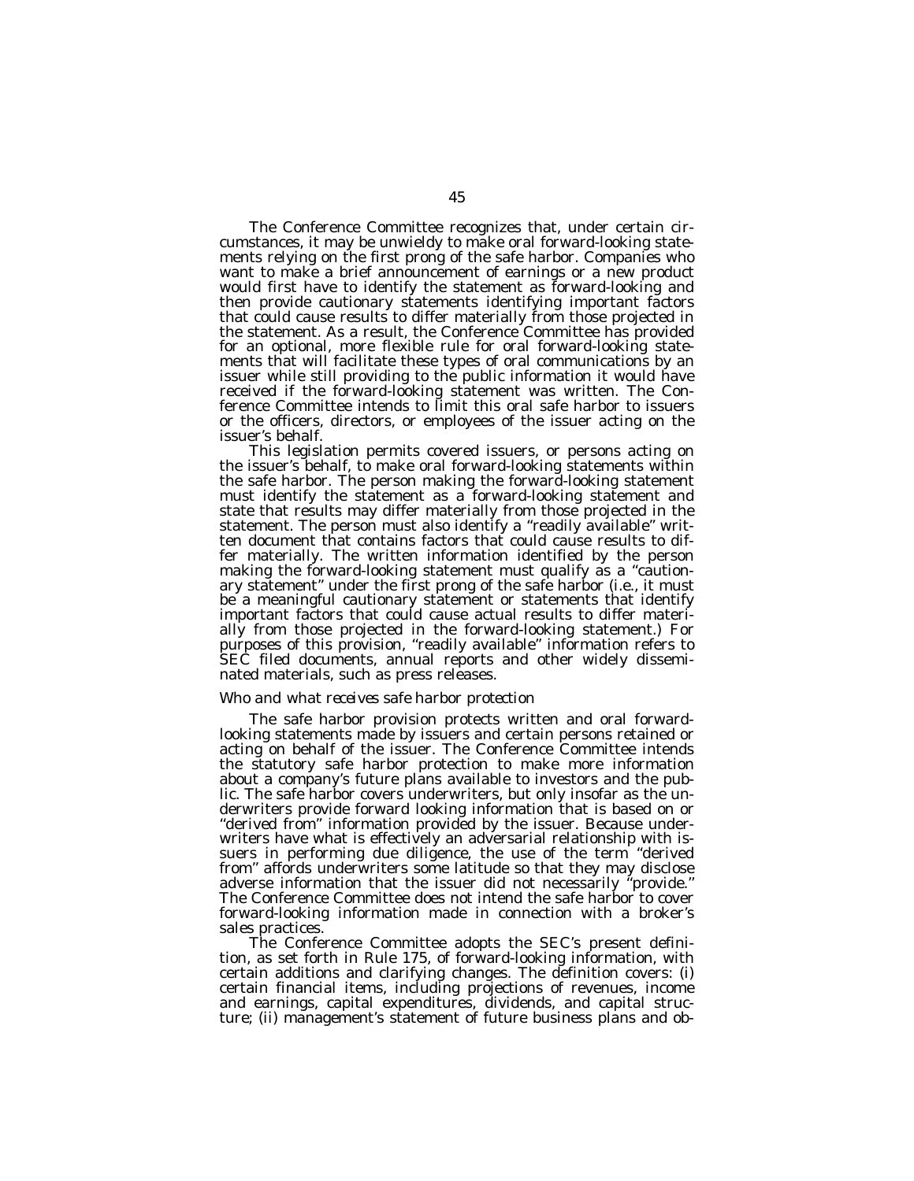The Conference Committee recognizes that, under certain circumstances, it may be unwieldy to make oral forward-looking statements relying on the first prong of the safe harbor. Companies who want to make a brief announcement of earnings or a new product would first have to identify the statement as forward-looking and then provide cautionary statements identifying important factors that could cause results to differ materially from those projected in the statement. As a result, the Conference Committee has provided for an optional, more flexible rule for oral forward-looking statements that will facilitate these types of oral communications by an issuer while still providing to the public information it would have received if the forward-looking statement was written. The Conference Committee intends to limit this oral safe harbor to issuers or the officers, directors, or employees of the issuer acting on the issuer's behalf.

This legislation permits covered issuers, or persons acting on the issuer's behalf, to make oral forward-looking statements within the safe harbor. The person making the forward-looking statement must identify the statement as a forward-looking statement and state that results may differ materially from those projected in the statement. The person must also identify a "readily available" written document that contains factors that could cause results to differ materially. The written information identified by the person making the forward-looking statement must qualify as a "cautionary statement" under the first prong of the safe harbor (i.e., it must be a meaningful cautionary statement or statements that identify important factors that could cause actual results to differ materially from those projected in the forward-looking statement.) For purposes of this provision, "readily available" information refers to SEC filed documents, annual reports and other widely disseminated materials, such as press releases.

*Who and what receives safe harbor protection*

The safe harbor provision protects written and oral forward-looking statements made by issuers and certain persons retained or acting on behalf of the issuer. The Conference Committee intends the statutory safe harbor protection to make more information about a company's future plans available to investors and the public. The safe harbor covers underwriters, but only insofar as the underwriters provide forward looking information that is based on or "derived from" information provided by the issuer. Because underwriters have what is effectively an adversarial relationship with issuers in performing due diligence, the use of the term "derived from" affords underwriters some latitude so that they may disclose adverse information that the issuer did not necessarily "provide." The Conference Committee does not intend the safe harbor to cover forward-looking information made in connection with a broker's sales practices.

The Conference Committee adopts the SEC's present definition, as set forth in Rule 175, of forward-looking information, with certain additions and clarifying changes. The definition covers: (i) certain financial items, including projections of revenues, income and earnings, capital expenditures, dividends, and capital structure; (ii) management's statement of future business plans and ob-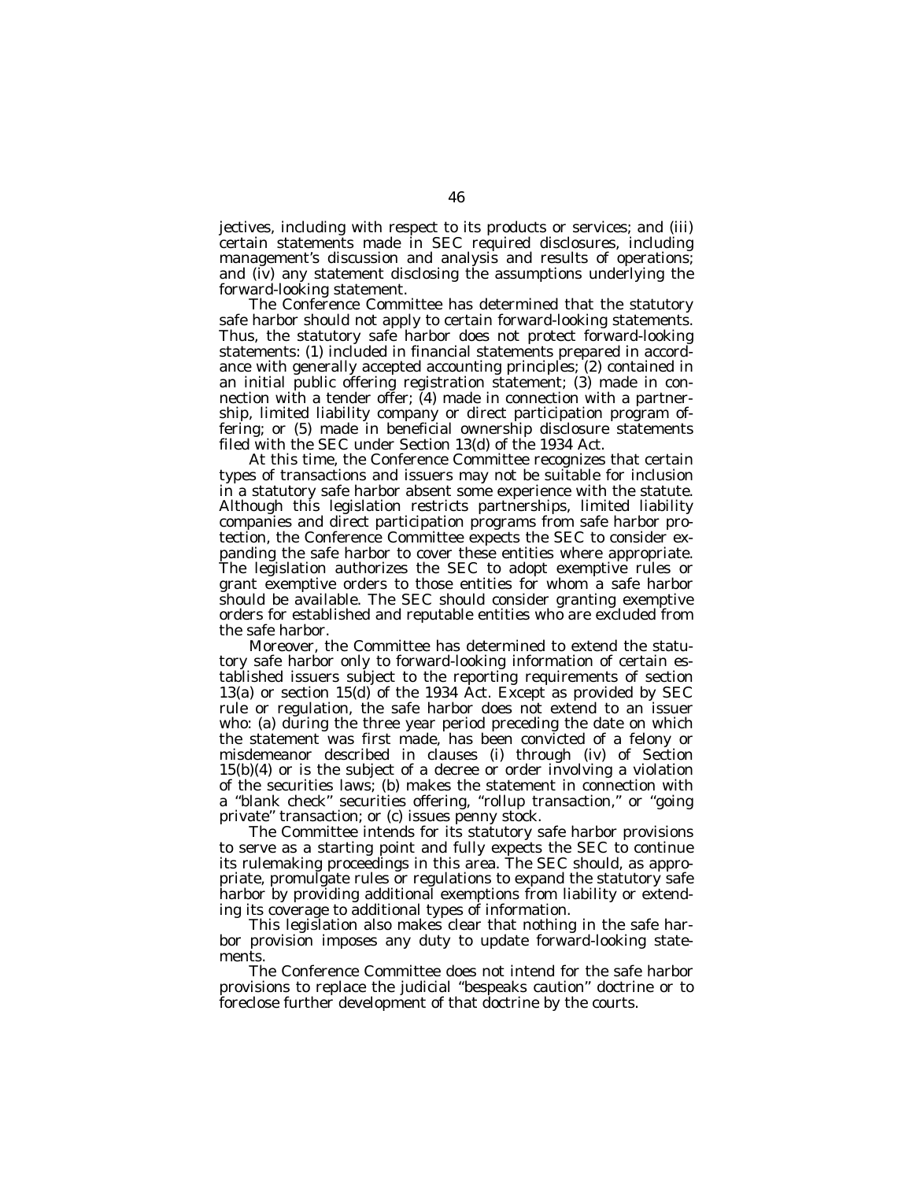jectives, including with respect to its products or services; and (iii) certain statements made in SEC required disclosures, including management's discussion and analysis and results of operations; and (iv) any statement disclosing the assumptions underlying the forward-looking statement.

The Conference Committee has determined that the statutory safe harbor should not apply to certain forward-looking statements. Thus, the statutory safe harbor does not protect forward-looking statements: (1) included in financial statements prepared in accordance with generally accepted accounting principles; (2) contained in an initial public offering registration statement; (3) made in connection with a tender offer; (4) made in connection with a partnership, limited liability company or direct participation program offering; or (5) made in beneficial ownership disclosure statements filed with the SEC under Section 13(d) of the 1934 Act.

At this time, the Conference Committee recognizes that certain types of transactions and issuers may not be suitable for inclusion in a statutory safe harbor absent some experience with the statute. Although this legislation restricts partnerships, limited liability companies and direct participation programs from safe harbor protection, the Conference Committee expects the SEC to consider expanding the safe harbor to cover these entities where appropriate. The legislation authorizes the SEC to adopt exemptive rules or grant exemptive orders to those entities for whom a safe harbor should be available. The SEC should consider granting exemptive orders for established and reputable entities who are excluded from the safe harbor.

Moreover, the Committee has determined to extend the statutory safe harbor only to forward-looking information of certain established issuers subject to the reporting requirements of section 13(a) or section 15(d) of the 1934 Act. Except as provided by SEC rule or regulation, the safe harbor does not extend to an issuer who: (a) during the three year period preceding the date on which the statement was first made, has been convicted of a felony or misdemeanor described in clauses (i) through (iv) of Section 15(b)(4) or is the subject of a decree or order involving a violation of the securities laws; (b) makes the statement in connection with a "blank check" securities offering, "rollup transaction," or "going private" transaction; or (c) issues penny stock.

The Committee intends for its statutory safe harbor provisions to serve as a starting point and fully expects the SEC to continue its rulemaking proceedings in this area. The SEC should, as appropriate, promulgate rules or regulations to expand the statutory safe harbor by providing additional exemptions from liability or extending its coverage to additional types of information.

This legislation also makes clear that nothing in the safe harbor provision imposes any duty to update forward-looking statements.

The Conference Committee does not intend for the safe harbor provisions to replace the judicial "bespeaks caution" doctrine or to foreclose further development of that doctrine by the courts.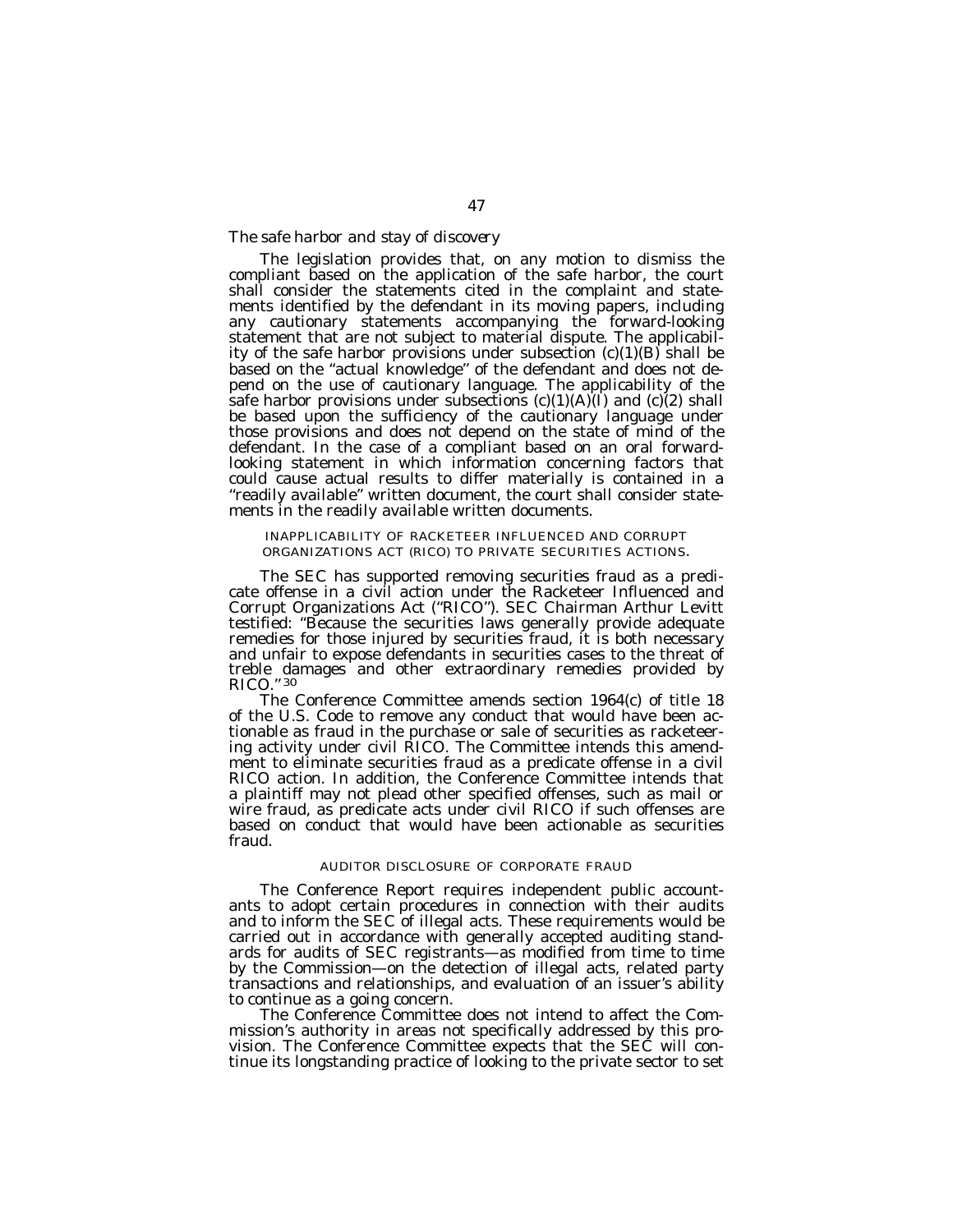*The safe harbor and stay of discovery*

The legislation provides that, on any motion to dismiss the compliant based on the application of the safe harbor, the court shall consider the statements cited in the complaint and statements identified by the defendant in its moving papers, including any cautionary statements accompanying the forward-looking statement that are not subject to material dispute. The applicability of the safe harbor provisions under subsection (c)(1)(B) shall be based on the "actual knowledge" of the defendant and does not depend on the use of cautionary language. The applicability of the safe harbor provisions under subsections (c)(1)(A)(I) and (c)(2) shall be based upon the sufficiency of the cautionary language under those provisions and does not depend on the state of mind of the defendant. In the case of a compliant based on an oral forward-looking statement in which information concerning factors that could cause actual results to differ materially is contained in a "readily available" written document, the court shall consider statements in the readily available written documents.

### INAPPLICABILITY OF RACKETEER INFLUENCED AND CORRUPT ORGANIZATIONS ACT (RICO) TO PRIVATE SECURITIES ACTIONS.

The SEC has supported removing securities fraud as a predicate offense in a civil action under the Racketeer Influenced and Corrupt Organizations Act ("RICO"). SEC Chairman Arthur Levitt testified: "Because the securities laws generally provide adequate remedies for those injured by securities fraud, it is both necessary and unfair to expose defendants in securities cases to the threat of treble damages and other extraordinary remedies provided by RICO."[30]

The Conference Committee amends section 1964(c) of title 18 of the U.S. Code to remove any conduct that would have been actionable as fraud in the purchase or sale of securities as racketeering activity under civil RICO. The Committee intends this amendment to eliminate securities fraud as a predicate offense in a civil RICO action. In addition, the Conference Committee intends that a plaintiff may not plead other specified offenses, such as mail or wire fraud, as predicate acts under civil RICO if such offenses are based on conduct that would have been actionable as securities fraud.

### AUDITOR DISCLOSURE OF CORPORATE FRAUD

The Conference Report requires independent public accountants to adopt certain procedures in connection with their audits and to inform the SEC of illegal acts. These requirements would be carried out in accordance with generally accepted auditing standards for audits of SEC registrants—as modified from time to time by the Commission—on the detection of illegal acts, related party transactions and relationships, and evaluation of an issuer's ability to continue as a going concern.

The Conference Committee does not intend to affect the Commission's authority in areas not specifically addressed by this provision. The Conference Committee expects that the SEC will continue its longstanding practice of looking to the private sector to set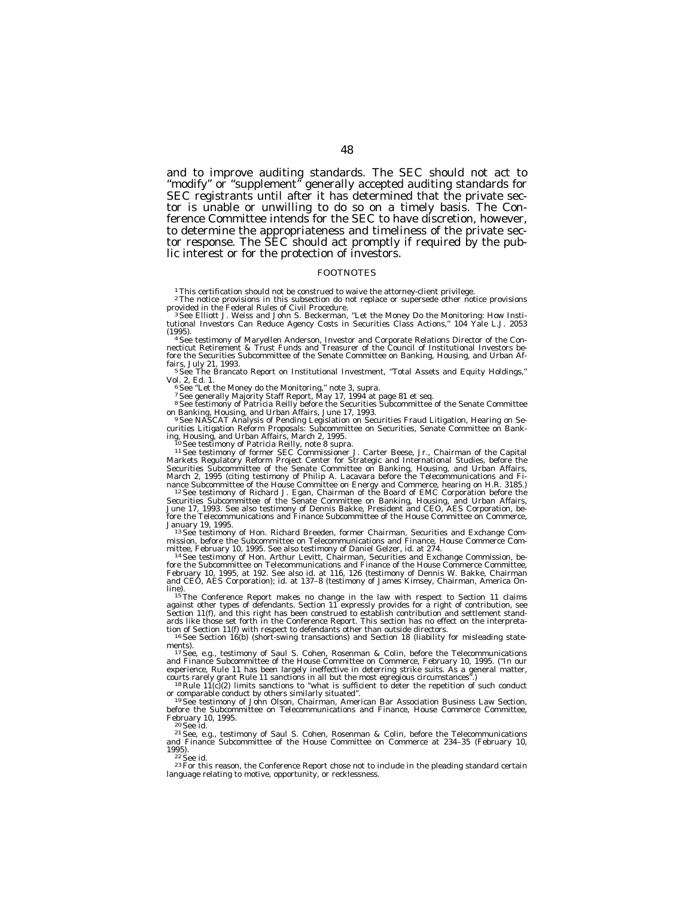and to improve auditing standards. The SEC should not act to "modify" or "supplement" generally accepted auditing standards for SEC registrants until after it has determined that the private sector is unable or unwilling to do so on a timely basis. The Conference Committee intends for the SEC to have discretion, however, to determine the appropriateness and timeliness of the private sector response. The SEC should act promptly if required by the public interest or for the protection of investors.

## FOOTNOTES

[1] This certification should not be construed to waive the attorney-client privilege.

[2] The notice provisions in this subsection do not replace or supersede other notice provisions provided in the Federal Rules of Civil Procedure.

[3] See Elliott J. Weiss and John S. Beckerman, "Let the Money Do the Monitoring: How Institutional Investors Can Reduce Agency Costs in Securities Class Actions," 104 Yale L.J. 2053 (1995).

[4] See testimony of Maryellen Anderson, Investor and Corporate Relations Director of the Connecticut Retirement & Trust Funds and Treasurer of the Council of Institutional Investors before the Securities Subcommittee of the Senate Committee on Banking, Housing, and Urban Affairs, July 21, 1993.

[5] See The Brancato Report on Institutional Investment, "Total Assets and Equity Holdings," Vol. 2, Ed. 1.

[6] See "Let the Money do the Monitoring," note 3, supra.

[7] See generally Majority Staff Report, May 17, 1994 at page 81 et seq.

[8] See testimony of Patricia Reilly before the Securities Subcommittee of the Senate Committee on Banking, Housing, and Urban Affairs, June 17, 1993.

[9] See NASCAT Analysis of Pending Legislation on Securities Fraud Litigation, Hearing on Securities Litigation Reform Proposals: Subcommittee on Securities, Senate Committee on Banking, Housing, and Urban Affairs, March 2, 1995.

[10] See testimony of Patricia Reilly, note 8 supra.

[11] See testimony of former SEC Commissioner J. Carter Beese, Jr., Chairman of the Capital Markets Regulatory Reform Project Center for Strategic and International Studies, before the Securities Subcommittee of the Senate Committee on Banking, Housing, and Urban Affairs, March 2, 1995 (citing testimony of Philip A. Lacavara before the Telecommunications and Finance Subcommittee of the House Committee on Energy and Commerce, hearing on H.R. 3185.)

[12] See testimony of Richard J. Egan, Chairman of the Board of EMC Corporation before the Securities Subcommittee of the Senate Committee on Banking, Housing, and Urban Affairs, June 17, 1993. See also testimony of Dennis Bakke, President and CEO, AES Corporation, before the Telecommunications and Finance Subcommittee of the House Committee on Commerce, January 19, 1995.

[13] See testimony of Hon. Richard Breeden, former Chairman, Securities and Exchange Commission, before the Subcommittee on Telecommunications and Finance, House Commerce Committee, February 10, 1995. See also testimony of Daniel Gelzer, id. at 274.

[14] See testimony of Hon. Arthur Levitt, Chairman, Securities and Exchange Commission, before the Subcommittee on Telecommunications and Finance of the House Commerce Committee, February 10, 1995, at 192. See also id. at 116, 126 (testimony of Dennis W. Bakke, Chairman and CEO, AES Corporation); id. at 137–8 (testimony of James Kimsey, Chairman, America Online).

[15] The Conference Report makes no change in the law with respect to Section 11 claims against other types of defendants. Section 11 expressly provides for a right of contribution, see Section 11(f), and this right has been construed to establish contribution and settlement standards like those set forth in the Conference Report. This section has no effect on the interpretation of Section 11(f) with respect to defendants other than outside directors.

[16] See Section 16(b) (short-swing transactions) and Section 18 (liability for misleading statements).

[17] See, e.g., testimony of Saul S. Cohen, Rosenman & Colin, before the Telecommunications and Finance Subcommittee of the House Committee on Commerce, February 10, 1995. ("In our experience, Rule 11 has been largely ineffective in deterring strike suits. As a general matter, courts rarely grant Rule 11 sanctions in all but the most egregious circumstances".)

[18] Rule 11(c)(2) limits sanctions to "what is sufficient to deter the repetition of such conduct or comparable conduct by others similarly situated".

[19] See testimony of John Olson, Chairman, American Bar Association Business Law Section, before the Subcommittee on Telecommunications and Finance, House Commerce Committee, February 10, 1995.

[20] See id.

[21] See, e.g., testimony of Saul S. Cohen, Rosenman & Colin, before the Telecommunications and Finance Subcommittee of the House Committee on Commerce at 234–35 (February 10, 1995).

[22] See id.

[23] For this reason, the Conference Report chose not to include in the pleading standard certain language relating to motive, opportunity, or recklessness.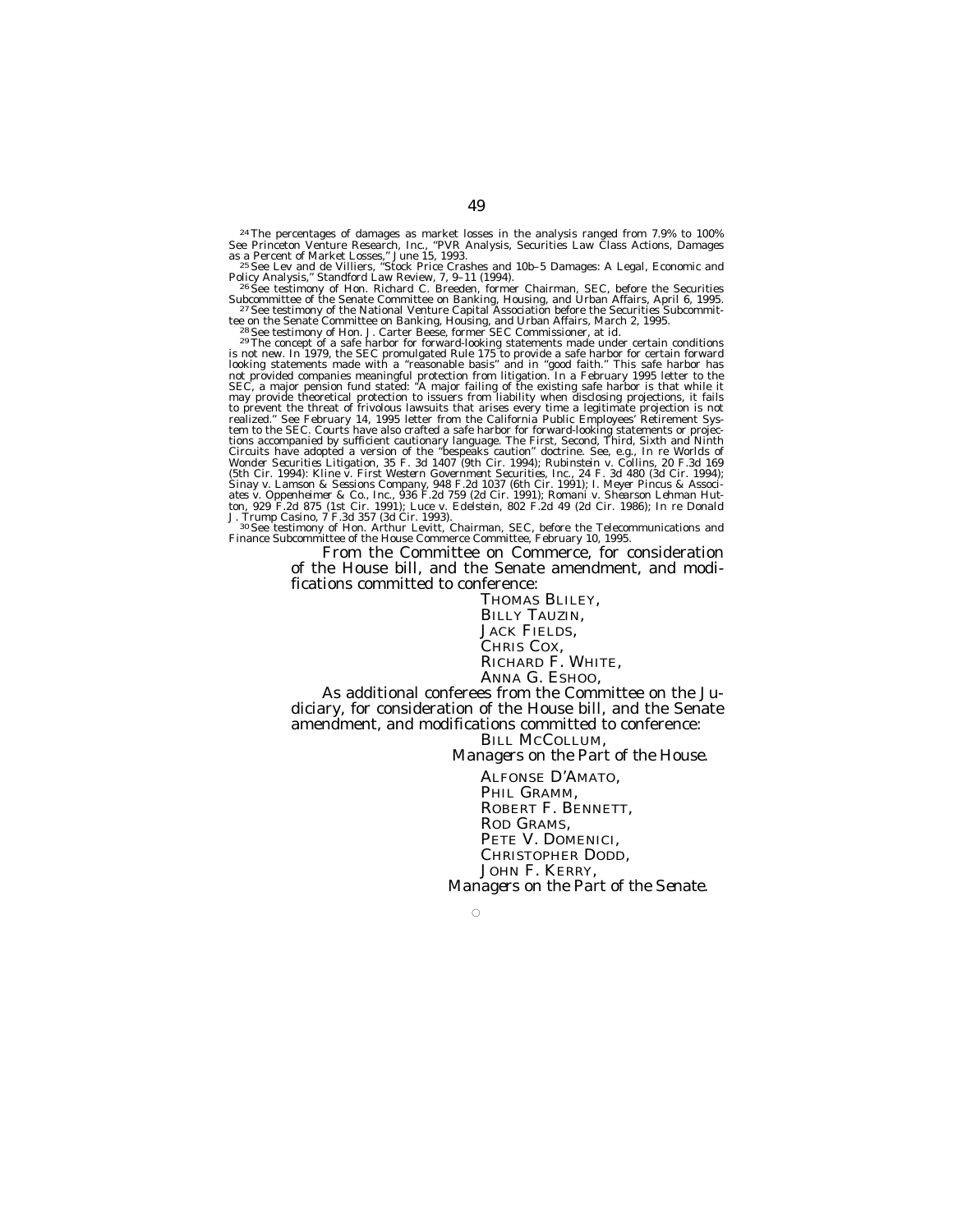[24] The percentages of damages as market losses in the analysis ranged from 7.9% to 100% See Princeton Venture Research, Inc., "PVR Analysis, Securities Law Class Actions, Damages as a Percent of Market Losses," June 15, 1993.

[25] See Lev and de Villiers, "Stock Price Crashes and 10b–5 Damages: A Legal, Economic and Policy Analysis," Standford Law Review, 7, 9–11 (1994).

[26] See testimony of Hon. Richard C. Breeden, former Chairman, SEC, before the Securities Subcommittee of the Senate Committee on Banking, Housing, and Urban Affairs, April 6, 1995.

[27] See testimony of the National Venture Capital Association before the Securities Subcommittee on the Senate Committee on Banking, Housing, and Urban Affairs, March 2, 1995.

[28] See testimony of Hon. J. Carter Beese, former SEC Commissioner, at id.

[29] The concept of a safe harbor for forward-looking statements made under certain conditions is not new. In 1979, the SEC promulgated Rule 175 to provide a safe harbor for certain forward looking statements made with a "reasonable basis" and in "good faith." This safe harbor has not provided companies meaningful protection from litigation. In a February 1995 letter to the SEC, a major pension fund stated: "A major failing of the existing safe harbor is that while it may provide theoretical protection to issuers from liability when disclosing projections, it fails to prevent the threat of frivolous lawsuits that arises every time a legitimate projection is not realized." See February 14, 1995 letter from the California Public Employees' Retirement System to the SEC. Courts have also crafted a safe harbor for forward-looking statements or projections accompanied by sufficient cautionary language. The First, Second, Third, Sixth and Ninth Circuits have adopted a version of the "bespeaks caution" doctrine. See, e.g., *In re Worlds of Wonder Securities Litigation*, 35 F. 3d 1407 (9th Cir. 1994); *Rubinstein v. Collins*, 20 F.3d 169 (5th Cir. 1994): *Kline v. First Western Government Securities, Inc.*, 24 F. 3d 480 (3d Cir. 1994); *Sinay v. Lamson & Sessions Company*, 948 F.2d 1037 (6th Cir. 1991); *I. Meyer Pincus & Associates v. Oppenheimer & Co., Inc.*, 936 F.2d 759 (2d Cir. 1991); *Romani v. Shearson Lehman Hutton*, 929 F.2d 875 (1st Cir. 1991); *Luce v. Edelstein*, 802 F.2d 49 (2d Cir. 1986); *In re Donald J. Trump Casino*, 7 F.3d 357 (3d Cir. 1993).

[30] See testimony of Hon. Arthur Levitt, Chairman, SEC, before the Telecommunications and Finance Subcommittee of the House Commerce Committee, February 10, 1995.

From the Committee on Commerce, for consideration of the House bill, and the Senate amendment, and modifications committed to conference:

THOMAS BLILEY,
BILLY TAUZIN,
JACK FIELDS,
CHRIS COX,
RICHARD F. WHITE,
ANNA G. ESHOO,

As additional conferees from the Committee on the Judiciary, for consideration of the House bill, and the Senate amendment, and modifications committed to conference:

BILL MCCOLLUM,

*Managers on the Part of the House.*

ALFONSE D'AMATO,
PHIL GRAMM,
ROBERT F. BENNETT,
ROD GRAMS,
PETE V. DOMENICI,
CHRISTOPHER DODD,
JOHN F. KERRY,

*Managers on the Part of the Senate.*